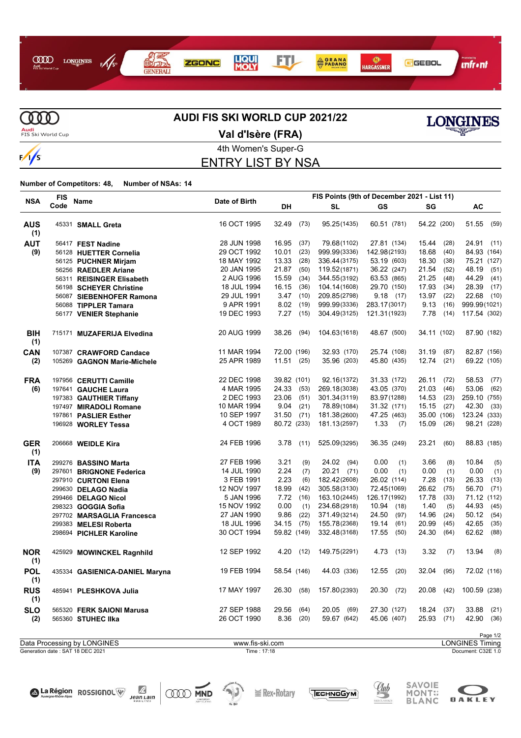# AUDI FIS SKI WORLD CUP 2021/22

## Val d'Isère (FRA)

4th Women's Super-G

## ENTRY LIST BY NSA

**Number of Competitors: 48, Number of NSAs: 14**

| NSA | FIS Code | Name | Date of Birth | FIS Points (9th of December 2021 - List 11) | | | | |
|---|---|---|---|---|---|---|---|---|
| | | | | DH | SL | GS | SG | AC |
| **AUS (1)** | 45331 | **SMALL Greta** | 16 OCT 1995 | 32.49 (73) | 95.25 (1435) | 60.51 (781) | 54.22 (200) | 51.55 (59) |
| **AUT (9)** | 56417 | **FEST Nadine** | 28 JUN 1998 | 16.95 (37) | 79.68 (1102) | 27.81 (134) | 15.44 (28) | 24.91 (11) |
| | 56128 | **HUETTER Cornelia** | 29 OCT 1992 | 10.01 (23) | 999.99 (3336) | 142.98 (2193) | 18.68 (40) | 84.93 (164) |
| | 56125 | **PUCHNER Mirjam** | 18 MAY 1992 | 13.33 (28) | 336.44 (3175) | 53.19 (603) | 18.30 (38) | 75.21 (127) |
| | 56256 | **RAEDLER Ariane** | 20 JAN 1995 | 21.87 (50) | 119.52 (1871) | 36.22 (247) | 21.54 (52) | 48.19 (51) |
| | 56311 | **REISINGER Elisabeth** | 2 AUG 1996 | 15.59 (34) | 344.55 (3192) | 63.53 (865) | 21.25 (48) | 44.29 (41) |
| | 56198 | **SCHEYER Christine** | 18 JUL 1994 | 16.15 (36) | 104.14 (1608) | 29.70 (150) | 17.93 (34) | 28.39 (17) |
| | 56087 | **SIEBENHOFER Ramona** | 29 JUL 1991 | 3.47 (10) | 209.85 (2798) | 9.18 (17) | 13.97 (22) | 22.68 (10) |
| | 56088 | **TIPPLER Tamara** | 9 APR 1991 | 8.02 (19) | 999.99 (3336) | 283.17 (3017) | 9.13 (16) | 999.99 (1021) |
| | 56177 | **VENIER Stephanie** | 19 DEC 1993 | 7.27 (15) | 304.49 (3125) | 121.31 (1923) | 7.78 (14) | 117.54 (302) |
| **BIH (1)** | 715171 | **MUZAFERIJA Elvedina** | 20 AUG 1999 | 38.26 (94) | 104.63 (1618) | 48.67 (500) | 34.11 (102) | 87.90 (182) |
| **CAN (2)** | 107387 | **CRAWFORD Candace** | 11 MAR 1994 | 72.00 (196) | 32.93 (170) | 25.74 (108) | 31.19 (87) | 82.87 (156) |
| | 105269 | **GAGNON Marie-Michele** | 25 APR 1989 | 11.51 (25) | 35.96 (203) | 45.80 (435) | 12.74 (21) | 69.22 (105) |
| **FRA (6)** | 197956 | **CERUTTI Camille** | 22 DEC 1998 | 39.82 (101) | 92.16 (1372) | 31.33 (172) | 26.11 (72) | 58.53 (77) |
| | 197641 | **GAUCHE Laura** | 4 MAR 1995 | 24.33 (53) | 269.18 (3038) | 43.05 (370) | 21.03 (46) | 53.06 (62) |
| | 197383 | **GAUTHIER Tiffany** | 2 DEC 1993 | 23.06 (51) | 301.34 (3119) | 83.97 (1288) | 14.53 (23) | 259.10 (755) |
| | 197497 | **MIRADOLI Romane** | 10 MAR 1994 | 9.04 (21) | 78.89 (1084) | 31.32 (171) | 15.15 (27) | 42.30 (33) |
| | 197861 | **PASLIER Esther** | 10 SEP 1997 | 31.50 (71) | 181.38 (2600) | 47.25 (463) | 35.00 (106) | 123.24 (333) |
| | 196928 | **WORLEY Tessa** | 4 OCT 1989 | 80.72 (233) | 181.13 (2597) | 1.33 (7) | 15.09 (26) | 98.21 (228) |
| **GER (1)** | 206668 | **WEIDLE Kira** | 24 FEB 1996 | 3.78 (11) | 525.09 (3295) | 36.35 (249) | 23.21 (60) | 88.83 (185) |
| **ITA (9)** | 299276 | **BASSINO Marta** | 27 FEB 1996 | 3.21 (9) | 24.02 (94) | 0.00 (1) | 3.66 (8) | 10.84 (5) |
| | 297601 | **BRIGNONE Federica** | 14 JUL 1990 | 2.24 (7) | 20.21 (71) | 0.00 (1) | 0.00 (1) | 0.00 (1) |
| | 297910 | **CURTONI Elena** | 3 FEB 1991 | 2.23 (6) | 182.42 (2608) | 26.02 (114) | 7.28 (13) | 26.33 (13) |
| | 299630 | **DELAGO Nadia** | 12 NOV 1997 | 18.99 (42) | 305.58 (3130) | 72.45 (1069) | 26.62 (75) | 56.70 (71) |
| | 299466 | **DELAGO Nicol** | 5 JAN 1996 | 7.72 (16) | 163.10 (2445) | 126.17 (1992) | 17.78 (33) | 71.12 (112) |
| | 298323 | **GOGGIA Sofia** | 15 NOV 1992 | 0.00 (1) | 234.68 (2918) | 10.94 (18) | 1.40 (5) | 44.93 (45) |
| | 297702 | **MARSAGLIA Francesca** | 27 JAN 1990 | 9.86 (22) | 371.49 (3214) | 24.50 (97) | 14.96 (24) | 50.12 (54) |
| | 299383 | **MELESI Roberta** | 18 JUL 1996 | 34.15 (75) | 155.78 (2368) | 19.14 (61) | 20.99 (45) | 42.65 (35) |
| | 298694 | **PICHLER Karoline** | 30 OCT 1994 | 59.82 (149) | 332.48 (3168) | 17.55 (50) | 24.30 (64) | 62.62 (88) |
| **NOR (1)** | 425929 | **MOWINCKEL Ragnhild** | 12 SEP 1992 | 4.20 (12) | 149.75 (2291) | 4.73 (13) | 3.32 (7) | 13.94 (8) |
| **POL (1)** | 435334 | **GASIENICA-DANIEL Maryna** | 19 FEB 1994 | 58.54 (146) | 44.03 (336) | 12.55 (20) | 32.04 (95) | 72.02 (116) |
| **RUS (1)** | 485941 | **PLESHKOVA Julia** | 17 MAY 1997 | 26.30 (58) | 157.80 (2393) | 20.30 (72) | 20.08 (42) | 100.59 (238) |
| **SLO (2)** | 565320 | **FERK SAIONI Marusa** | 27 SEP 1988 | 29.56 (64) | 20.05 (69) | 27.30 (127) | 18.24 (37) | 33.88 (21) |
| | 565360 | **STUHEC Ilka** | 26 OCT 1990 | 8.36 (20) | 59.67 (642) | 45.06 (407) | 25.93 (71) | 42.90 (36) |

Data Processing by LONGINES — www.fis-ski.com — LONGINES Timing

Generation date : SAT 18 DEC 2021 — Time : 17:18 — Document: C32E 1.0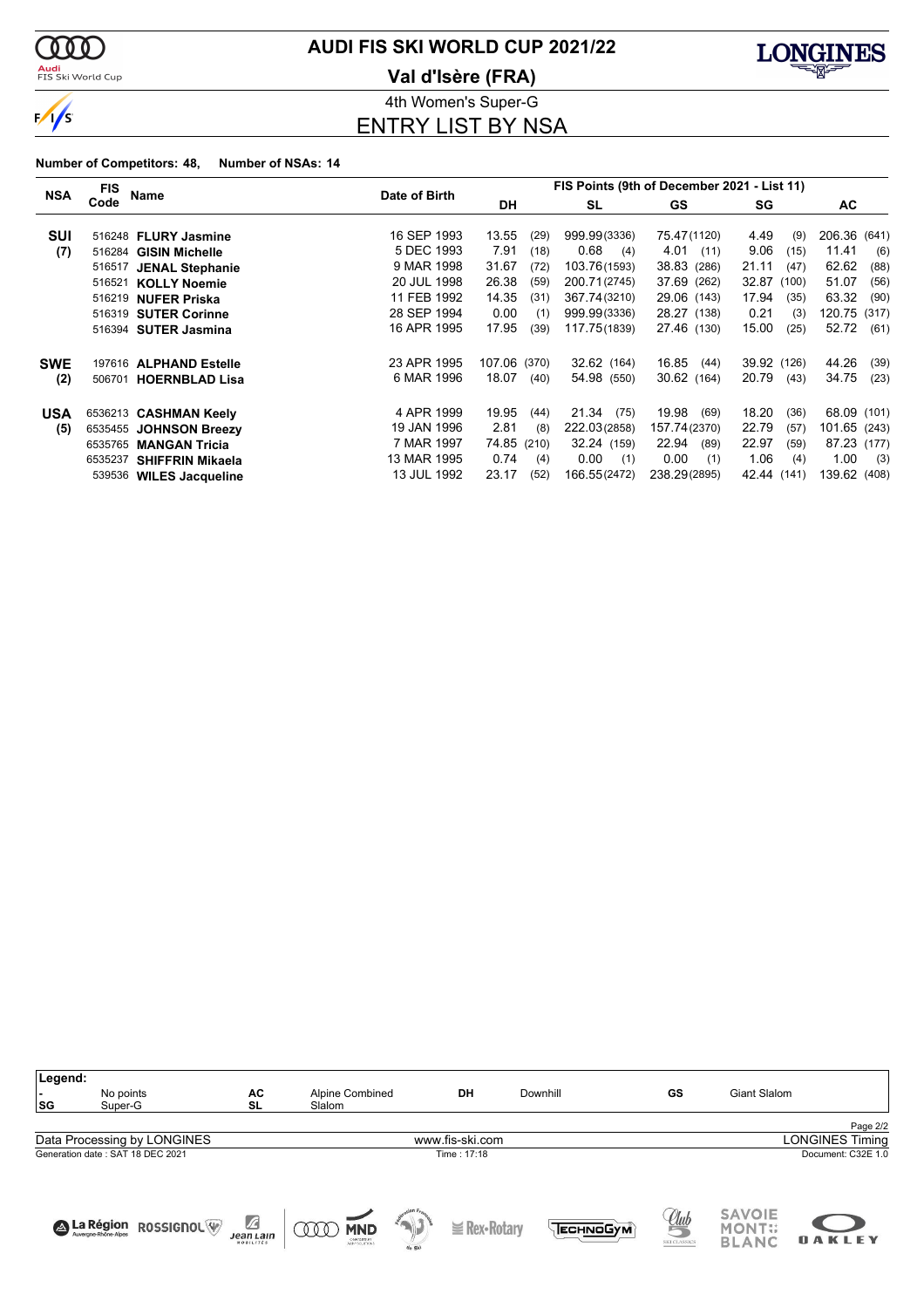# AUDI FIS SKI WORLD CUP 2021/22

## Val d'Isère (FRA)

4th Women's Super-G

## ENTRY LIST BY NSA

**Number of Competitors: 48, Number of NSAs: 14**

| NSA | FIS Code | Name | Date of Birth | FIS Points (9th of December 2021 - List 11) DH | SL | GS | SG | AC |
|---|---|---|---|---|---|---|---|---|
| **SUI** | 516248 | **FLURY Jasmine** | 16 SEP 1993 | 13.55 (29) | 999.99 (3336) | 75.47 (1120) | 4.49 (9) | 206.36 (641) |
| **(7)** | 516284 | **GISIN Michelle** | 5 DEC 1993 | 7.91 (18) | 0.68 (4) | 4.01 (11) | 9.06 (15) | 11.41 (6) |
| | 516517 | **JENAL Stephanie** | 9 MAR 1998 | 31.67 (72) | 103.76 (1593) | 38.83 (286) | 21.11 (47) | 62.62 (88) |
| | 516521 | **KOLLY Noemie** | 20 JUL 1998 | 26.38 (59) | 200.71 (2745) | 37.69 (262) | 32.87 (100) | 51.07 (56) |
| | 516219 | **NUFER Priska** | 11 FEB 1992 | 14.35 (31) | 367.74 (3210) | 29.06 (143) | 17.94 (35) | 63.32 (90) |
| | 516319 | **SUTER Corinne** | 28 SEP 1994 | 0.00 (1) | 999.99 (3336) | 28.27 (138) | 0.21 (3) | 120.75 (317) |
| | 516394 | **SUTER Jasmina** | 16 APR 1995 | 17.95 (39) | 117.75 (1839) | 27.46 (130) | 15.00 (25) | 52.72 (61) |
| **SWE** | 197616 | **ALPHAND Estelle** | 23 APR 1995 | 107.06 (370) | 32.62 (164) | 16.85 (44) | 39.92 (126) | 44.26 (39) |
| **(2)** | 506701 | **HOERNBLAD Lisa** | 6 MAR 1996 | 18.07 (40) | 54.98 (550) | 30.62 (164) | 20.79 (43) | 34.75 (23) |
| **USA** | 6536213 | **CASHMAN Keely** | 4 APR 1999 | 19.95 (44) | 21.34 (75) | 19.98 (69) | 18.20 (36) | 68.09 (101) |
| **(5)** | 6535455 | **JOHNSON Breezy** | 19 JAN 1996 | 2.81 (8) | 222.03 (2858) | 157.74 (2370) | 22.79 (57) | 101.65 (243) |
| | 6535765 | **MANGAN Tricia** | 7 MAR 1997 | 74.85 (210) | 32.24 (159) | 22.94 (89) | 22.97 (59) | 87.23 (177) |
| | 6535237 | **SHIFFRIN Mikaela** | 13 MAR 1995 | 0.74 (4) | 0.00 (1) | 0.00 (1) | 1.06 (4) | 1.00 (3) |
| | 539536 | **WILES Jacqueline** | 13 JUL 1992 | 23.17 (52) | 166.55 (2472) | 238.29 (2895) | 42.44 (141) | 139.62 (408) |

**Legend:**

| | | | | | | | |
|---|---|---|---|---|---|---|---|
| - | No points | AC | Alpine Combined | DH | Downhill | GS | Giant Slalom |
| SG | Super-G | SL | Slalom | | | | |

Data Processing by LONGINES — www.fis-ski.com — LONGINES Timing

Generation date : SAT 18 DEC 2021 — Time : 17:18 — Document: C32E 1.0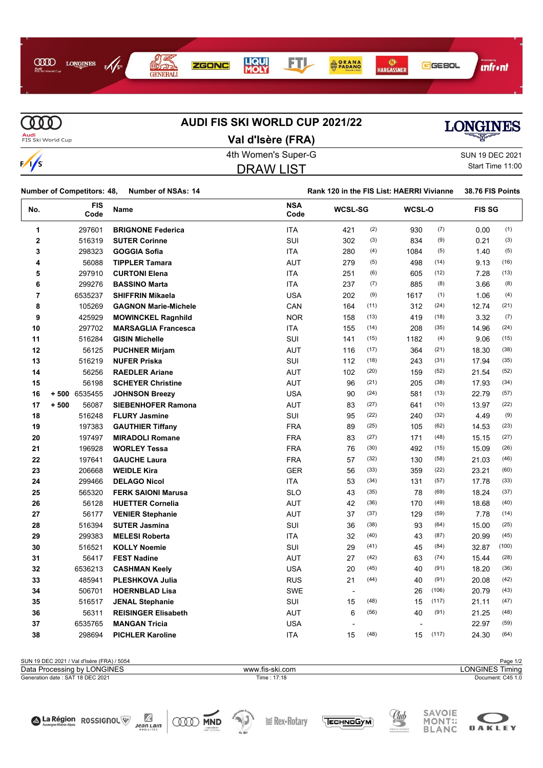# AUDI FIS SKI WORLD CUP 2021/22

## Val d'Isère (FRA)

4th Women's Super-G

SUN 19 DEC 2021

Start Time 11:00

## DRAW LIST

**Number of Competitors: 48, Number of NSAs: 14**

**Rank 120 in the FIS List: HAERRI Vivianne 38.76 FIS Points**

| No. | | FIS Code | Name | NSA Code | WCSL-SG | | WCSL-O | | FIS SG | |
|---|---|---|---|---|---|---|---|---|---|---|
| 1 | | 297601 | **BRIGNONE Federica** | ITA | 421 | (2) | 930 | (7) | 0.00 | (1) |
| 2 | | 516319 | **SUTER Corinne** | SUI | 302 | (3) | 834 | (9) | 0.21 | (3) |
| 3 | | 298323 | **GOGGIA Sofia** | ITA | 280 | (4) | 1084 | (5) | 1.40 | (5) |
| 4 | | 56088 | **TIPPLER Tamara** | AUT | 279 | (5) | 498 | (14) | 9.13 | (16) |
| 5 | | 297910 | **CURTONI Elena** | ITA | 251 | (6) | 605 | (12) | 7.28 | (13) |
| 6 | | 299276 | **BASSINO Marta** | ITA | 237 | (7) | 885 | (8) | 3.66 | (8) |
| 7 | | 6535237 | **SHIFFRIN Mikaela** | USA | 202 | (9) | 1617 | (1) | 1.06 | (4) |
| 8 | | 105269 | **GAGNON Marie-Michele** | CAN | 164 | (11) | 312 | (24) | 12.74 | (21) |
| 9 | | 425929 | **MOWINCKEL Ragnhild** | NOR | 158 | (13) | 419 | (18) | 3.32 | (7) |
| 10 | | 297702 | **MARSAGLIA Francesca** | ITA | 155 | (14) | 208 | (35) | 14.96 | (24) |
| 11 | | 516284 | **GISIN Michelle** | SUI | 141 | (15) | 1182 | (4) | 9.06 | (15) |
| 12 | | 56125 | **PUCHNER Mirjam** | AUT | 116 | (17) | 364 | (21) | 18.30 | (38) |
| 13 | | 516219 | **NUFER Priska** | SUI | 112 | (18) | 243 | (31) | 17.94 | (35) |
| 14 | | 56256 | **RAEDLER Ariane** | AUT | 102 | (20) | 159 | (52) | 21.54 | (52) |
| 15 | | 56198 | **SCHEYER Christine** | AUT | 96 | (21) | 205 | (38) | 17.93 | (34) |
| 16 | + 500 | 6535455 | **JOHNSON Breezy** | USA | 90 | (24) | 581 | (13) | 22.79 | (57) |
| 17 | + 500 | 56087 | **SIEBENHOFER Ramona** | AUT | 83 | (27) | 641 | (10) | 13.97 | (22) |
| 18 | | 516248 | **FLURY Jasmine** | SUI | 95 | (22) | 240 | (32) | 4.49 | (9) |
| 19 | | 197383 | **GAUTHIER Tiffany** | FRA | 89 | (25) | 105 | (62) | 14.53 | (23) |
| 20 | | 197497 | **MIRADOLI Romane** | FRA | 83 | (27) | 171 | (48) | 15.15 | (27) |
| 21 | | 196928 | **WORLEY Tessa** | FRA | 76 | (30) | 492 | (15) | 15.09 | (26) |
| 22 | | 197641 | **GAUCHE Laura** | FRA | 57 | (32) | 130 | (58) | 21.03 | (46) |
| 23 | | 206668 | **WEIDLE Kira** | GER | 56 | (33) | 359 | (22) | 23.21 | (60) |
| 24 | | 299466 | **DELAGO Nicol** | ITA | 53 | (34) | 131 | (57) | 17.78 | (33) |
| 25 | | 565320 | **FERK SAIONI Marusa** | SLO | 43 | (35) | 78 | (69) | 18.24 | (37) |
| 26 | | 56128 | **HUETTER Cornelia** | AUT | 42 | (36) | 170 | (49) | 18.68 | (40) |
| 27 | | 56177 | **VENIER Stephanie** | AUT | 37 | (37) | 129 | (59) | 7.78 | (14) |
| 28 | | 516394 | **SUTER Jasmina** | SUI | 36 | (38) | 93 | (64) | 15.00 | (25) |
| 29 | | 299383 | **MELESI Roberta** | ITA | 32 | (40) | 43 | (87) | 20.99 | (45) |
| 30 | | 516521 | **KOLLY Noemie** | SUI | 29 | (41) | 45 | (84) | 32.87 | (100) |
| 31 | | 56417 | **FEST Nadine** | AUT | 27 | (42) | 63 | (74) | 15.44 | (28) |
| 32 | | 6536213 | **CASHMAN Keely** | USA | 20 | (45) | 40 | (91) | 18.20 | (36) |
| 33 | | 485941 | **PLESHKOVA Julia** | RUS | 21 | (44) | 40 | (91) | 20.08 | (42) |
| 34 | | 506701 | **HOERNBLAD Lisa** | SWE | - | | 26 | (106) | 20.79 | (43) |
| 35 | | 516517 | **JENAL Stephanie** | SUI | 15 | (48) | 15 | (117) | 21.11 | (47) |
| 36 | | 56311 | **REISINGER Elisabeth** | AUT | 6 | (56) | 40 | (91) | 21.25 | (48) |
| 37 | | 6535765 | **MANGAN Tricia** | USA | - | | - | | 22.97 | (59) |
| 38 | | 298694 | **PICHLER Karoline** | ITA | 15 | (48) | 15 | (117) | 24.30 | (64) |

SUN 19 DEC 2021 / Val d'Isère (FRA) / 5054

Data Processing by LONGINES — www.fis-ski.com — LONGINES Timing

Generation date : SAT 18 DEC 2021 — Time : 17:18 — Document: C45 1.0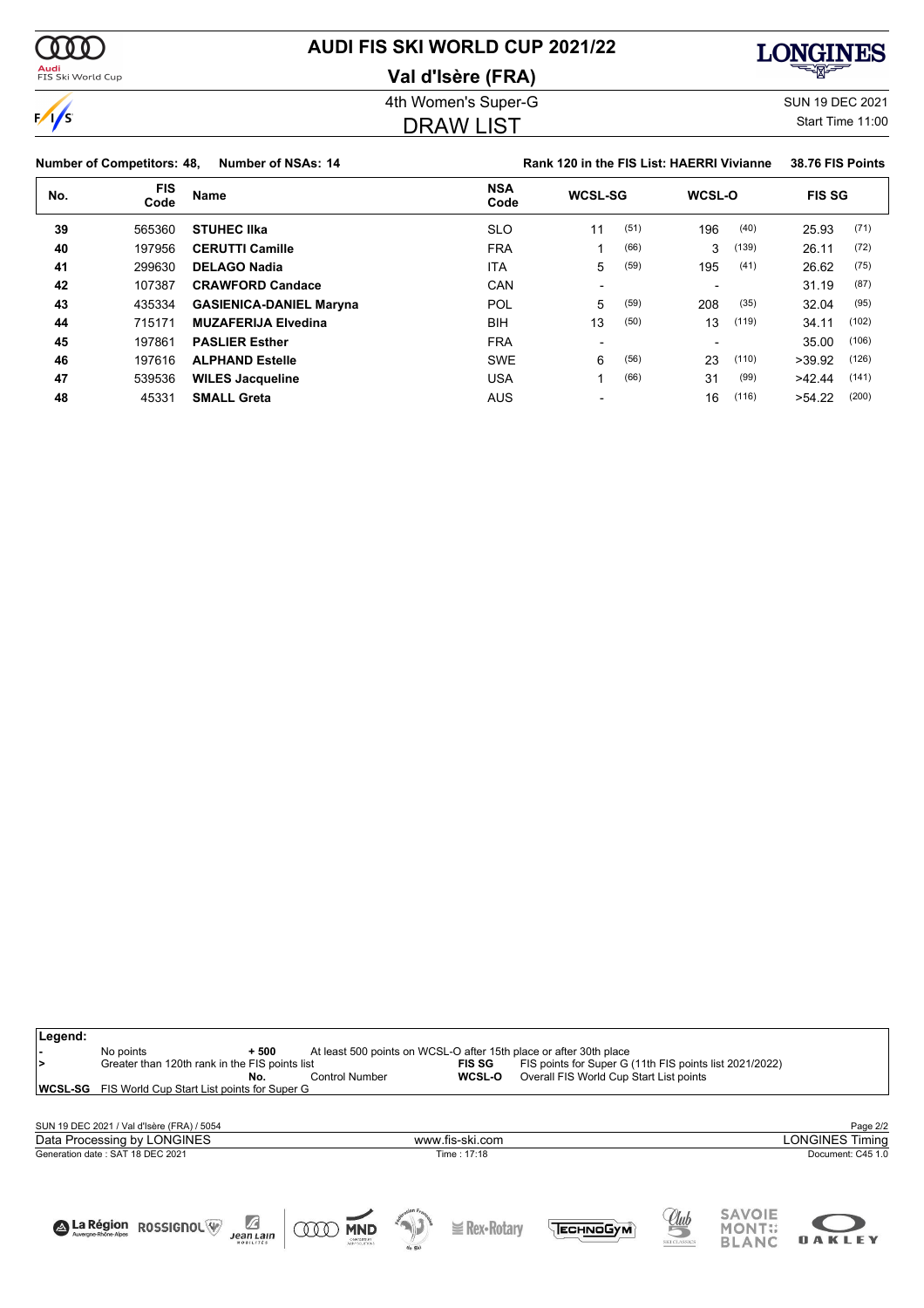# AUDI FIS SKI WORLD CUP 2021/22

## Val d'Isère (FRA)

4th Women's Super-G

SUN 19 DEC 2021

## DRAW LIST

Start Time 11:00

**Number of Competitors: 48, Number of NSAs: 14**

**Rank 120 in the FIS List: HAERRI Vivianne 38.76 FIS Points**

| No. | FIS Code | Name | NSA Code | WCSL-SG | | WCSL-O | | FIS SG | |
|---|---|---|---|---|---|---|---|---|---|
| 39 | 565360 | **STUHEC Ilka** | SLO | 11 | (51) | 196 | (40) | 25.93 | (71) |
| 40 | 197956 | **CERUTTI Camille** | FRA | 1 | (66) | 3 | (139) | 26.11 | (72) |
| 41 | 299630 | **DELAGO Nadia** | ITA | 5 | (59) | 195 | (41) | 26.62 | (75) |
| 42 | 107387 | **CRAWFORD Candace** | CAN | - | | - | | 31.19 | (87) |
| 43 | 435334 | **GASIENICA-DANIEL Maryna** | POL | 5 | (59) | 208 | (35) | 32.04 | (95) |
| 44 | 715171 | **MUZAFERIJA Elvedina** | BIH | 13 | (50) | 13 | (119) | 34.11 | (102) |
| 45 | 197861 | **PASLIER Esther** | FRA | - | | - | | 35.00 | (106) |
| 46 | 197616 | **ALPHAND Estelle** | SWE | 6 | (56) | 23 | (110) | >39.92 | (126) |
| 47 | 539536 | **WILES Jacqueline** | USA | 1 | (66) | 31 | (99) | >42.44 | (141) |
| 48 | 45331 | **SMALL Greta** | AUS | - | | 16 | (116) | >54.22 | (200) |

**Legend:**

| | | | |
|---|---|---|---|
| **-** | No points | **+ 500** | At least 500 points on WCSL-O after 15th place or after 30th place |
| **>** | Greater than 120th rank in the FIS points list | **FIS SG** | FIS points for Super G (11th FIS points list 2021/2022) |
| | | **No.** Control Number | **WCSL-O** Overall FIS World Cup Start List points |
| **WCSL-SG** | FIS World Cup Start List points for Super G | | |

SUN 19 DEC 2021 / Val d'Isère (FRA) / 5054

Data Processing by LONGINES — www.fis-ski.com — LONGINES Timing

Generation date : SAT 18 DEC 2021 — Time : 17:18 — Document: C45 1.0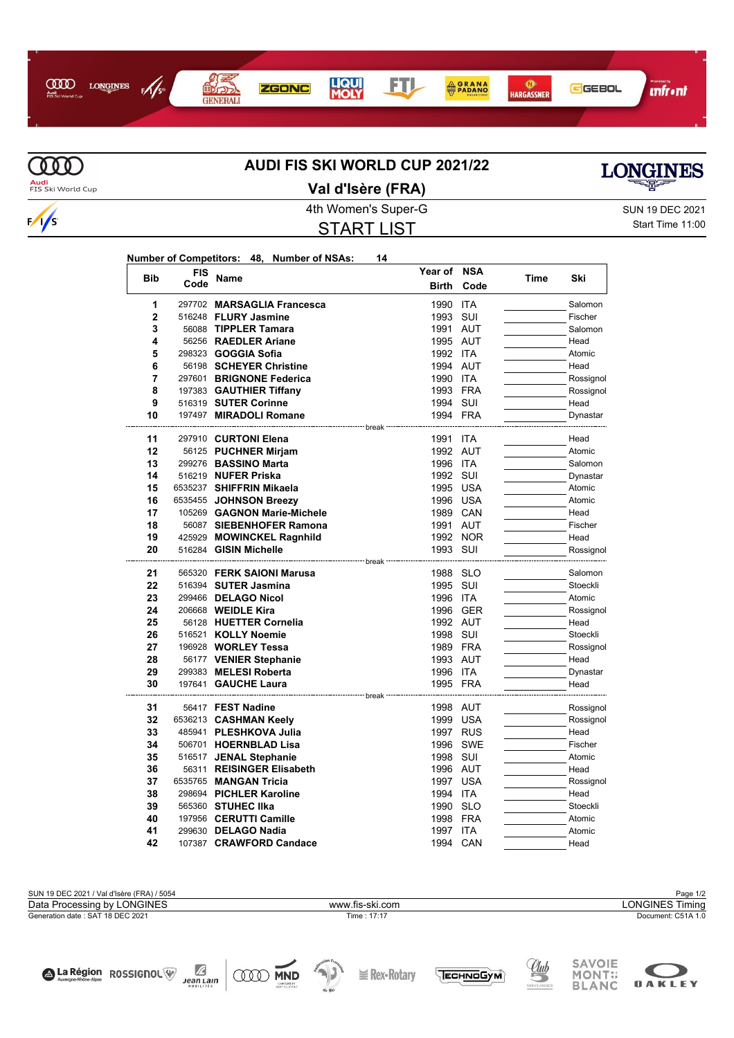# AUDI FIS SKI WORLD CUP 2021/22

## Val d'Isère (FRA)

4th Women's Super-G

SUN 19 DEC 2021

Start Time 11:00

## START LIST

**Number of Competitors: 48, Number of NSAs: 14**

| Bib | FIS Code | Name | Year of Birth | NSA Code | Time | Ski |
|---|---|---|---|---|---|---|
| 1 | 297702 | **MARSAGLIA Francesca** | 1990 | ITA | | Salomon |
| 2 | 516248 | **FLURY Jasmine** | 1993 | SUI | | Fischer |
| 3 | 56088 | **TIPPLER Tamara** | 1991 | AUT | | Salomon |
| 4 | 56256 | **RAEDLER Ariane** | 1995 | AUT | | Head |
| 5 | 298323 | **GOGGIA Sofia** | 1992 | ITA | | Atomic |
| 6 | 56198 | **SCHEYER Christine** | 1994 | AUT | | Head |
| 7 | 297601 | **BRIGNONE Federica** | 1990 | ITA | | Rossignol |
| 8 | 197383 | **GAUTHIER Tiffany** | 1993 | FRA | | Rossignol |
| 9 | 516319 | **SUTER Corinne** | 1994 | SUI | | Head |
| 10 | 197497 | **MIRADOLI Romane** | 1994 | FRA | | Dynastar |
| | | break | | | | |
| 11 | 297910 | **CURTONI Elena** | 1991 | ITA | | Head |
| 12 | 56125 | **PUCHNER Mirjam** | 1992 | AUT | | Atomic |
| 13 | 299276 | **BASSINO Marta** | 1996 | ITA | | Salomon |
| 14 | 516219 | **NUFER Priska** | 1992 | SUI | | Dynastar |
| 15 | 6535237 | **SHIFFRIN Mikaela** | 1995 | USA | | Atomic |
| 16 | 6535455 | **JOHNSON Breezy** | 1996 | USA | | Atomic |
| 17 | 105269 | **GAGNON Marie-Michele** | 1989 | CAN | | Head |
| 18 | 56087 | **SIEBENHOFER Ramona** | 1991 | AUT | | Fischer |
| 19 | 425929 | **MOWINCKEL Ragnhild** | 1992 | NOR | | Head |
| 20 | 516284 | **GISIN Michelle** | 1993 | SUI | | Rossignol |
| | | break | | | | |
| 21 | 565320 | **FERK SAIONI Marusa** | 1988 | SLO | | Salomon |
| 22 | 516394 | **SUTER Jasmina** | 1995 | SUI | | Stoeckli |
| 23 | 299466 | **DELAGO Nicol** | 1996 | ITA | | Atomic |
| 24 | 206668 | **WEIDLE Kira** | 1996 | GER | | Rossignol |
| 25 | 56128 | **HUETTER Cornelia** | 1992 | AUT | | Head |
| 26 | 516521 | **KOLLY Noemie** | 1998 | SUI | | Stoeckli |
| 27 | 196928 | **WORLEY Tessa** | 1989 | FRA | | Rossignol |
| 28 | 56177 | **VENIER Stephanie** | 1993 | AUT | | Head |
| 29 | 299383 | **MELESI Roberta** | 1996 | ITA | | Dynastar |
| 30 | 197641 | **GAUCHE Laura** | 1995 | FRA | | Head |
| | | break | | | | |
| 31 | 56417 | **FEST Nadine** | 1998 | AUT | | Rossignol |
| 32 | 6536213 | **CASHMAN Keely** | 1999 | USA | | Rossignol |
| 33 | 485941 | **PLESHKOVA Julia** | 1997 | RUS | | Head |
| 34 | 506701 | **HOERNBLAD Lisa** | 1996 | SWE | | Fischer |
| 35 | 516517 | **JENAL Stephanie** | 1998 | SUI | | Atomic |
| 36 | 56311 | **REISINGER Elisabeth** | 1996 | AUT | | Head |
| 37 | 6535765 | **MANGAN Tricia** | 1997 | USA | | Rossignol |
| 38 | 298694 | **PICHLER Karoline** | 1994 | ITA | | Head |
| 39 | 565360 | **STUHEC Ilka** | 1990 | SLO | | Stoeckli |
| 40 | 197956 | **CERUTTI Camille** | 1998 | FRA | | Atomic |
| 41 | 299630 | **DELAGO Nadia** | 1997 | ITA | | Atomic |
| 42 | 107387 | **CRAWFORD Candace** | 1994 | CAN | | Head |

SUN 19 DEC 2021 / Val d'Isère (FRA) / 5054

Data Processing by LONGINES — www.fis-ski.com — LONGINES Timing

Generation date : SAT 18 DEC 2021 — Time : 17:17 — Document: C51A 1.0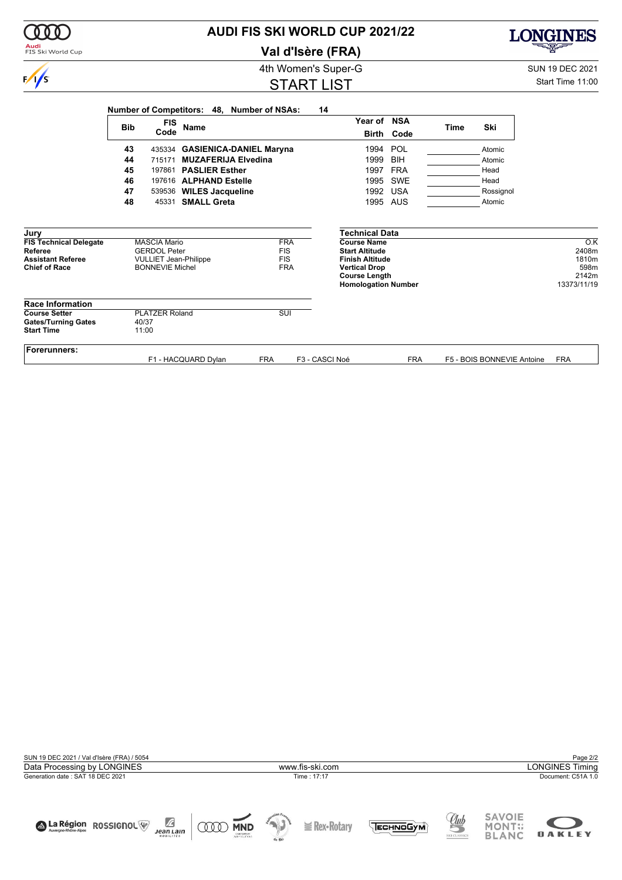# AUDI FIS SKI WORLD CUP 2021/22

## Val d'Isère (FRA)

4th Women's Super-G

SUN 19 DEC 2021

Start Time 11:00

## START LIST

**Number of Competitors: 48, Number of NSAs: 14**

| Bib | FIS Code | Name | Year of Birth | NSA Code | Time | Ski |
|---|---|---|---|---|---|---|
| 43 | 435334 | **GASIENICA-DANIEL Maryna** | 1994 | POL | | Atomic |
| 44 | 715171 | **MUZAFERIJA Elvedina** | 1999 | BIH | | Atomic |
| 45 | 197861 | **PASLIER Esther** | 1997 | FRA | | Head |
| 46 | 197616 | **ALPHAND Estelle** | 1995 | SWE | | Head |
| 47 | 539536 | **WILES Jacqueline** | 1992 | USA | | Rossignol |
| 48 | 45331 | **SMALL Greta** | 1995 | AUS | | Atomic |

### Jury

| | | |
|---|---|---|
| **FIS Technical Delegate** | MASCIA Mario | FRA |
| **Referee** | GERDOL Peter | FIS |
| **Assistant Referee** | VULLIET Jean-Philippe | FIS |
| **Chief of Race** | BONNEVIE Michel | FRA |

### Technical Data

| | |
|---|---|
| **Course Name** | O.K |
| **Start Altitude** | 2408m |
| **Finish Altitude** | 1810m |
| **Vertical Drop** | 598m |
| **Course Length** | 2142m |
| **Homologation Number** | 13373/11/19 |

### Race Information

| | | |
|---|---|---|
| **Course Setter** | PLATZER Roland | SUI |
| **Gates/Turning Gates** | 40/37 | |
| **Start Time** | 11:00 | |

### Forerunners:

| | | | | | |
|---|---|---|---|---|---|
| F1 - HACQUARD Dylan | FRA | F3 - CASCI Noé | FRA | F5 - BOIS BONNEVIE Antoine | FRA |

SUN 19 DEC 2021 / Val d'Isère (FRA) / 5054

Data Processing by LONGINES — www.fis-ski.com — LONGINES Timing

Generation date : SAT 18 DEC 2021 — Time : 17:17 — Document: C51A 1.0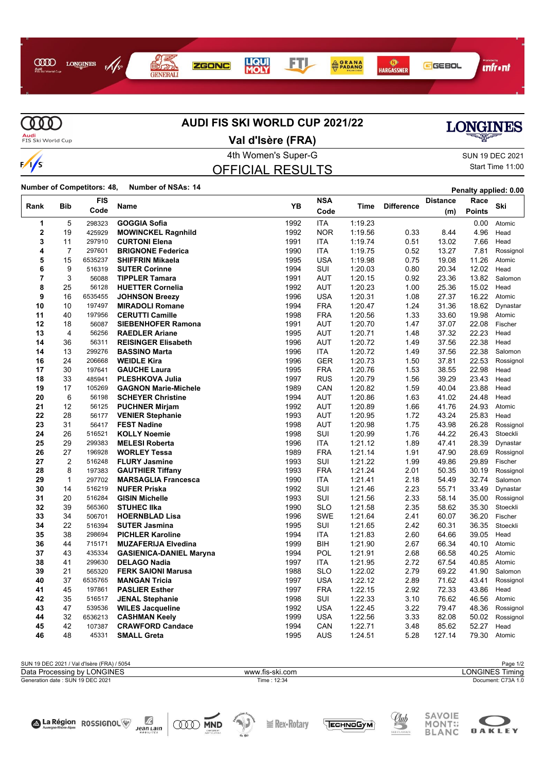# AUDI FIS SKI WORLD CUP 2021/22

## Val d'Isère (FRA)

4th Women's Super-G

SUN 19 DEC 2021

Start Time 11:00

## OFFICIAL RESULTS

**Number of Competitors: 48, Number of NSAs: 14**

**Penalty applied: 0.00**

| Rank | Bib | FIS Code | Name | YB | NSA Code | Time | Difference | Distance (m) | Race Points | Ski |
|---|---|---|---|---|---|---|---|---|---|---|
| 1 | 5 | 298323 | **GOGGIA Sofia** | 1992 | ITA | 1:19.23 | | | 0.00 | Atomic |
| 2 | 19 | 425929 | **MOWINCKEL Ragnhild** | 1992 | NOR | 1:19.56 | 0.33 | 8.44 | 4.96 | Head |
| 3 | 11 | 297910 | **CURTONI Elena** | 1991 | ITA | 1:19.74 | 0.51 | 13.02 | 7.66 | Head |
| 4 | 7 | 297601 | **BRIGNONE Federica** | 1990 | ITA | 1:19.75 | 0.52 | 13.27 | 7.81 | Rossignol |
| 5 | 15 | 6535237 | **SHIFFRIN Mikaela** | 1995 | USA | 1:19.98 | 0.75 | 19.08 | 11.26 | Atomic |
| 6 | 9 | 516319 | **SUTER Corinne** | 1994 | SUI | 1:20.03 | 0.80 | 20.34 | 12.02 | Head |
| 7 | 3 | 56088 | **TIPPLER Tamara** | 1991 | AUT | 1:20.15 | 0.92 | 23.36 | 13.82 | Salomon |
| 8 | 25 | 56128 | **HUETTER Cornelia** | 1992 | AUT | 1:20.23 | 1.00 | 25.36 | 15.02 | Head |
| 9 | 16 | 6535455 | **JOHNSON Breezy** | 1996 | USA | 1:20.31 | 1.08 | 27.37 | 16.22 | Atomic |
| 10 | 10 | 197497 | **MIRADOLI Romane** | 1994 | FRA | 1:20.47 | 1.24 | 31.36 | 18.62 | Dynastar |
| 11 | 40 | 197956 | **CERUTTI Camille** | 1998 | FRA | 1:20.56 | 1.33 | 33.60 | 19.98 | Atomic |
| 12 | 18 | 56087 | **SIEBENHOFER Ramona** | 1991 | AUT | 1:20.70 | 1.47 | 37.07 | 22.08 | Fischer |
| 13 | 4 | 56256 | **RAEDLER Ariane** | 1995 | AUT | 1:20.71 | 1.48 | 37.32 | 22.23 | Head |
| 14 | 36 | 56311 | **REISINGER Elisabeth** | 1996 | AUT | 1:20.72 | 1.49 | 37.56 | 22.38 | Head |
| 14 | 13 | 299276 | **BASSINO Marta** | 1996 | ITA | 1:20.72 | 1.49 | 37.56 | 22.38 | Salomon |
| 16 | 24 | 206668 | **WEIDLE Kira** | 1996 | GER | 1:20.73 | 1.50 | 37.81 | 22.53 | Rossignol |
| 17 | 30 | 197641 | **GAUCHE Laura** | 1995 | FRA | 1:20.76 | 1.53 | 38.55 | 22.98 | Head |
| 18 | 33 | 485941 | **PLESHKOVA Julia** | 1997 | RUS | 1:20.79 | 1.56 | 39.29 | 23.43 | Head |
| 19 | 17 | 105269 | **GAGNON Marie-Michele** | 1989 | CAN | 1:20.82 | 1.59 | 40.04 | 23.88 | Head |
| 20 | 6 | 56198 | **SCHEYER Christine** | 1994 | AUT | 1:20.86 | 1.63 | 41.02 | 24.48 | Head |
| 21 | 12 | 56125 | **PUCHNER Mirjam** | 1992 | AUT | 1:20.89 | 1.66 | 41.76 | 24.93 | Atomic |
| 22 | 28 | 56177 | **VENIER Stephanie** | 1993 | AUT | 1:20.95 | 1.72 | 43.24 | 25.83 | Head |
| 23 | 31 | 56417 | **FEST Nadine** | 1998 | AUT | 1:20.98 | 1.75 | 43.98 | 26.28 | Rossignol |
| 24 | 26 | 516521 | **KOLLY Noemie** | 1998 | SUI | 1:20.99 | 1.76 | 44.22 | 26.43 | Stoeckli |
| 25 | 29 | 299383 | **MELESI Roberta** | 1996 | ITA | 1:21.12 | 1.89 | 47.41 | 28.39 | Dynastar |
| 26 | 27 | 196928 | **WORLEY Tessa** | 1989 | FRA | 1:21.14 | 1.91 | 47.90 | 28.69 | Rossignol |
| 27 | 2 | 516248 | **FLURY Jasmine** | 1993 | SUI | 1:21.22 | 1.99 | 49.86 | 29.89 | Fischer |
| 28 | 8 | 197383 | **GAUTHIER Tiffany** | 1993 | FRA | 1:21.24 | 2.01 | 50.35 | 30.19 | Rossignol |
| 29 | 1 | 297702 | **MARSAGLIA Francesca** | 1990 | ITA | 1:21.41 | 2.18 | 54.49 | 32.74 | Salomon |
| 30 | 14 | 516219 | **NUFER Priska** | 1992 | SUI | 1:21.46 | 2.23 | 55.71 | 33.49 | Dynastar |
| 31 | 20 | 516284 | **GISIN Michelle** | 1993 | SUI | 1:21.56 | 2.33 | 58.14 | 35.00 | Rossignol |
| 32 | 39 | 565360 | **STUHEC Ilka** | 1990 | SLO | 1:21.58 | 2.35 | 58.62 | 35.30 | Stoeckli |
| 33 | 34 | 506701 | **HOERNBLAD Lisa** | 1996 | SWE | 1:21.64 | 2.41 | 60.07 | 36.20 | Fischer |
| 34 | 22 | 516394 | **SUTER Jasmina** | 1995 | SUI | 1:21.65 | 2.42 | 60.31 | 36.35 | Stoeckli |
| 35 | 38 | 298694 | **PICHLER Karoline** | 1994 | ITA | 1:21.83 | 2.60 | 64.66 | 39.05 | Head |
| 36 | 44 | 715171 | **MUZAFERIJA Elvedina** | 1999 | BIH | 1:21.90 | 2.67 | 66.34 | 40.10 | Atomic |
| 37 | 43 | 435334 | **GASIENICA-DANIEL Maryna** | 1994 | POL | 1:21.91 | 2.68 | 66.58 | 40.25 | Atomic |
| 38 | 41 | 299630 | **DELAGO Nadia** | 1997 | ITA | 1:21.95 | 2.72 | 67.54 | 40.85 | Atomic |
| 39 | 21 | 565320 | **FERK SAIONI Marusa** | 1988 | SLO | 1:22.02 | 2.79 | 69.22 | 41.90 | Salomon |
| 40 | 37 | 6535765 | **MANGAN Tricia** | 1997 | USA | 1:22.12 | 2.89 | 71.62 | 43.41 | Rossignol |
| 41 | 45 | 197861 | **PASLIER Esther** | 1997 | FRA | 1:22.15 | 2.92 | 72.33 | 43.86 | Head |
| 42 | 35 | 516517 | **JENAL Stephanie** | 1998 | SUI | 1:22.33 | 3.10 | 76.62 | 46.56 | Atomic |
| 43 | 47 | 539536 | **WILES Jacqueline** | 1992 | USA | 1:22.45 | 3.22 | 79.47 | 48.36 | Rossignol |
| 44 | 32 | 6536213 | **CASHMAN Keely** | 1999 | USA | 1:22.56 | 3.33 | 82.08 | 50.02 | Rossignol |
| 45 | 42 | 107387 | **CRAWFORD Candace** | 1994 | CAN | 1:22.71 | 3.48 | 85.62 | 52.27 | Head |
| 46 | 48 | 45331 | **SMALL Greta** | 1995 | AUS | 1:24.51 | 5.28 | 127.14 | 79.30 | Atomic |

SUN 19 DEC 2021 / Val d'Isère (FRA) / 5054

Data Processing by LONGINES | www.fis-ski.com | LONGINES Timing

Generation date : SUN 19 DEC 2021 | Time : 12:34 | Document: C73A 1.0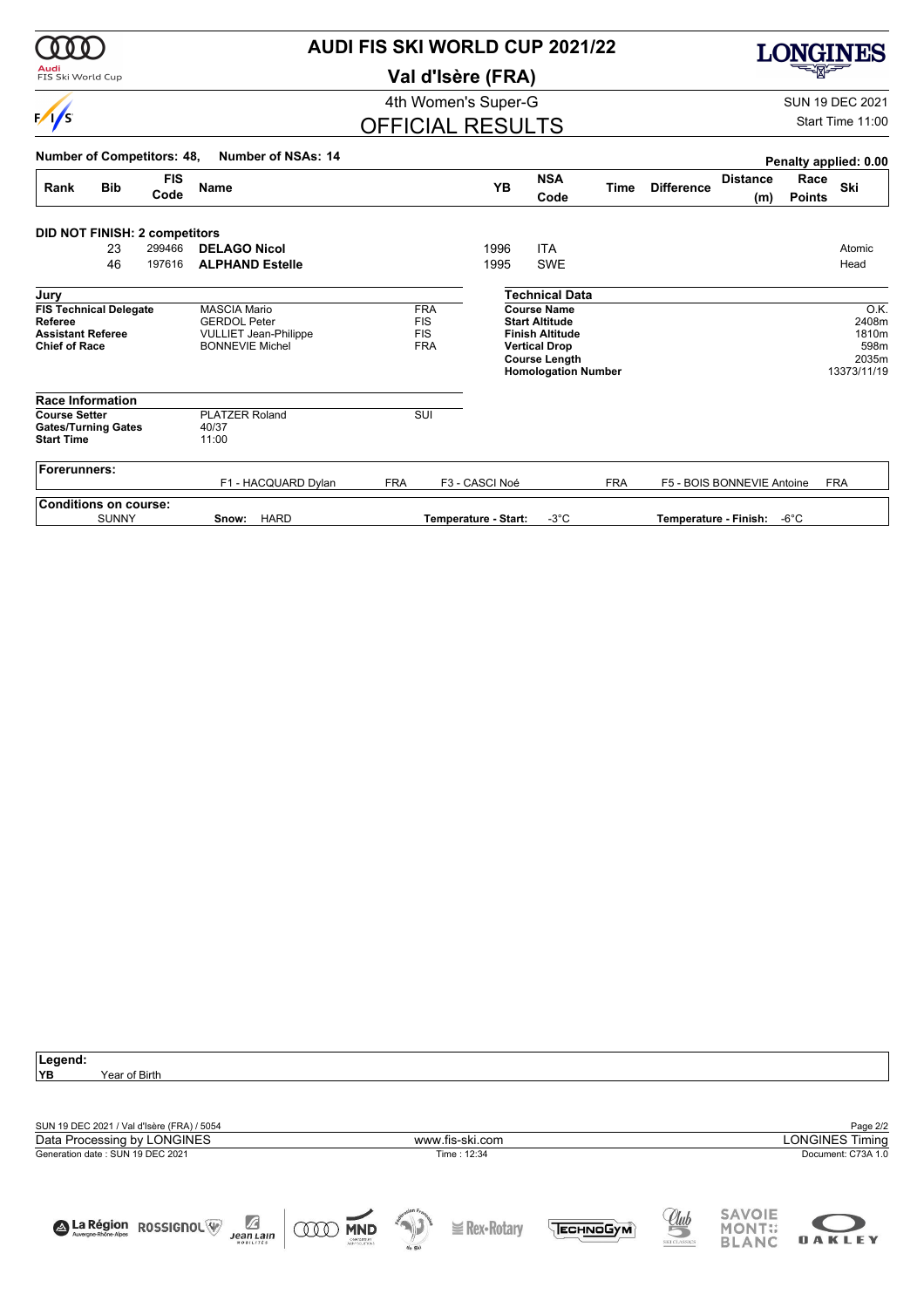# AUDI FIS SKI WORLD CUP 2021/22

## Val d'Isère (FRA)

4th Women's Super-G

# OFFICIAL RESULTS

SUN 19 DEC 2021

Start Time 11:00

**Number of Competitors: 48, Number of NSAs: 14**

**Penalty applied: 0.00**

| Rank | Bib | FIS Code | Name | YB | NSA Code | Time | Difference | Distance (m) | Race Points | Ski |
|---|---|---|---|---|---|---|---|---|---|---|
| **DID NOT FINISH: 2 competitors** | | | | | | | | | | |
| | 23 | 299466 | **DELAGO Nicol** | 1996 | ITA | | | | | Atomic |
| | 46 | 197616 | **ALPHAND Estelle** | 1995 | SWE | | | | | Head |

### Jury

| | | |
|---|---|---|
| **FIS Technical Delegate** | MASCIA Mario | FRA |
| **Referee** | GERDOL Peter | FIS |
| **Assistant Referee** | VULLIET Jean-Philippe | FIS |
| **Chief of Race** | BONNEVIE Michel | FRA |

### Technical Data

| | |
|---|---|
| **Course Name** | O.K. |
| **Start Altitude** | 2408m |
| **Finish Altitude** | 1810m |
| **Vertical Drop** | 598m |
| **Course Length** | 2035m |
| **Homologation Number** | 13373/11/19 |

### Race Information

| | | |
|---|---|---|
| **Course Setter** | PLATZER Roland | SUI |
| **Gates/Turning Gates** | 40/37 | |
| **Start Time** | 11:00 | |

### Forerunners:

| | | | | | |
|---|---|---|---|---|---|
| F1 - HACQUARD Dylan | FRA | F3 - CASCI Noé | FRA | F5 - BOIS BONNEVIE Antoine | FRA |

### Conditions on course:

SUNNY **Snow:** HARD **Temperature - Start:** -3°C **Temperature - Finish:** -6°C

**Legend:**

**YB** Year of Birth

SUN 19 DEC 2021 / Val d'Isère (FRA) / 5054

Data Processing by LONGINES | www.fis-ski.com | LONGINES Timing

Generation date : SUN 19 DEC 2021 | Time : 12:34 | Document: C73A 1.0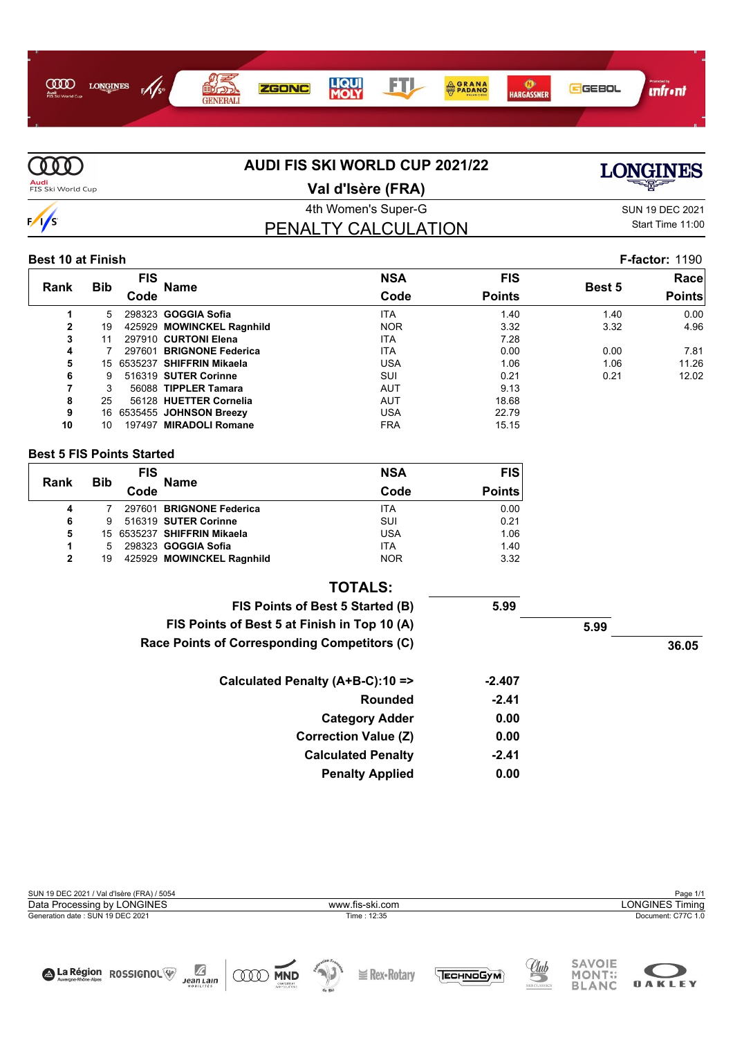# AUDI FIS SKI WORLD CUP 2021/22

## Val d'Isère (FRA)

4th Women's Super-G

SUN 19 DEC 2021

Start Time 11:00

## PENALTY CALCULATION

**Best 10 at Finish** — **F-factor:** 1190

| Rank | Bib | FIS Code | Name | NSA Code | FIS Points | Best 5 | Race Points |
|---|---|---|---|---|---|---|---|
| 1 | 5 | 298323 | **GOGGIA Sofia** | ITA | 1.40 | 1.40 | 0.00 |
| 2 | 19 | 425929 | **MOWINCKEL Ragnhild** | NOR | 3.32 | 3.32 | 4.96 |
| 3 | 11 | 297910 | **CURTONI Elena** | ITA | 7.28 | | |
| 4 | 7 | 297601 | **BRIGNONE Federica** | ITA | 0.00 | 0.00 | 7.81 |
| 5 | 15 | 6535237 | **SHIFFRIN Mikaela** | USA | 1.06 | 1.06 | 11.26 |
| 6 | 9 | 516319 | **SUTER Corinne** | SUI | 0.21 | 0.21 | 12.02 |
| 7 | 3 | 56088 | **TIPPLER Tamara** | AUT | 9.13 | | |
| 8 | 25 | 56128 | **HUETTER Cornelia** | AUT | 18.68 | | |
| 9 | 16 | 6535455 | **JOHNSON Breezy** | USA | 22.79 | | |
| 10 | 10 | 197497 | **MIRADOLI Romane** | FRA | 15.15 | | |

**Best 5 FIS Points Started**

| Rank | Bib | FIS Code | Name | NSA Code | FIS Points |
|---|---|---|---|---|---|
| 4 | 7 | 297601 | **BRIGNONE Federica** | ITA | 0.00 |
| 6 | 9 | 516319 | **SUTER Corinne** | SUI | 0.21 |
| 5 | 15 | 6535237 | **SHIFFRIN Mikaela** | USA | 1.06 |
| 1 | 5 | 298323 | **GOGGIA Sofia** | ITA | 1.40 |
| 2 | 19 | 425929 | **MOWINCKEL Ragnhild** | NOR | 3.32 |

**TOTALS:**

| | |
|---|---|
| **FIS Points of Best 5 Started (B)** | **5.99** |
| **FIS Points of Best 5 at Finish in Top 10 (A)** | **5.99** |
| **Race Points of Corresponding Competitors (C)** | **36.05** |
| **Calculated Penalty (A+B-C):10 =>** | **-2.407** |
| **Rounded** | **-2.41** |
| **Category Adder** | **0.00** |
| **Correction Value (Z)** | **0.00** |
| **Calculated Penalty** | **-2.41** |
| **Penalty Applied** | **0.00** |

SUN 19 DEC 2021 / Val d'Isère (FRA) / 5054

Data Processing by LONGINES — www.fis-ski.com — LONGINES Timing

Generation date : SUN 19 DEC 2021 — Time : 12:35 — Document: C77C 1.0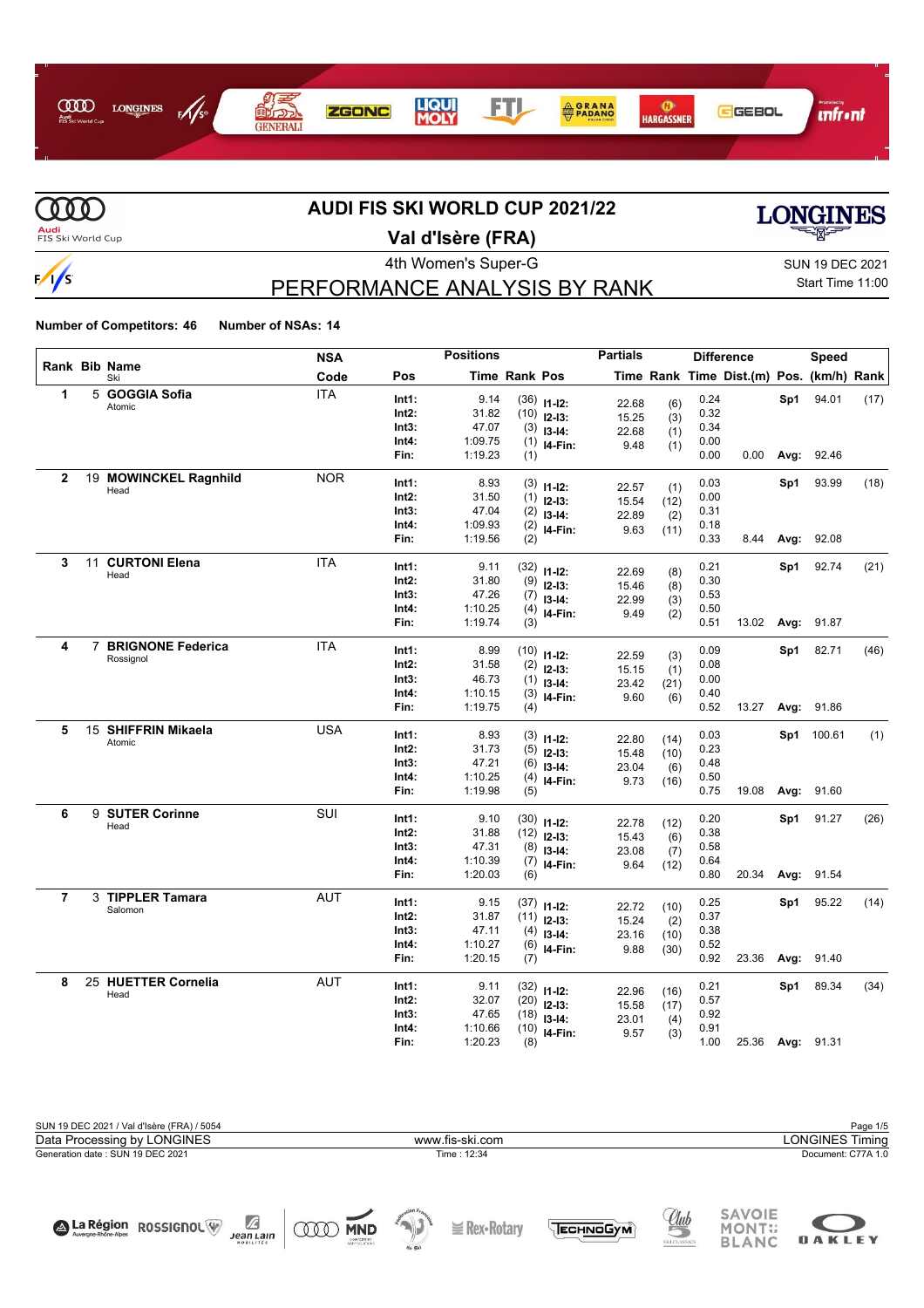# AUDI FIS SKI WORLD CUP 2021/22

## Val d'Isère (FRA)

4th Women's Super-G

SUN 19 DEC 2021
Start Time 11:00

## PERFORMANCE ANALYSIS BY RANK

**Number of Competitors: 46** **Number of NSAs: 14**

| Rank | Bib | Name / Ski | NSA Code | Pos | Time | Rank | Pos | Partials Time | Rank | Difference Time | Dist.(m) | Speed Pos. | (km/h) | Rank |
|---|---|---|---|---|---|---|---|---|---|---|---|---|---|---|
| 1 | 5 | **GOGGIA Sofia** Atomic | ITA | Int1: | 9.14 | (36) | I1-I2: | 22.68 | (6) | 0.24 | | Sp1 | 94.01 | (17) |
| | | | | Int2: | 31.82 | (10) | I2-I3: | 15.25 | (3) | 0.32 | | | | |
| | | | | Int3: | 47.07 | (3) | I3-I4: | 22.68 | (1) | 0.34 | | | | |
| | | | | Int4: | 1:09.75 | (1) | I4-Fin: | 9.48 | (1) | 0.00 | | | | |
| | | | | Fin: | 1:19.23 | (1) | | | | 0.00 | 0.00 | Avg: | 92.46 | |
| 2 | 19 | **MOWINCKEL Ragnhild** Head | NOR | Int1: | 8.93 | (3) | I1-I2: | 22.57 | (1) | 0.03 | | Sp1 | 93.99 | (18) |
| | | | | Int2: | 31.50 | (1) | I2-I3: | 15.54 | (12) | 0.00 | | | | |
| | | | | Int3: | 47.04 | (2) | I3-I4: | 22.89 | (2) | 0.31 | | | | |
| | | | | Int4: | 1:09.93 | (2) | I4-Fin: | 9.63 | (11) | 0.18 | | | | |
| | | | | Fin: | 1:19.56 | (2) | | | | 0.33 | 8.44 | Avg: | 92.08 | |
| 3 | 11 | **CURTONI Elena** Head | ITA | Int1: | 9.11 | (32) | I1-I2: | 22.69 | (8) | 0.21 | | Sp1 | 92.74 | (21) |
| | | | | Int2: | 31.80 | (9) | I2-I3: | 15.46 | (8) | 0.30 | | | | |
| | | | | Int3: | 47.26 | (7) | I3-I4: | 22.99 | (3) | 0.53 | | | | |
| | | | | Int4: | 1:10.25 | (4) | I4-Fin: | 9.49 | (2) | 0.50 | | | | |
| | | | | Fin: | 1:19.74 | (3) | | | | 0.51 | 13.02 | Avg: | 91.87 | |
| 4 | 7 | **BRIGNONE Federica** Rossignol | ITA | Int1: | 8.99 | (10) | I1-I2: | 22.59 | (3) | 0.09 | | Sp1 | 82.71 | (46) |
| | | | | Int2: | 31.58 | (2) | I2-I3: | 15.15 | (1) | 0.08 | | | | |
| | | | | Int3: | 46.73 | (1) | I3-I4: | 23.42 | (21) | 0.00 | | | | |
| | | | | Int4: | 1:10.15 | (3) | I4-Fin: | 9.60 | (6) | 0.40 | | | | |
| | | | | Fin: | 1:19.75 | (4) | | | | 0.52 | 13.27 | Avg: | 91.86 | |
| 5 | 15 | **SHIFFRIN Mikaela** Atomic | USA | Int1: | 8.93 | (3) | I1-I2: | 22.80 | (14) | 0.03 | | Sp1 | 100.61 | (1) |
| | | | | Int2: | 31.73 | (5) | I2-I3: | 15.48 | (10) | 0.23 | | | | |
| | | | | Int3: | 47.21 | (6) | I3-I4: | 23.04 | (6) | 0.48 | | | | |
| | | | | Int4: | 1:10.25 | (4) | I4-Fin: | 9.73 | (16) | 0.50 | | | | |
| | | | | Fin: | 1:19.98 | (5) | | | | 0.75 | 19.08 | Avg: | 91.60 | |
| 6 | 9 | **SUTER Corinne** Head | SUI | Int1: | 9.10 | (30) | I1-I2: | 22.78 | (12) | 0.20 | | Sp1 | 91.27 | (26) |
| | | | | Int2: | 31.88 | (12) | I2-I3: | 15.43 | (6) | 0.38 | | | | |
| | | | | Int3: | 47.31 | (8) | I3-I4: | 23.08 | (7) | 0.58 | | | | |
| | | | | Int4: | 1:10.39 | (7) | I4-Fin: | 9.64 | (12) | 0.64 | | | | |
| | | | | Fin: | 1:20.03 | (6) | | | | 0.80 | 20.34 | Avg: | 91.54 | |
| 7 | 3 | **TIPPLER Tamara** Salomon | AUT | Int1: | 9.15 | (37) | I1-I2: | 22.72 | (10) | 0.25 | | Sp1 | 95.22 | (14) |
| | | | | Int2: | 31.87 | (11) | I2-I3: | 15.24 | (2) | 0.37 | | | | |
| | | | | Int3: | 47.11 | (4) | I3-I4: | 23.16 | (10) | 0.38 | | | | |
| | | | | Int4: | 1:10.27 | (6) | I4-Fin: | 9.88 | (30) | 0.52 | | | | |
| | | | | Fin: | 1:20.15 | (7) | | | | 0.92 | 23.36 | Avg: | 91.40 | |
| 8 | 25 | **HUETTER Cornelia** Head | AUT | Int1: | 9.11 | (32) | I1-I2: | 22.96 | (16) | 0.21 | | Sp1 | 89.34 | (34) |
| | | | | Int2: | 32.07 | (20) | I2-I3: | 15.58 | (17) | 0.57 | | | | |
| | | | | Int3: | 47.65 | (18) | I3-I4: | 23.01 | (4) | 0.92 | | | | |
| | | | | Int4: | 1:10.66 | (10) | I4-Fin: | 9.57 | (3) | 0.91 | | | | |
| | | | | Fin: | 1:20.23 | (8) | | | | 1.00 | 25.36 | Avg: | 91.31 | |

SUN 19 DEC 2021 / Val d'Isère (FRA) / 5054
Data Processing by LONGINES | www.fis-ski.com | LONGINES Timing
Generation date : SUN 19 DEC 2021 | Time : 12:34 | Document: C77A 1.0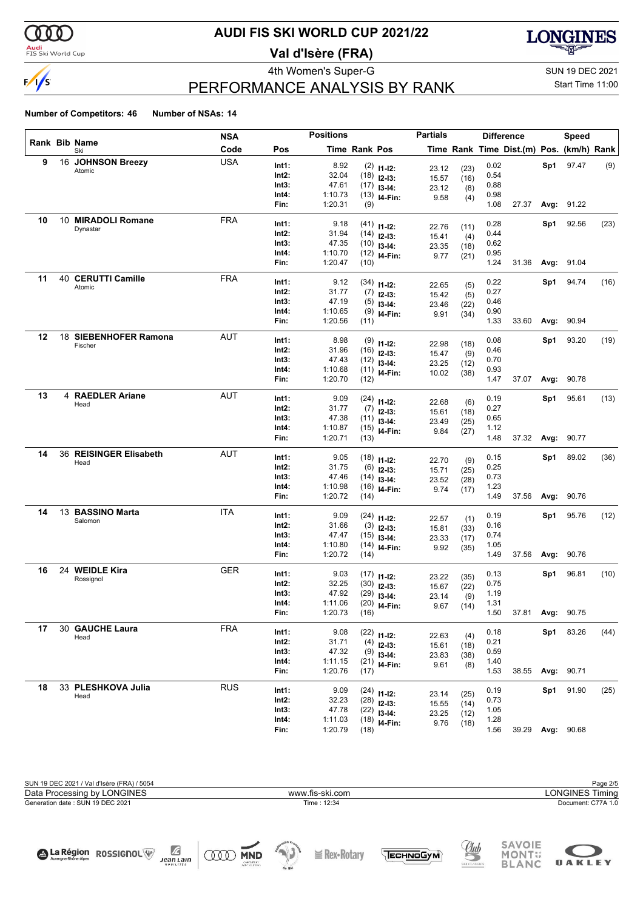# AUDI FIS SKI WORLD CUP 2021/22

## Val d'Isère (FRA)

4th Women's Super-G

SUN 19 DEC 2021

Start Time 11:00

## PERFORMANCE ANALYSIS BY RANK

**Number of Competitors: 46** **Number of NSAs: 14**

| Rank | Bib | Name / Ski | NSA Code | Pos | Time | Rank Pos | Partials | Time | Rank | Difference Time | Dist.(m) | Speed Pos. | (km/h) | Rank |
|---|---|---|---|---|---|---|---|---|---|---|---|---|---|---|
| 9 | 16 | **JOHNSON Breezy** Atomic | USA | Int1: | 8.92 | (2) | I1-I2: | 23.12 | (23) | 0.02 | | Sp1 | 97.47 | (9) |
| | | | | Int2: | 32.04 | (18) | I2-I3: | 15.57 | (16) | 0.54 | | | | |
| | | | | Int3: | 47.61 | (17) | I3-I4: | 23.12 | (8) | 0.88 | | | | |
| | | | | Int4: | 1:10.73 | (13) | I4-Fin: | 9.58 | (4) | 0.98 | | | | |
| | | | | Fin: | 1:20.31 | (9) | | | | 1.08 | 27.37 | Avg: | 91.22 | |
| 10 | 10 | **MIRADOLI Romane** Dynastar | FRA | Int1: | 9.18 | (41) | I1-I2: | 22.76 | (11) | 0.28 | | Sp1 | 92.56 | (23) |
| | | | | Int2: | 31.94 | (14) | I2-I3: | 15.41 | (4) | 0.44 | | | | |
| | | | | Int3: | 47.35 | (10) | I3-I4: | 23.35 | (18) | 0.62 | | | | |
| | | | | Int4: | 1:10.70 | (12) | I4-Fin: | 9.77 | (21) | 0.95 | | | | |
| | | | | Fin: | 1:20.47 | (10) | | | | 1.24 | 31.36 | Avg: | 91.04 | |
| 11 | 40 | **CERUTTI Camille** Atomic | FRA | Int1: | 9.12 | (34) | I1-I2: | 22.65 | (5) | 0.22 | | Sp1 | 94.74 | (16) |
| | | | | Int2: | 31.77 | (7) | I2-I3: | 15.42 | (5) | 0.27 | | | | |
| | | | | Int3: | 47.19 | (5) | I3-I4: | 23.46 | (22) | 0.46 | | | | |
| | | | | Int4: | 1:10.65 | (9) | I4-Fin: | 9.91 | (34) | 0.90 | | | | |
| | | | | Fin: | 1:20.56 | (11) | | | | 1.33 | 33.60 | Avg: | 90.94 | |
| 12 | 18 | **SIEBENHOFER Ramona** Fischer | AUT | Int1: | 8.98 | (9) | I1-I2: | 22.98 | (18) | 0.08 | | Sp1 | 93.20 | (19) |
| | | | | Int2: | 31.96 | (16) | I2-I3: | 15.47 | (9) | 0.46 | | | | |
| | | | | Int3: | 47.43 | (12) | I3-I4: | 23.25 | (12) | 0.70 | | | | |
| | | | | Int4: | 1:10.68 | (11) | I4-Fin: | 10.02 | (38) | 0.93 | | | | |
| | | | | Fin: | 1:20.70 | (12) | | | | 1.47 | 37.07 | Avg: | 90.78 | |
| 13 | 4 | **RAEDLER Ariane** Head | AUT | Int1: | 9.09 | (24) | I1-I2: | 22.68 | (6) | 0.19 | | Sp1 | 95.61 | (13) |
| | | | | Int2: | 31.77 | (7) | I2-I3: | 15.61 | (18) | 0.27 | | | | |
| | | | | Int3: | 47.38 | (11) | I3-I4: | 23.49 | (25) | 0.65 | | | | |
| | | | | Int4: | 1:10.87 | (15) | I4-Fin: | 9.84 | (27) | 1.12 | | | | |
| | | | | Fin: | 1:20.71 | (13) | | | | 1.48 | 37.32 | Avg: | 90.77 | |
| 14 | 36 | **REISINGER Elisabeth** Head | AUT | Int1: | 9.05 | (18) | I1-I2: | 22.70 | (9) | 0.15 | | Sp1 | 89.02 | (36) |
| | | | | Int2: | 31.75 | (6) | I2-I3: | 15.71 | (25) | 0.25 | | | | |
| | | | | Int3: | 47.46 | (14) | I3-I4: | 23.52 | (28) | 0.73 | | | | |
| | | | | Int4: | 1:10.98 | (16) | I4-Fin: | 9.74 | (17) | 1.23 | | | | |
| | | | | Fin: | 1:20.72 | (14) | | | | 1.49 | 37.56 | Avg: | 90.76 | |
| 14 | 13 | **BASSINO Marta** Salomon | ITA | Int1: | 9.09 | (24) | I1-I2: | 22.57 | (1) | 0.19 | | Sp1 | 95.76 | (12) |
| | | | | Int2: | 31.66 | (3) | I2-I3: | 15.81 | (33) | 0.16 | | | | |
| | | | | Int3: | 47.47 | (15) | I3-I4: | 23.33 | (17) | 0.74 | | | | |
| | | | | Int4: | 1:10.80 | (14) | I4-Fin: | 9.92 | (35) | 1.05 | | | | |
| | | | | Fin: | 1:20.72 | (14) | | | | 1.49 | 37.56 | Avg: | 90.76 | |
| 16 | 24 | **WEIDLE Kira** Rossignol | GER | Int1: | 9.03 | (17) | I1-I2: | 23.22 | (35) | 0.13 | | Sp1 | 96.81 | (10) |
| | | | | Int2: | 32.25 | (30) | I2-I3: | 15.67 | (22) | 0.75 | | | | |
| | | | | Int3: | 47.92 | (29) | I3-I4: | 23.14 | (9) | 1.19 | | | | |
| | | | | Int4: | 1:11.06 | (20) | I4-Fin: | 9.67 | (14) | 1.31 | | | | |
| | | | | Fin: | 1:20.73 | (16) | | | | 1.50 | 37.81 | Avg: | 90.75 | |
| 17 | 30 | **GAUCHE Laura** Head | FRA | Int1: | 9.08 | (22) | I1-I2: | 22.63 | (4) | 0.18 | | Sp1 | 83.26 | (44) |
| | | | | Int2: | 31.71 | (4) | I2-I3: | 15.61 | (18) | 0.21 | | | | |
| | | | | Int3: | 47.32 | (9) | I3-I4: | 23.83 | (38) | 0.59 | | | | |
| | | | | Int4: | 1:11.15 | (21) | I4-Fin: | 9.61 | (8) | 1.40 | | | | |
| | | | | Fin: | 1:20.76 | (17) | | | | 1.53 | 38.55 | Avg: | 90.71 | |
| 18 | 33 | **PLESHKOVA Julia** Head | RUS | Int1: | 9.09 | (24) | I1-I2: | 23.14 | (25) | 0.19 | | Sp1 | 91.90 | (25) |
| | | | | Int2: | 32.23 | (28) | I2-I3: | 15.55 | (14) | 0.73 | | | | |
| | | | | Int3: | 47.78 | (22) | I3-I4: | 23.25 | (12) | 1.05 | | | | |
| | | | | Int4: | 1:11.03 | (18) | I4-Fin: | 9.76 | (18) | 1.28 | | | | |
| | | | | Fin: | 1:20.79 | (18) | | | | 1.56 | 39.29 | Avg: | 90.68 | |

SUN 19 DEC 2021 / Val d'Isère (FRA) / 5054

Data Processing by LONGINES — www.fis-ski.com — LONGINES Timing

Generation date : SUN 19 DEC 2021 — Time : 12:34 — Document: C77A 1.0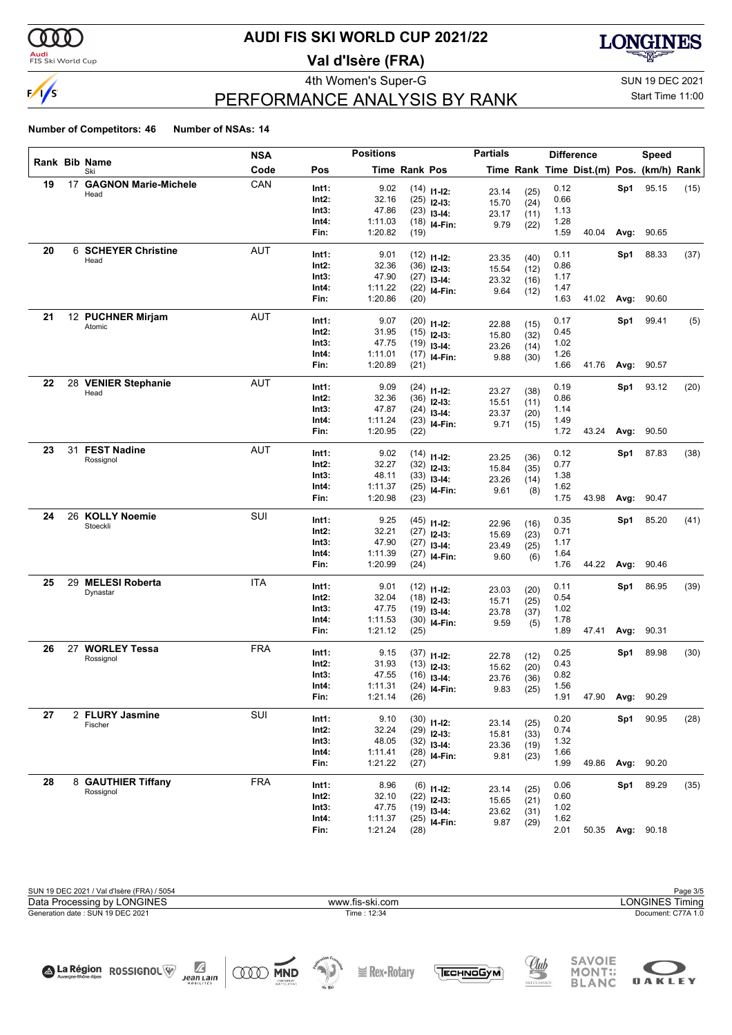# AUDI FIS SKI WORLD CUP 2021/22

## Val d'Isère (FRA)

4th Women's Super-G

SUN 19 DEC 2021

Start Time 11:00

## PERFORMANCE ANALYSIS BY RANK

**Number of Competitors: 46** **Number of NSAs: 14**

| Rank | Bib | Name / Ski | NSA Code | Pos | Time | Rank | Pos | Partials Time | Partials Rank | Diff. Time | Dist.(m) | Pos. | Speed (km/h) | Speed Rank |
|---|---|---|---|---|---|---|---|---|---|---|---|---|---|---|
| 19 | 17 | **GAGNON Marie-Michele** Head | CAN | Int1: | 9.02 | (14) | I1-I2: | 23.14 | (25) | 0.12 | | Sp1 | 95.15 | (15) |
| | | | | Int2: | 32.16 | (25) | I2-I3: | 15.70 | (24) | 0.66 | | | | |
| | | | | Int3: | 47.86 | (23) | I3-I4: | 23.17 | (11) | 1.13 | | | | |
| | | | | Int4: | 1:11.03 | (18) | I4-Fin: | 9.79 | (22) | 1.28 | | | | |
| | | | | Fin: | 1:20.82 | (19) | | | | 1.59 | 40.04 | Avg: | 90.65 | |
| 20 | 6 | **SCHEYER Christine** Head | AUT | Int1: | 9.01 | (12) | I1-I2: | 23.35 | (40) | 0.11 | | Sp1 | 88.33 | (37) |
| | | | | Int2: | 32.36 | (36) | I2-I3: | 15.54 | (12) | 0.86 | | | | |
| | | | | Int3: | 47.90 | (27) | I3-I4: | 23.32 | (16) | 1.17 | | | | |
| | | | | Int4: | 1:11.22 | (22) | I4-Fin: | 9.64 | (12) | 1.47 | | | | |
| | | | | Fin: | 1:20.86 | (20) | | | | 1.63 | 41.02 | Avg: | 90.60 | |
| 21 | 12 | **PUCHNER Mirjam** Atomic | AUT | Int1: | 9.07 | (20) | I1-I2: | 22.88 | (15) | 0.17 | | Sp1 | 99.41 | (5) |
| | | | | Int2: | 31.95 | (15) | I2-I3: | 15.80 | (32) | 0.45 | | | | |
| | | | | Int3: | 47.75 | (19) | I3-I4: | 23.26 | (14) | 1.02 | | | | |
| | | | | Int4: | 1:11.01 | (17) | I4-Fin: | 9.88 | (30) | 1.26 | | | | |
| | | | | Fin: | 1:20.89 | (21) | | | | 1.66 | 41.76 | Avg: | 90.57 | |
| 22 | 28 | **VENIER Stephanie** Head | AUT | Int1: | 9.09 | (24) | I1-I2: | 23.27 | (38) | 0.19 | | Sp1 | 93.12 | (20) |
| | | | | Int2: | 32.36 | (36) | I2-I3: | 15.51 | (11) | 0.86 | | | | |
| | | | | Int3: | 47.87 | (24) | I3-I4: | 23.37 | (20) | 1.14 | | | | |
| | | | | Int4: | 1:11.24 | (23) | I4-Fin: | 9.71 | (15) | 1.49 | | | | |
| | | | | Fin: | 1:20.95 | (22) | | | | 1.72 | 43.24 | Avg: | 90.50 | |
| 23 | 31 | **FEST Nadine** Rossignol | AUT | Int1: | 9.02 | (14) | I1-I2: | 23.25 | (36) | 0.12 | | Sp1 | 87.83 | (38) |
| | | | | Int2: | 32.27 | (32) | I2-I3: | 15.84 | (35) | 0.77 | | | | |
| | | | | Int3: | 48.11 | (33) | I3-I4: | 23.26 | (14) | 1.38 | | | | |
| | | | | Int4: | 1:11.37 | (25) | I4-Fin: | 9.61 | (8) | 1.62 | | | | |
| | | | | Fin: | 1:20.98 | (23) | | | | 1.75 | 43.98 | Avg: | 90.47 | |
| 24 | 26 | **KOLLY Noemie** Stoeckli | SUI | Int1: | 9.25 | (45) | I1-I2: | 22.96 | (16) | 0.35 | | Sp1 | 85.20 | (41) |
| | | | | Int2: | 32.21 | (27) | I2-I3: | 15.69 | (23) | 0.71 | | | | |
| | | | | Int3: | 47.90 | (27) | I3-I4: | 23.49 | (25) | 1.17 | | | | |
| | | | | Int4: | 1:11.39 | (27) | I4-Fin: | 9.60 | (6) | 1.64 | | | | |
| | | | | Fin: | 1:20.99 | (24) | | | | 1.76 | 44.22 | Avg: | 90.46 | |
| 25 | 29 | **MELESI Roberta** Dynastar | ITA | Int1: | 9.01 | (12) | I1-I2: | 23.03 | (20) | 0.11 | | Sp1 | 86.95 | (39) |
| | | | | Int2: | 32.04 | (18) | I2-I3: | 15.71 | (25) | 0.54 | | | | |
| | | | | Int3: | 47.75 | (19) | I3-I4: | 23.78 | (37) | 1.02 | | | | |
| | | | | Int4: | 1:11.53 | (30) | I4-Fin: | 9.59 | (5) | 1.78 | | | | |
| | | | | Fin: | 1:21.12 | (25) | | | | 1.89 | 47.41 | Avg: | 90.31 | |
| 26 | 27 | **WORLEY Tessa** Rossignol | FRA | Int1: | 9.15 | (37) | I1-I2: | 22.78 | (12) | 0.25 | | Sp1 | 89.98 | (30) |
| | | | | Int2: | 31.93 | (13) | I2-I3: | 15.62 | (20) | 0.43 | | | | |
| | | | | Int3: | 47.55 | (16) | I3-I4: | 23.76 | (36) | 0.82 | | | | |
| | | | | Int4: | 1:11.31 | (24) | I4-Fin: | 9.83 | (25) | 1.56 | | | | |
| | | | | Fin: | 1:21.14 | (26) | | | | 1.91 | 47.90 | Avg: | 90.29 | |
| 27 | 2 | **FLURY Jasmine** Fischer | SUI | Int1: | 9.10 | (30) | I1-I2: | 23.14 | (25) | 0.20 | | Sp1 | 90.95 | (28) |
| | | | | Int2: | 32.24 | (29) | I2-I3: | 15.81 | (33) | 0.74 | | | | |
| | | | | Int3: | 48.05 | (32) | I3-I4: | 23.36 | (19) | 1.32 | | | | |
| | | | | Int4: | 1:11.41 | (28) | I4-Fin: | 9.81 | (23) | 1.66 | | | | |
| | | | | Fin: | 1:21.22 | (27) | | | | 1.99 | 49.86 | Avg: | 90.20 | |
| 28 | 8 | **GAUTHIER Tiffany** Rossignol | FRA | Int1: | 8.96 | (6) | I1-I2: | 23.14 | (25) | 0.06 | | Sp1 | 89.29 | (35) |
| | | | | Int2: | 32.10 | (22) | I2-I3: | 15.65 | (21) | 0.60 | | | | |
| | | | | Int3: | 47.75 | (19) | I3-I4: | 23.62 | (31) | 1.02 | | | | |
| | | | | Int4: | 1:11.37 | (25) | I4-Fin: | 9.87 | (29) | 1.62 | | | | |
| | | | | Fin: | 1:21.24 | (28) | | | | 2.01 | 50.35 | Avg: | 90.18 | |

SUN 19 DEC 2021 / Val d'Isère (FRA) / 5054

Data Processing by LONGINES — www.fis-ski.com — LONGINES Timing

Generation date : SUN 19 DEC 2021 — Time : 12:34 — Document: C77A 1.0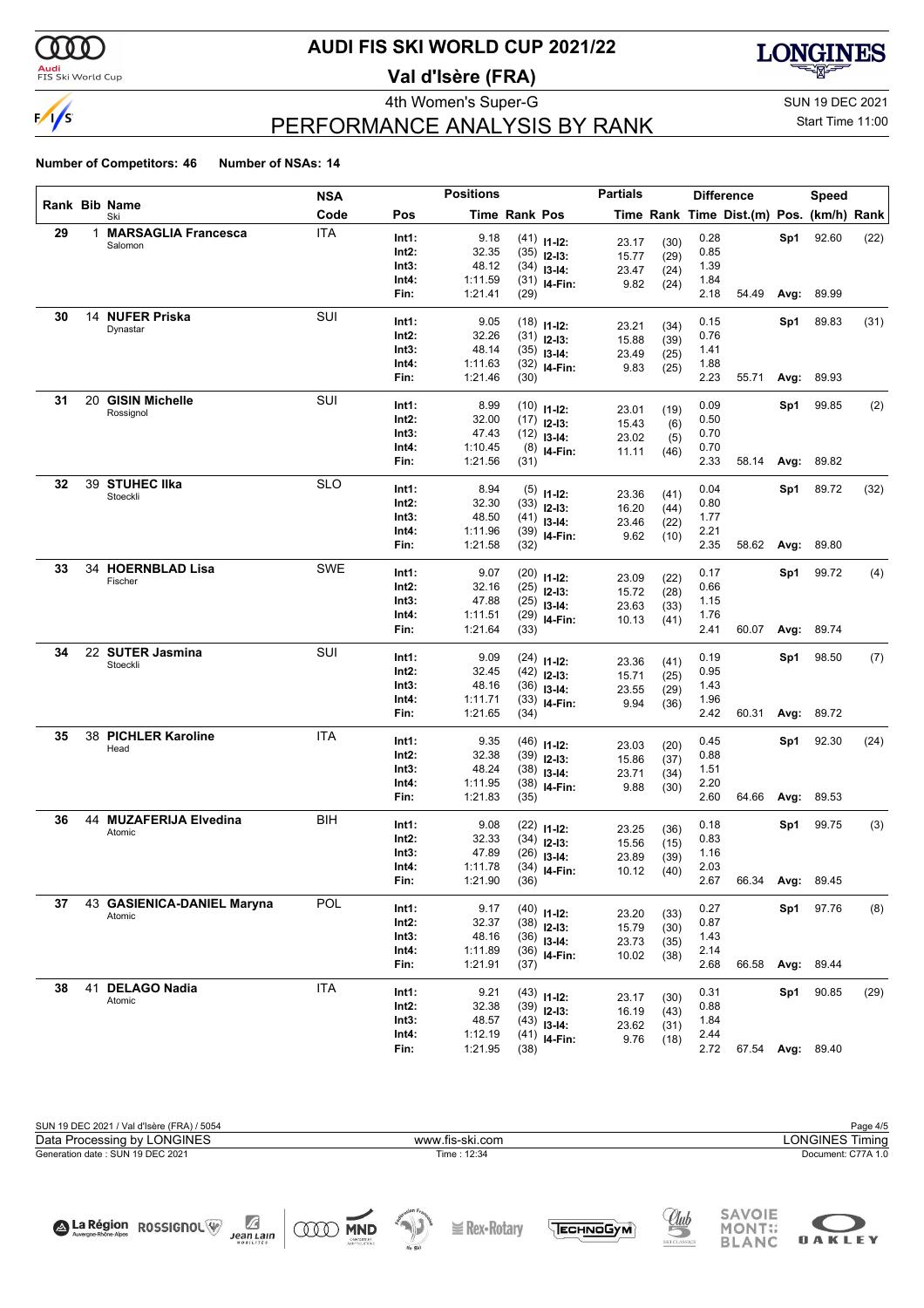# AUDI FIS SKI WORLD CUP 2021/22

## Val d'Isère (FRA)

4th Women's Super-G — SUN 19 DEC 2021

## PERFORMANCE ANALYSIS BY RANK

Start Time 11:00

**Number of Competitors: 46 Number of NSAs: 14**

| Rank | Bib | Name / Ski | NSA Code | Pos | Time | Rank | Pos | Partials Time | Rank | Difference Time | Dist.(m) | Speed Pos. | (km/h) | Rank |
|---|---|---|---|---|---|---|---|---|---|---|---|---|---|---|
| 29 | 1 | **MARSAGLIA Francesca** | ITA | Int1: | 9.18 | (41) | I1-I2: | 23.17 | (30) | 0.28 | | Sp1 | 92.60 | (22) |
| | | Salomon | | Int2: | 32.35 | (35) | I2-I3: | 15.77 | (29) | 0.85 | | | | |
| | | | | Int3: | 48.12 | (34) | I3-I4: | 23.47 | (24) | 1.39 | | | | |
| | | | | Int4: | 1:11.59 | (31) | I4-Fin: | 9.82 | (24) | 1.84 | | | | |
| | | | | Fin: | 1:21.41 | (29) | | | | 2.18 | 54.49 | Avg: | 89.99 | |
| 30 | 14 | **NUFER Priska** | SUI | Int1: | 9.05 | (18) | I1-I2: | 23.21 | (34) | 0.15 | | Sp1 | 89.83 | (31) |
| | | Dynastar | | Int2: | 32.26 | (31) | I2-I3: | 15.88 | (39) | 0.76 | | | | |
| | | | | Int3: | 48.14 | (35) | I3-I4: | 23.49 | (25) | 1.41 | | | | |
| | | | | Int4: | 1:11.63 | (32) | I4-Fin: | 9.83 | (25) | 1.88 | | | | |
| | | | | Fin: | 1:21.46 | (30) | | | | 2.23 | 55.71 | Avg: | 89.93 | |
| 31 | 20 | **GISIN Michelle** | SUI | Int1: | 8.99 | (10) | I1-I2: | 23.01 | (19) | 0.09 | | Sp1 | 99.85 | (2) |
| | | Rossignol | | Int2: | 32.00 | (17) | I2-I3: | 15.43 | (6) | 0.50 | | | | |
| | | | | Int3: | 47.43 | (12) | I3-I4: | 23.02 | (5) | 0.70 | | | | |
| | | | | Int4: | 1:10.45 | (8) | I4-Fin: | 11.11 | (46) | 0.70 | | | | |
| | | | | Fin: | 1:21.56 | (31) | | | | 2.33 | 58.14 | Avg: | 89.82 | |
| 32 | 39 | **STUHEC Ilka** | SLO | Int1: | 8.94 | (5) | I1-I2: | 23.36 | (41) | 0.04 | | Sp1 | 89.72 | (32) |
| | | Stoeckli | | Int2: | 32.30 | (33) | I2-I3: | 16.20 | (44) | 0.80 | | | | |
| | | | | Int3: | 48.50 | (41) | I3-I4: | 23.46 | (22) | 1.77 | | | | |
| | | | | Int4: | 1:11.96 | (39) | I4-Fin: | 9.62 | (10) | 2.21 | | | | |
| | | | | Fin: | 1:21.58 | (32) | | | | 2.35 | 58.62 | Avg: | 89.80 | |
| 33 | 34 | **HOERNBLAD Lisa** | SWE | Int1: | 9.07 | (20) | I1-I2: | 23.09 | (22) | 0.17 | | Sp1 | 99.72 | (4) |
| | | Fischer | | Int2: | 32.16 | (25) | I2-I3: | 15.72 | (28) | 0.66 | | | | |
| | | | | Int3: | 47.88 | (25) | I3-I4: | 23.63 | (33) | 1.15 | | | | |
| | | | | Int4: | 1:11.51 | (29) | I4-Fin: | 10.13 | (41) | 1.76 | | | | |
| | | | | Fin: | 1:21.64 | (33) | | | | 2.41 | 60.07 | Avg: | 89.74 | |
| 34 | 22 | **SUTER Jasmina** | SUI | Int1: | 9.09 | (24) | I1-I2: | 23.36 | (41) | 0.19 | | Sp1 | 98.50 | (7) |
| | | Stoeckli | | Int2: | 32.45 | (42) | I2-I3: | 15.71 | (25) | 0.95 | | | | |
| | | | | Int3: | 48.16 | (36) | I3-I4: | 23.55 | (29) | 1.43 | | | | |
| | | | | Int4: | 1:11.71 | (33) | I4-Fin: | 9.94 | (36) | 1.96 | | | | |
| | | | | Fin: | 1:21.65 | (34) | | | | 2.42 | 60.31 | Avg: | 89.72 | |
| 35 | 38 | **PICHLER Karoline** | ITA | Int1: | 9.35 | (46) | I1-I2: | 23.03 | (20) | 0.45 | | Sp1 | 92.30 | (24) |
| | | Head | | Int2: | 32.38 | (39) | I2-I3: | 15.86 | (37) | 0.88 | | | | |
| | | | | Int3: | 48.24 | (38) | I3-I4: | 23.71 | (34) | 1.51 | | | | |
| | | | | Int4: | 1:11.95 | (38) | I4-Fin: | 9.88 | (30) | 2.20 | | | | |
| | | | | Fin: | 1:21.83 | (35) | | | | 2.60 | 64.66 | Avg: | 89.53 | |
| 36 | 44 | **MUZAFERIJA Elvedina** | BIH | Int1: | 9.08 | (22) | I1-I2: | 23.25 | (36) | 0.18 | | Sp1 | 99.75 | (3) |
| | | Atomic | | Int2: | 32.33 | (34) | I2-I3: | 15.56 | (15) | 0.83 | | | | |
| | | | | Int3: | 47.89 | (26) | I3-I4: | 23.89 | (39) | 1.16 | | | | |
| | | | | Int4: | 1:11.78 | (34) | I4-Fin: | 10.12 | (40) | 2.03 | | | | |
| | | | | Fin: | 1:21.90 | (36) | | | | 2.67 | 66.34 | Avg: | 89.45 | |
| 37 | 43 | **GASIENICA-DANIEL Maryna** | POL | Int1: | 9.17 | (40) | I1-I2: | 23.20 | (33) | 0.27 | | Sp1 | 97.76 | (8) |
| | | Atomic | | Int2: | 32.37 | (38) | I2-I3: | 15.79 | (30) | 0.87 | | | | |
| | | | | Int3: | 48.16 | (36) | I3-I4: | 23.73 | (35) | 1.43 | | | | |
| | | | | Int4: | 1:11.89 | (36) | I4-Fin: | 10.02 | (38) | 2.14 | | | | |
| | | | | Fin: | 1:21.91 | (37) | | | | 2.68 | 66.58 | Avg: | 89.44 | |
| 38 | 41 | **DELAGO Nadia** | ITA | Int1: | 9.21 | (43) | I1-I2: | 23.17 | (30) | 0.31 | | Sp1 | 90.85 | (29) |
| | | Atomic | | Int2: | 32.38 | (39) | I2-I3: | 16.19 | (43) | 0.88 | | | | |
| | | | | Int3: | 48.57 | (43) | I3-I4: | 23.62 | (31) | 1.84 | | | | |
| | | | | Int4: | 1:12.19 | (41) | I4-Fin: | 9.76 | (18) | 2.44 | | | | |
| | | | | Fin: | 1:21.95 | (38) | | | | 2.72 | 67.54 | Avg: | 89.40 | |

SUN 19 DEC 2021 / Val d'Isère (FRA) / 5054

Data Processing by LONGINES — www.fis-ski.com — LONGINES Timing

Generation date : SUN 19 DEC 2021 — Time : 12:34 — Document: C77A 1.0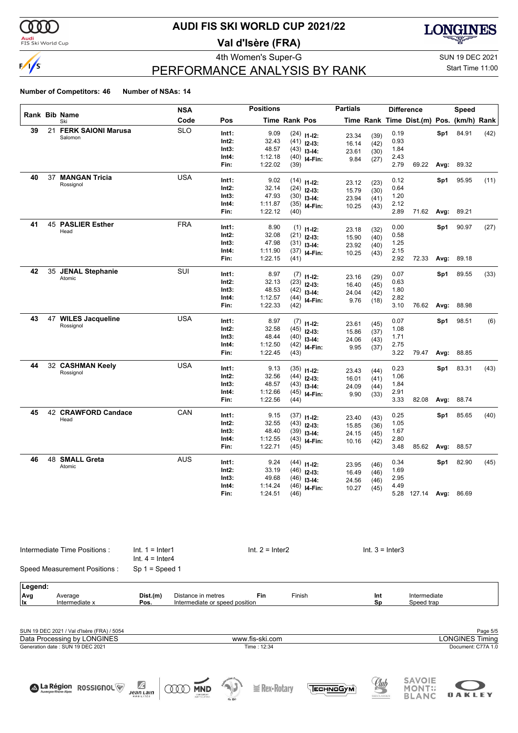# AUDI FIS SKI WORLD CUP 2021/22

## Val d'Isère (FRA)

4th Women's Super-G

SUN 19 DEC 2021

Start Time 11:00

## PERFORMANCE ANALYSIS BY RANK

**Number of Competitors: 46** **Number of NSAs: 14**

| Rank | Bib | Name / Ski | NSA Code | Pos | Time | Rank | Pos | Partial Time | Partial Rank | Diff. Time | Dist.(m) | Pos. | Speed (km/h) | Speed Rank |
|---|---|---|---|---|---|---|---|---|---|---|---|---|---|---|
| 39 | 21 | **FERK SAIONI Marusa** Salomon | SLO | Int1: | 9.09 | (24) | I1-I2: | 23.34 | (39) | 0.19 | | Sp1 | 84.91 | (42) |
| | | | | Int2: | 32.43 | (41) | I2-I3: | 16.14 | (42) | 0.93 | | | | |
| | | | | Int3: | 48.57 | (43) | I3-I4: | 23.61 | (30) | 1.84 | | | | |
| | | | | Int4: | 1:12.18 | (40) | I4-Fin: | 9.84 | (27) | 2.43 | | | | |
| | | | | Fin: | 1:22.02 | (39) | | | | 2.79 | 69.22 | Avg: | 89.32 | |
| 40 | 37 | **MANGAN Tricia** Rossignol | USA | Int1: | 9.02 | (14) | I1-I2: | 23.12 | (23) | 0.12 | | Sp1 | 95.95 | (11) |
| | | | | Int2: | 32.14 | (24) | I2-I3: | 15.79 | (30) | 0.64 | | | | |
| | | | | Int3: | 47.93 | (30) | I3-I4: | 23.94 | (41) | 1.20 | | | | |
| | | | | Int4: | 1:11.87 | (35) | I4-Fin: | 10.25 | (43) | 2.12 | | | | |
| | | | | Fin: | 1:22.12 | (40) | | | | 2.89 | 71.62 | Avg: | 89.21 | |
| 41 | 45 | **PASLIER Esther** Head | FRA | Int1: | 8.90 | (1) | I1-I2: | 23.18 | (32) | 0.00 | | Sp1 | 90.97 | (27) |
| | | | | Int2: | 32.08 | (21) | I2-I3: | 15.90 | (40) | 0.58 | | | | |
| | | | | Int3: | 47.98 | (31) | I3-I4: | 23.92 | (40) | 1.25 | | | | |
| | | | | Int4: | 1:11.90 | (37) | I4-Fin: | 10.25 | (43) | 2.15 | | | | |
| | | | | Fin: | 1:22.15 | (41) | | | | 2.92 | 72.33 | Avg: | 89.18 | |
| 42 | 35 | **JENAL Stephanie** Atomic | SUI | Int1: | 8.97 | (7) | I1-I2: | 23.16 | (29) | 0.07 | | Sp1 | 89.55 | (33) |
| | | | | Int2: | 32.13 | (23) | I2-I3: | 16.40 | (45) | 0.63 | | | | |
| | | | | Int3: | 48.53 | (42) | I3-I4: | 24.04 | (42) | 1.80 | | | | |
| | | | | Int4: | 1:12.57 | (44) | I4-Fin: | 9.76 | (18) | 2.82 | | | | |
| | | | | Fin: | 1:22.33 | (42) | | | | 3.10 | 76.62 | Avg: | 88.98 | |
| 43 | 47 | **WILES Jacqueline** Rossignol | USA | Int1: | 8.97 | (7) | I1-I2: | 23.61 | (45) | 0.07 | | Sp1 | 98.51 | (6) |
| | | | | Int2: | 32.58 | (45) | I2-I3: | 15.86 | (37) | 1.08 | | | | |
| | | | | Int3: | 48.44 | (40) | I3-I4: | 24.06 | (43) | 1.71 | | | | |
| | | | | Int4: | 1:12.50 | (42) | I4-Fin: | 9.95 | (37) | 2.75 | | | | |
| | | | | Fin: | 1:22.45 | (43) | | | | 3.22 | 79.47 | Avg: | 88.85 | |
| 44 | 32 | **CASHMAN Keely** Rossignol | USA | Int1: | 9.13 | (35) | I1-I2: | 23.43 | (44) | 0.23 | | Sp1 | 83.31 | (43) |
| | | | | Int2: | 32.56 | (44) | I2-I3: | 16.01 | (41) | 1.06 | | | | |
| | | | | Int3: | 48.57 | (43) | I3-I4: | 24.09 | (44) | 1.84 | | | | |
| | | | | Int4: | 1:12.66 | (45) | I4-Fin: | 9.90 | (33) | 2.91 | | | | |
| | | | | Fin: | 1:22.56 | (44) | | | | 3.33 | 82.08 | Avg: | 88.74 | |
| 45 | 42 | **CRAWFORD Candace** Head | CAN | Int1: | 9.15 | (37) | I1-I2: | 23.40 | (43) | 0.25 | | Sp1 | 85.65 | (40) |
| | | | | Int2: | 32.55 | (43) | I2-I3: | 15.85 | (36) | 1.05 | | | | |
| | | | | Int3: | 48.40 | (39) | I3-I4: | 24.15 | (45) | 1.67 | | | | |
| | | | | Int4: | 1:12.55 | (43) | I4-Fin: | 10.16 | (42) | 2.80 | | | | |
| | | | | Fin: | 1:22.71 | (45) | | | | 3.48 | 85.62 | Avg: | 88.57 | |
| 46 | 48 | **SMALL Greta** Atomic | AUS | Int1: | 9.24 | (44) | I1-I2: | 23.95 | (46) | 0.34 | | Sp1 | 82.90 | (45) |
| | | | | Int2: | 33.19 | (46) | I2-I3: | 16.49 | (46) | 1.69 | | | | |
| | | | | Int3: | 49.68 | (46) | I3-I4: | 24.56 | (46) | 2.95 | | | | |
| | | | | Int4: | 1:14.24 | (46) | I4-Fin: | 10.27 | (45) | 4.49 | | | | |
| | | | | Fin: | 1:24.51 | (46) | | | | 5.28 | 127.14 | Avg: | 86.69 | |

Intermediate Time Positions : Int. 1 = Inter1, Int. 2 = Inter2, Int. 3 = Inter3, Int. 4 = Inter4

Speed Measurement Positions : Sp 1 = Speed 1

| Legend: | | | | | | | |
|---|---|---|---|---|---|---|---|
| Avg | Average | Dist.(m) | Distance in metres | Fin | Finish | Int | Intermediate |
| Ix | Intermediate x | Pos. | Intermediate or speed position | | | Sp | Speed trap |

SUN 19 DEC 2021 / Val d'Isère (FRA) / 5054

Data Processing by LONGINES — www.fis-ski.com — LONGINES Timing

Generation date : SUN 19 DEC 2021 — Time : 12:34 — Document: C77A 1.0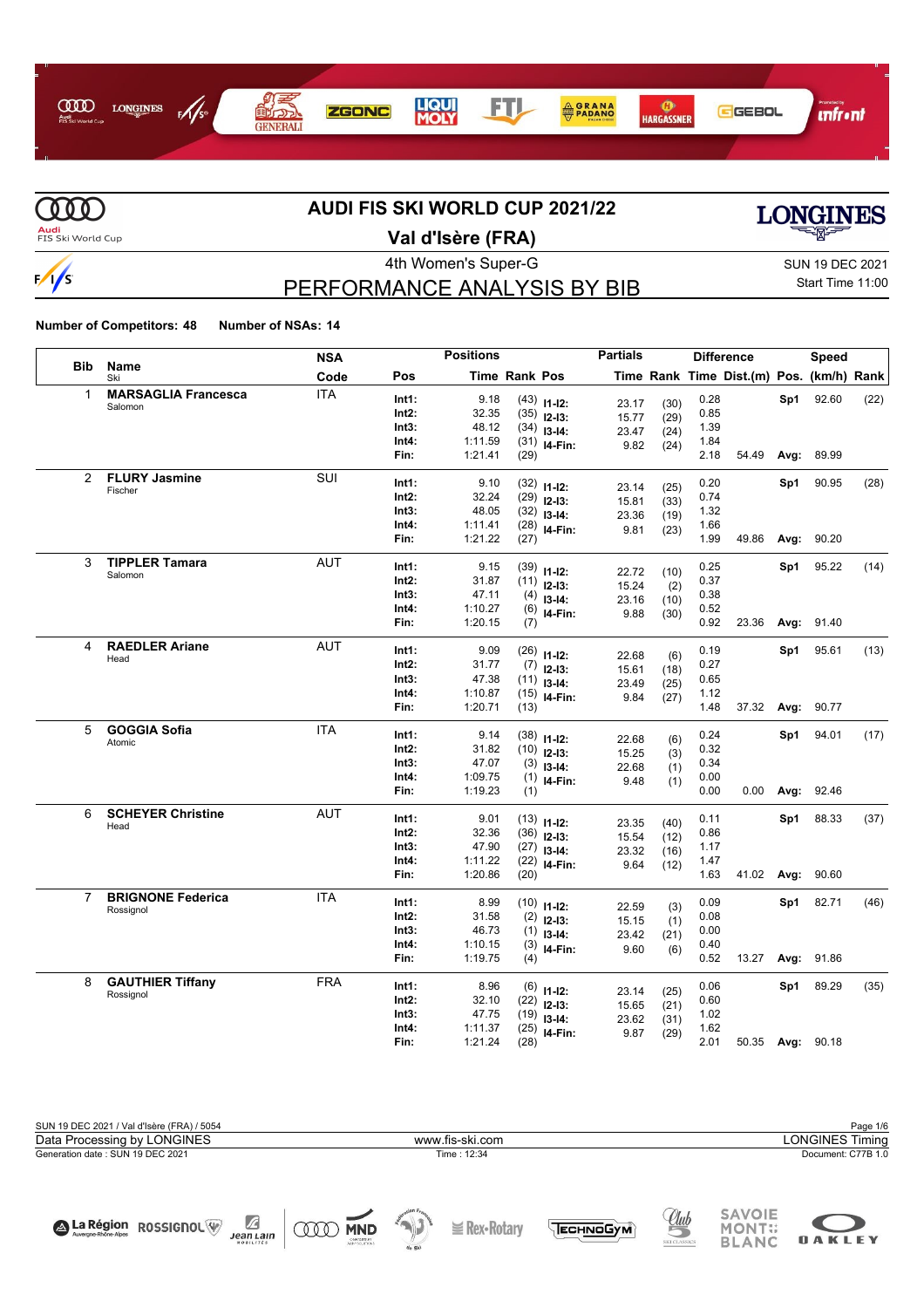# AUDI FIS SKI WORLD CUP 2021/22

## Val d'Isère (FRA)

4th Women's Super-G

SUN 19 DEC 2021

Start Time 11:00

## PERFORMANCE ANALYSIS BY BIB

**Number of Competitors: 48** **Number of NSAs: 14**

| Bib | Name / Ski | NSA Code | Pos | Time | Rank | Pos | Partial Time | Rank | Difference Time | Dist.(m) | Speed Pos. | (km/h) | Rank |
|---|---|---|---|---|---|---|---|---|---|---|---|---|---|
| 1 | **MARSAGLIA Francesca** Salomon | ITA | Int1: | 9.18 | (43) | I1-I2: | 23.17 | (30) | 0.28 | | Sp1 | 92.60 | (22) |
| | | | Int2: | 32.35 | (35) | I2-I3: | 15.77 | (29) | 0.85 | | | | |
| | | | Int3: | 48.12 | (34) | I3-I4: | 23.47 | (24) | 1.39 | | | | |
| | | | Int4: | 1:11.59 | (31) | I4-Fin: | 9.82 | (24) | 1.84 | | | | |
| | | | Fin: | 1:21.41 | (29) | | | | 2.18 | 54.49 | Avg: | 89.99 | |
| 2 | **FLURY Jasmine** Fischer | SUI | Int1: | 9.10 | (32) | I1-I2: | 23.14 | (25) | 0.20 | | Sp1 | 90.95 | (28) |
| | | | Int2: | 32.24 | (29) | I2-I3: | 15.81 | (33) | 0.74 | | | | |
| | | | Int3: | 48.05 | (32) | I3-I4: | 23.36 | (19) | 1.32 | | | | |
| | | | Int4: | 1:11.41 | (28) | I4-Fin: | 9.81 | (23) | 1.66 | | | | |
| | | | Fin: | 1:21.22 | (27) | | | | 1.99 | 49.86 | Avg: | 90.20 | |
| 3 | **TIPPLER Tamara** Salomon | AUT | Int1: | 9.15 | (39) | I1-I2: | 22.72 | (10) | 0.25 | | Sp1 | 95.22 | (14) |
| | | | Int2: | 31.87 | (11) | I2-I3: | 15.24 | (2) | 0.37 | | | | |
| | | | Int3: | 47.11 | (4) | I3-I4: | 23.16 | (10) | 0.38 | | | | |
| | | | Int4: | 1:10.27 | (6) | I4-Fin: | 9.88 | (30) | 0.52 | | | | |
| | | | Fin: | 1:20.15 | (7) | | | | 0.92 | 23.36 | Avg: | 91.40 | |
| 4 | **RAEDLER Ariane** Head | AUT | Int1: | 9.09 | (26) | I1-I2: | 22.68 | (6) | 0.19 | | Sp1 | 95.61 | (13) |
| | | | Int2: | 31.77 | (7) | I2-I3: | 15.61 | (18) | 0.27 | | | | |
| | | | Int3: | 47.38 | (11) | I3-I4: | 23.49 | (25) | 0.65 | | | | |
| | | | Int4: | 1:10.87 | (15) | I4-Fin: | 9.84 | (27) | 1.12 | | | | |
| | | | Fin: | 1:20.71 | (13) | | | | 1.48 | 37.32 | Avg: | 90.77 | |
| 5 | **GOGGIA Sofia** Atomic | ITA | Int1: | 9.14 | (38) | I1-I2: | 22.68 | (6) | 0.24 | | Sp1 | 94.01 | (17) |
| | | | Int2: | 31.82 | (10) | I2-I3: | 15.25 | (3) | 0.32 | | | | |
| | | | Int3: | 47.07 | (3) | I3-I4: | 22.68 | (1) | 0.34 | | | | |
| | | | Int4: | 1:09.75 | (1) | I4-Fin: | 9.48 | (1) | 0.00 | | | | |
| | | | Fin: | 1:19.23 | (1) | | | | 0.00 | 0.00 | Avg: | 92.46 | |
| 6 | **SCHEYER Christine** Head | AUT | Int1: | 9.01 | (13) | I1-I2: | 23.35 | (40) | 0.11 | | Sp1 | 88.33 | (37) |
| | | | Int2: | 32.36 | (36) | I2-I3: | 15.54 | (12) | 0.86 | | | | |
| | | | Int3: | 47.90 | (27) | I3-I4: | 23.32 | (16) | 1.17 | | | | |
| | | | Int4: | 1:11.22 | (22) | I4-Fin: | 9.64 | (12) | 1.47 | | | | |
| | | | Fin: | 1:20.86 | (20) | | | | 1.63 | 41.02 | Avg: | 90.60 | |
| 7 | **BRIGNONE Federica** Rossignol | ITA | Int1: | 8.99 | (10) | I1-I2: | 22.59 | (3) | 0.09 | | Sp1 | 82.71 | (46) |
| | | | Int2: | 31.58 | (2) | I2-I3: | 15.15 | (1) | 0.08 | | | | |
| | | | Int3: | 46.73 | (1) | I3-I4: | 23.42 | (21) | 0.00 | | | | |
| | | | Int4: | 1:10.15 | (3) | I4-Fin: | 9.60 | (6) | 0.40 | | | | |
| | | | Fin: | 1:19.75 | (4) | | | | 0.52 | 13.27 | Avg: | 91.86 | |
| 8 | **GAUTHIER Tiffany** Rossignol | FRA | Int1: | 8.96 | (6) | I1-I2: | 23.14 | (25) | 0.06 | | Sp1 | 89.29 | (35) |
| | | | Int2: | 32.10 | (22) | I2-I3: | 15.65 | (21) | 0.60 | | | | |
| | | | Int3: | 47.75 | (19) | I3-I4: | 23.62 | (31) | 1.02 | | | | |
| | | | Int4: | 1:11.37 | (25) | I4-Fin: | 9.87 | (29) | 1.62 | | | | |
| | | | Fin: | 1:21.24 | (28) | | | | 2.01 | 50.35 | Avg: | 90.18 | |

SUN 19 DEC 2021 / Val d'Isère (FRA) / 5054

Data Processing by LONGINES — www.fis-ski.com — LONGINES Timing

Generation date : SUN 19 DEC 2021 — Time : 12:34 — Document: C77B 1.0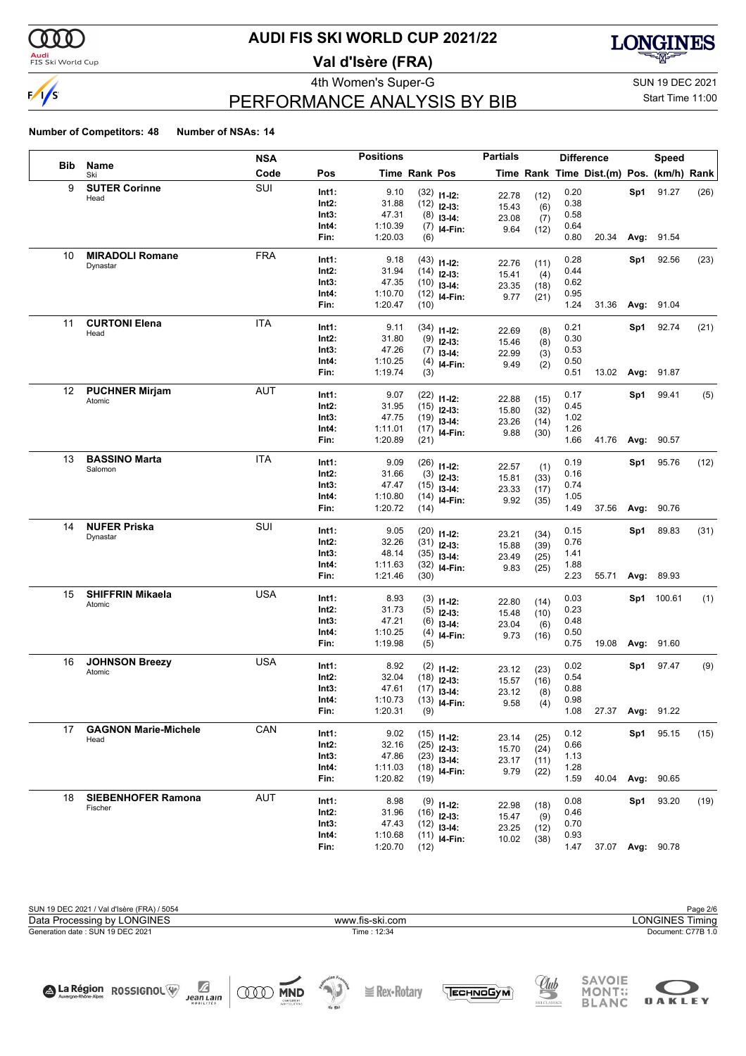# AUDI FIS SKI WORLD CUP 2021/22

## Val d'Isère (FRA)

4th Women's Super-G

SUN 19 DEC 2021

Start Time 11:00

## PERFORMANCE ANALYSIS BY BIB

**Number of Competitors: 48** **Number of NSAs: 14**

| Bib | Name / Ski | NSA Code | Pos | Time | Rank | Pos | Partial Time | Rank | Diff. Time | Dist.(m) | Pos. | Speed (km/h) | Rank |
|---|---|---|---|---|---|---|---|---|---|---|---|---|---|
| 9 | **SUTER Corinne** | SUI | Int1: | 9.10 | (32) | I1-I2: | 22.78 | (12) | 0.20 | | Sp1 | 91.27 | (26) |
| | Head | | Int2: | 31.88 | (12) | I2-I3: | 15.43 | (6) | 0.38 | | | | |
| | | | Int3: | 47.31 | (8) | I3-I4: | 23.08 | (7) | 0.58 | | | | |
| | | | Int4: | 1:10.39 | (7) | I4-Fin: | 9.64 | (12) | 0.64 | | | | |
| | | | Fin: | 1:20.03 | (6) | | | | 0.80 | 20.34 | Avg: | 91.54 | |
| 10 | **MIRADOLI Romane** | FRA | Int1: | 9.18 | (43) | I1-I2: | 22.76 | (11) | 0.28 | | Sp1 | 92.56 | (23) |
| | Dynastar | | Int2: | 31.94 | (14) | I2-I3: | 15.41 | (4) | 0.44 | | | | |
| | | | Int3: | 47.35 | (10) | I3-I4: | 23.35 | (18) | 0.62 | | | | |
| | | | Int4: | 1:10.70 | (12) | I4-Fin: | 9.77 | (21) | 0.95 | | | | |
| | | | Fin: | 1:20.47 | (10) | | | | 1.24 | 31.36 | Avg: | 91.04 | |
| 11 | **CURTONI Elena** | ITA | Int1: | 9.11 | (34) | I1-I2: | 22.69 | (8) | 0.21 | | Sp1 | 92.74 | (21) |
| | Head | | Int2: | 31.80 | (9) | I2-I3: | 15.46 | (8) | 0.30 | | | | |
| | | | Int3: | 47.26 | (7) | I3-I4: | 22.99 | (3) | 0.53 | | | | |
| | | | Int4: | 1:10.25 | (4) | I4-Fin: | 9.49 | (2) | 0.50 | | | | |
| | | | Fin: | 1:19.74 | (3) | | | | 0.51 | 13.02 | Avg: | 91.87 | |
| 12 | **PUCHNER Mirjam** | AUT | Int1: | 9.07 | (22) | I1-I2: | 22.88 | (15) | 0.17 | | Sp1 | 99.41 | (5) |
| | Atomic | | Int2: | 31.95 | (15) | I2-I3: | 15.80 | (32) | 0.45 | | | | |
| | | | Int3: | 47.75 | (19) | I3-I4: | 23.26 | (14) | 1.02 | | | | |
| | | | Int4: | 1:11.01 | (17) | I4-Fin: | 9.88 | (30) | 1.26 | | | | |
| | | | Fin: | 1:20.89 | (21) | | | | 1.66 | 41.76 | Avg: | 90.57 | |
| 13 | **BASSINO Marta** | ITA | Int1: | 9.09 | (26) | I1-I2: | 22.57 | (1) | 0.19 | | Sp1 | 95.76 | (12) |
| | Salomon | | Int2: | 31.66 | (3) | I2-I3: | 15.81 | (33) | 0.16 | | | | |
| | | | Int3: | 47.47 | (15) | I3-I4: | 23.33 | (17) | 0.74 | | | | |
| | | | Int4: | 1:10.80 | (14) | I4-Fin: | 9.92 | (35) | 1.05 | | | | |
| | | | Fin: | 1:20.72 | (14) | | | | 1.49 | 37.56 | Avg: | 90.76 | |
| 14 | **NUFER Priska** | SUI | Int1: | 9.05 | (20) | I1-I2: | 23.21 | (34) | 0.15 | | Sp1 | 89.83 | (31) |
| | Dynastar | | Int2: | 32.26 | (31) | I2-I3: | 15.88 | (39) | 0.76 | | | | |
| | | | Int3: | 48.14 | (35) | I3-I4: | 23.49 | (25) | 1.41 | | | | |
| | | | Int4: | 1:11.63 | (32) | I4-Fin: | 9.83 | (25) | 1.88 | | | | |
| | | | Fin: | 1:21.46 | (30) | | | | 2.23 | 55.71 | Avg: | 89.93 | |
| 15 | **SHIFFRIN Mikaela** | USA | Int1: | 8.93 | (3) | I1-I2: | 22.80 | (14) | 0.03 | | Sp1 | 100.61 | (1) |
| | Atomic | | Int2: | 31.73 | (5) | I2-I3: | 15.48 | (10) | 0.23 | | | | |
| | | | Int3: | 47.21 | (6) | I3-I4: | 23.04 | (6) | 0.48 | | | | |
| | | | Int4: | 1:10.25 | (4) | I4-Fin: | 9.73 | (16) | 0.50 | | | | |
| | | | Fin: | 1:19.98 | (5) | | | | 0.75 | 19.08 | Avg: | 91.60 | |
| 16 | **JOHNSON Breezy** | USA | Int1: | 8.92 | (2) | I1-I2: | 23.12 | (23) | 0.02 | | Sp1 | 97.47 | (9) |
| | Atomic | | Int2: | 32.04 | (18) | I2-I3: | 15.57 | (16) | 0.54 | | | | |
| | | | Int3: | 47.61 | (17) | I3-I4: | 23.12 | (8) | 0.88 | | | | |
| | | | Int4: | 1:10.73 | (13) | I4-Fin: | 9.58 | (4) | 0.98 | | | | |
| | | | Fin: | 1:20.31 | (9) | | | | 1.08 | 27.37 | Avg: | 91.22 | |
| 17 | **GAGNON Marie-Michele** | CAN | Int1: | 9.02 | (15) | I1-I2: | 23.14 | (25) | 0.12 | | Sp1 | 95.15 | (15) |
| | Head | | Int2: | 32.16 | (25) | I2-I3: | 15.70 | (24) | 0.66 | | | | |
| | | | Int3: | 47.86 | (23) | I3-I4: | 23.17 | (11) | 1.13 | | | | |
| | | | Int4: | 1:11.03 | (18) | I4-Fin: | 9.79 | (22) | 1.28 | | | | |
| | | | Fin: | 1:20.82 | (19) | | | | 1.59 | 40.04 | Avg: | 90.65 | |
| 18 | **SIEBENHOFER Ramona** | AUT | Int1: | 8.98 | (9) | I1-I2: | 22.98 | (18) | 0.08 | | Sp1 | 93.20 | (19) |
| | Fischer | | Int2: | 31.96 | (16) | I2-I3: | 15.47 | (9) | 0.46 | | | | |
| | | | Int3: | 47.43 | (12) | I3-I4: | 23.25 | (12) | 0.70 | | | | |
| | | | Int4: | 1:10.68 | (11) | I4-Fin: | 10.02 | (38) | 0.93 | | | | |
| | | | Fin: | 1:20.70 | (12) | | | | 1.47 | 37.07 | Avg: | 90.78 | |

SUN 19 DEC 2021 / Val d'Isère (FRA) / 5054

Data Processing by LONGINES — www.fis-ski.com — LONGINES Timing

Generation date : SUN 19 DEC 2021 — Time : 12:34 — Document: C77B 1.0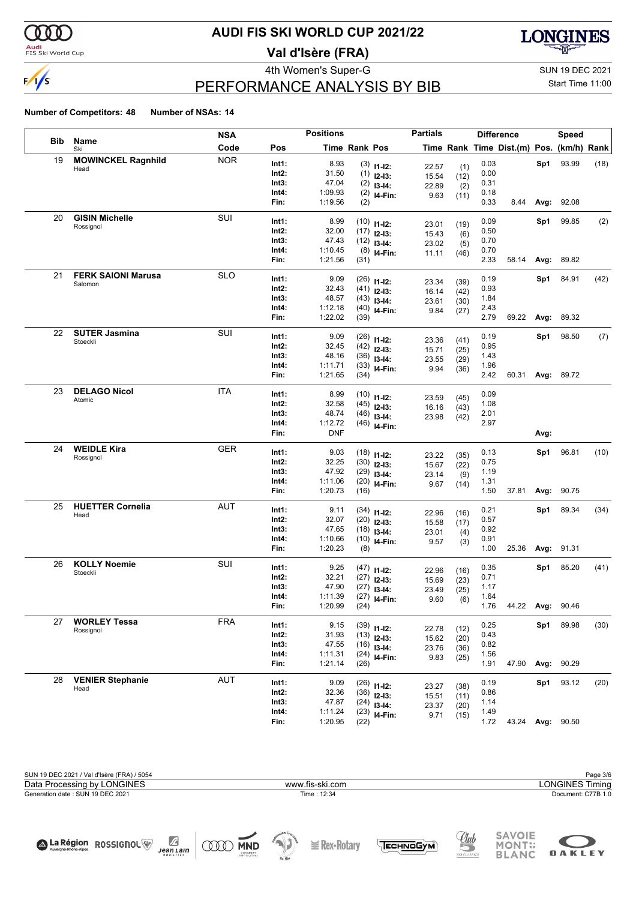# AUDI FIS SKI WORLD CUP 2021/22

## Val d'Isère (FRA)

4th Women's Super-G

SUN 19 DEC 2021

Start Time 11:00

## PERFORMANCE ANALYSIS BY BIB

**Number of Competitors: 48** **Number of NSAs: 14**

| Bib | Name / Ski | NSA Code | Pos | Time | Rank | Pos | Time | Rank | Time | Dist.(m) | Pos. | (km/h) | Rank |
|---|---|---|---|---|---|---|---|---|---|---|---|---|---|
| | | | | **Positions** | | | **Partials** | | **Difference** | | **Speed** | | |
| 19 | **MOWINCKEL Ragnhild** Head | NOR | Int1: | 8.93 | (3) | I1-I2: | 22.57 | (1) | 0.03 | | Sp1 | 93.99 | (18) |
| | | | Int2: | 31.50 | (1) | I2-I3: | 15.54 | (12) | 0.00 | | | | |
| | | | Int3: | 47.04 | (2) | I3-I4: | 22.89 | (2) | 0.31 | | | | |
| | | | Int4: | 1:09.93 | (2) | I4-Fin: | 9.63 | (11) | 0.18 | | | | |
| | | | Fin: | 1:19.56 | (2) | | | | 0.33 | 8.44 | Avg: | 92.08 | |
| 20 | **GISIN Michelle** Rossignol | SUI | Int1: | 8.99 | (10) | I1-I2: | 23.01 | (19) | 0.09 | | Sp1 | 99.85 | (2) |
| | | | Int2: | 32.00 | (17) | I2-I3: | 15.43 | (6) | 0.50 | | | | |
| | | | Int3: | 47.43 | (12) | I3-I4: | 23.02 | (5) | 0.70 | | | | |
| | | | Int4: | 1:10.45 | (8) | I4-Fin: | 11.11 | (46) | 0.70 | | | | |
| | | | Fin: | 1:21.56 | (31) | | | | 2.33 | 58.14 | Avg: | 89.82 | |
| 21 | **FERK SAIONI Marusa** Salomon | SLO | Int1: | 9.09 | (26) | I1-I2: | 23.34 | (39) | 0.19 | | Sp1 | 84.91 | (42) |
| | | | Int2: | 32.43 | (41) | I2-I3: | 16.14 | (42) | 0.93 | | | | |
| | | | Int3: | 48.57 | (43) | I3-I4: | 23.61 | (30) | 1.84 | | | | |
| | | | Int4: | 1:12.18 | (40) | I4-Fin: | 9.84 | (27) | 2.43 | | | | |
| | | | Fin: | 1:22.02 | (39) | | | | 2.79 | 69.22 | Avg: | 89.32 | |
| 22 | **SUTER Jasmina** Stoeckli | SUI | Int1: | 9.09 | (26) | I1-I2: | 23.36 | (41) | 0.19 | | Sp1 | 98.50 | (7) |
| | | | Int2: | 32.45 | (42) | I2-I3: | 15.71 | (25) | 0.95 | | | | |
| | | | Int3: | 48.16 | (36) | I3-I4: | 23.55 | (29) | 1.43 | | | | |
| | | | Int4: | 1:11.71 | (33) | I4-Fin: | 9.94 | (36) | 1.96 | | | | |
| | | | Fin: | 1:21.65 | (34) | | | | 2.42 | 60.31 | Avg: | 89.72 | |
| 23 | **DELAGO Nicol** Atomic | ITA | Int1: | 8.99 | (10) | I1-I2: | 23.59 | (45) | 0.09 | | | | |
| | | | Int2: | 32.58 | (45) | I2-I3: | 16.16 | (43) | 1.08 | | | | |
| | | | Int3: | 48.74 | (46) | I3-I4: | 23.98 | (42) | 2.01 | | | | |
| | | | Int4: | 1:12.72 | (46) | I4-Fin: | | | 2.97 | | | | |
| | | | Fin: | DNF | | | | | | | Avg: | | |
| 24 | **WEIDLE Kira** Rossignol | GER | Int1: | 9.03 | (18) | I1-I2: | 23.22 | (35) | 0.13 | | Sp1 | 96.81 | (10) |
| | | | Int2: | 32.25 | (30) | I2-I3: | 15.67 | (22) | 0.75 | | | | |
| | | | Int3: | 47.92 | (29) | I3-I4: | 23.14 | (9) | 1.19 | | | | |
| | | | Int4: | 1:11.06 | (20) | I4-Fin: | 9.67 | (14) | 1.31 | | | | |
| | | | Fin: | 1:20.73 | (16) | | | | 1.50 | 37.81 | Avg: | 90.75 | |
| 25 | **HUETTER Cornelia** Head | AUT | Int1: | 9.11 | (34) | I1-I2: | 22.96 | (16) | 0.21 | | Sp1 | 89.34 | (34) |
| | | | Int2: | 32.07 | (20) | I2-I3: | 15.58 | (17) | 0.57 | | | | |
| | | | Int3: | 47.65 | (18) | I3-I4: | 23.01 | (4) | 0.92 | | | | |
| | | | Int4: | 1:10.66 | (10) | I4-Fin: | 9.57 | (3) | 0.91 | | | | |
| | | | Fin: | 1:20.23 | (8) | | | | 1.00 | 25.36 | Avg: | 91.31 | |
| 26 | **KOLLY Noemie** Stoeckli | SUI | Int1: | 9.25 | (47) | I1-I2: | 22.96 | (16) | 0.35 | | Sp1 | 85.20 | (41) |
| | | | Int2: | 32.21 | (27) | I2-I3: | 15.69 | (23) | 0.71 | | | | |
| | | | Int3: | 47.90 | (27) | I3-I4: | 23.49 | (25) | 1.17 | | | | |
| | | | Int4: | 1:11.39 | (27) | I4-Fin: | 9.60 | (6) | 1.64 | | | | |
| | | | Fin: | 1:20.99 | (24) | | | | 1.76 | 44.22 | Avg: | 90.46 | |
| 27 | **WORLEY Tessa** Rossignol | FRA | Int1: | 9.15 | (39) | I1-I2: | 22.78 | (12) | 0.25 | | Sp1 | 89.98 | (30) |
| | | | Int2: | 31.93 | (13) | I2-I3: | 15.62 | (20) | 0.43 | | | | |
| | | | Int3: | 47.55 | (16) | I3-I4: | 23.76 | (36) | 0.82 | | | | |
| | | | Int4: | 1:11.31 | (24) | I4-Fin: | 9.83 | (25) | 1.56 | | | | |
| | | | Fin: | 1:21.14 | (26) | | | | 1.91 | 47.90 | Avg: | 90.29 | |
| 28 | **VENIER Stephanie** Head | AUT | Int1: | 9.09 | (26) | I1-I2: | 23.27 | (38) | 0.19 | | Sp1 | 93.12 | (20) |
| | | | Int2: | 32.36 | (36) | I2-I3: | 15.51 | (11) | 0.86 | | | | |
| | | | Int3: | 47.87 | (24) | I3-I4: | 23.37 | (20) | 1.14 | | | | |
| | | | Int4: | 1:11.24 | (23) | I4-Fin: | 9.71 | (15) | 1.49 | | | | |
| | | | Fin: | 1:20.95 | (22) | | | | 1.72 | 43.24 | Avg: | 90.50 | |

SUN 19 DEC 2021 / Val d'Isère (FRA) / 5054

Data Processing by LONGINES — www.fis-ski.com — LONGINES Timing

Generation date : SUN 19 DEC 2021 — Time : 12:34 — Document: C77B 1.0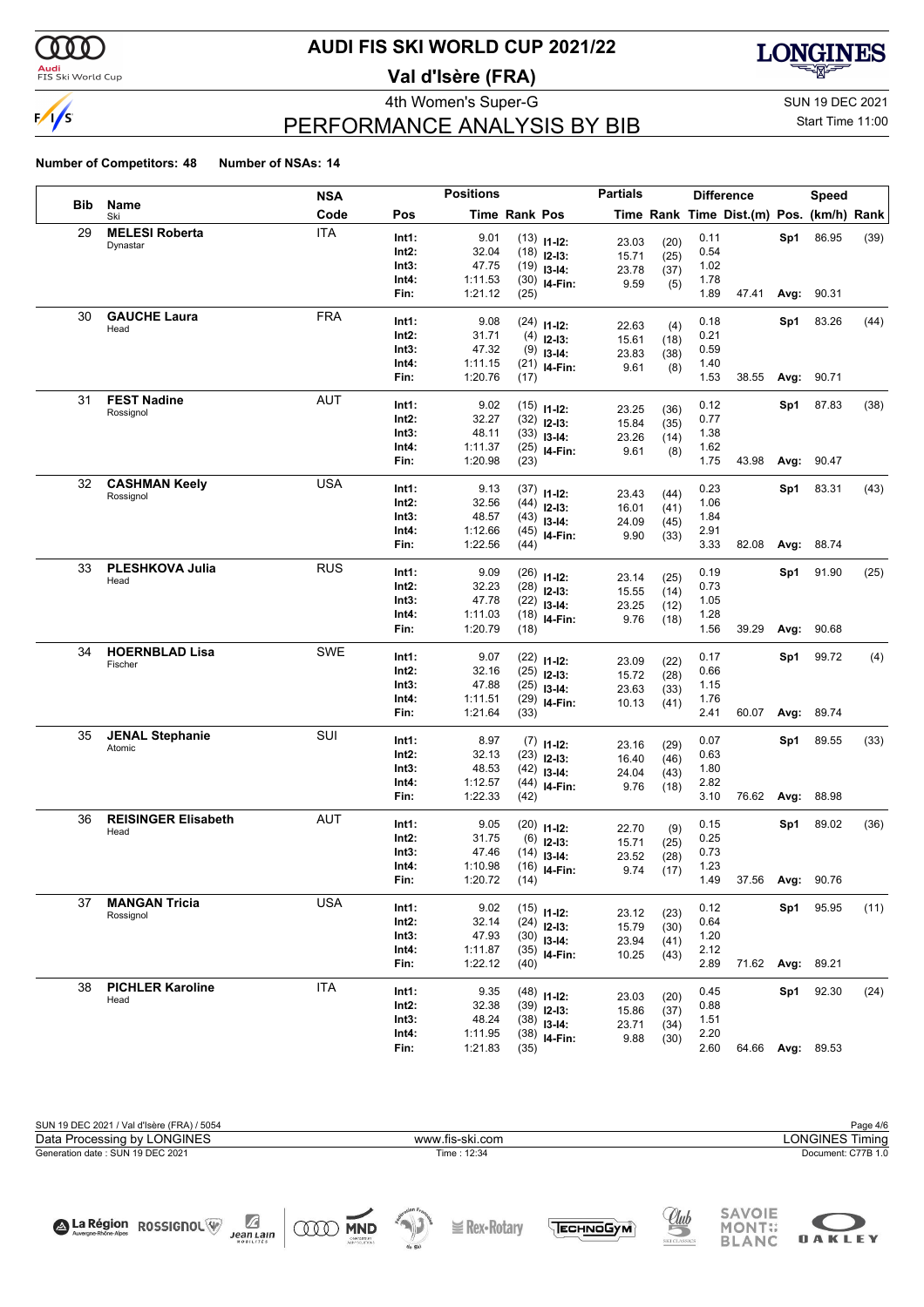# AUDI FIS SKI WORLD CUP 2021/22

## Val d'Isère (FRA)

4th Women's Super-G

SUN 19 DEC 2021

Start Time 11:00

# PERFORMANCE ANALYSIS BY BIB

**Number of Competitors: 48** **Number of NSAs: 14**

| Bib | Name / Ski | NSA Code | Pos | Time | Rank | Partials Pos | Partials Time | Partials Rank | Difference Time | Dist.(m) | Speed Pos. | Speed (km/h) | Speed Rank |
|---|---|---|---|---|---|---|---|---|---|---|---|---|---|
| 29 | **MELESI Roberta** Dynastar | ITA | Int1: | 9.01 | (13) | I1-I2: | 23.03 | (20) | 0.11 | | Sp1 | 86.95 | (39) |
| | | | Int2: | 32.04 | (18) | I2-I3: | 15.71 | (25) | 0.54 | | | | |
| | | | Int3: | 47.75 | (19) | I3-I4: | 23.78 | (37) | 1.02 | | | | |
| | | | Int4: | 1:11.53 | (30) | I4-Fin: | 9.59 | (5) | 1.78 | | | | |
| | | | Fin: | 1:21.12 | (25) | | | | 1.89 | 47.41 | Avg: | 90.31 | |
| 30 | **GAUCHE Laura** Head | FRA | Int1: | 9.08 | (24) | I1-I2: | 22.63 | (4) | 0.18 | | Sp1 | 83.26 | (44) |
| | | | Int2: | 31.71 | (4) | I2-I3: | 15.61 | (18) | 0.21 | | | | |
| | | | Int3: | 47.32 | (9) | I3-I4: | 23.83 | (38) | 0.59 | | | | |
| | | | Int4: | 1:11.15 | (21) | I4-Fin: | 9.61 | (8) | 1.40 | | | | |
| | | | Fin: | 1:20.76 | (17) | | | | 1.53 | 38.55 | Avg: | 90.71 | |
| 31 | **FEST Nadine** Rossignol | AUT | Int1: | 9.02 | (15) | I1-I2: | 23.25 | (36) | 0.12 | | Sp1 | 87.83 | (38) |
| | | | Int2: | 32.27 | (32) | I2-I3: | 15.84 | (35) | 0.77 | | | | |
| | | | Int3: | 48.11 | (33) | I3-I4: | 23.26 | (14) | 1.38 | | | | |
| | | | Int4: | 1:11.37 | (25) | I4-Fin: | 9.61 | (8) | 1.62 | | | | |
| | | | Fin: | 1:20.98 | (23) | | | | 1.75 | 43.98 | Avg: | 90.47 | |
| 32 | **CASHMAN Keely** Rossignol | USA | Int1: | 9.13 | (37) | I1-I2: | 23.43 | (44) | 0.23 | | Sp1 | 83.31 | (43) |
| | | | Int2: | 32.56 | (44) | I2-I3: | 16.01 | (41) | 1.06 | | | | |
| | | | Int3: | 48.57 | (43) | I3-I4: | 24.09 | (45) | 1.84 | | | | |
| | | | Int4: | 1:12.66 | (45) | I4-Fin: | 9.90 | (33) | 2.91 | | | | |
| | | | Fin: | 1:22.56 | (44) | | | | 3.33 | 82.08 | Avg: | 88.74 | |
| 33 | **PLESHKOVA Julia** Head | RUS | Int1: | 9.09 | (26) | I1-I2: | 23.14 | (25) | 0.19 | | Sp1 | 91.90 | (25) |
| | | | Int2: | 32.23 | (28) | I2-I3: | 15.55 | (14) | 0.73 | | | | |
| | | | Int3: | 47.78 | (22) | I3-I4: | 23.25 | (12) | 1.05 | | | | |
| | | | Int4: | 1:11.03 | (18) | I4-Fin: | 9.76 | (18) | 1.28 | | | | |
| | | | Fin: | 1:20.79 | (18) | | | | 1.56 | 39.29 | Avg: | 90.68 | |
| 34 | **HOERNBLAD Lisa** Fischer | SWE | Int1: | 9.07 | (22) | I1-I2: | 23.09 | (22) | 0.17 | | Sp1 | 99.72 | (4) |
| | | | Int2: | 32.16 | (25) | I2-I3: | 15.72 | (28) | 0.66 | | | | |
| | | | Int3: | 47.88 | (25) | I3-I4: | 23.63 | (33) | 1.15 | | | | |
| | | | Int4: | 1:11.51 | (29) | I4-Fin: | 10.13 | (41) | 1.76 | | | | |
| | | | Fin: | 1:21.64 | (33) | | | | 2.41 | 60.07 | Avg: | 89.74 | |
| 35 | **JENAL Stephanie** Atomic | SUI | Int1: | 8.97 | (7) | I1-I2: | 23.16 | (29) | 0.07 | | Sp1 | 89.55 | (33) |
| | | | Int2: | 32.13 | (23) | I2-I3: | 16.40 | (46) | 0.63 | | | | |
| | | | Int3: | 48.53 | (42) | I3-I4: | 24.04 | (43) | 1.80 | | | | |
| | | | Int4: | 1:12.57 | (44) | I4-Fin: | 9.76 | (18) | 2.82 | | | | |
| | | | Fin: | 1:22.33 | (42) | | | | 3.10 | 76.62 | Avg: | 88.98 | |
| 36 | **REISINGER Elisabeth** Head | AUT | Int1: | 9.05 | (20) | I1-I2: | 22.70 | (9) | 0.15 | | Sp1 | 89.02 | (36) |
| | | | Int2: | 31.75 | (6) | I2-I3: | 15.71 | (25) | 0.25 | | | | |
| | | | Int3: | 47.46 | (14) | I3-I4: | 23.52 | (28) | 0.73 | | | | |
| | | | Int4: | 1:10.98 | (16) | I4-Fin: | 9.74 | (17) | 1.23 | | | | |
| | | | Fin: | 1:20.72 | (14) | | | | 1.49 | 37.56 | Avg: | 90.76 | |
| 37 | **MANGAN Tricia** Rossignol | USA | Int1: | 9.02 | (15) | I1-I2: | 23.12 | (23) | 0.12 | | Sp1 | 95.95 | (11) |
| | | | Int2: | 32.14 | (24) | I2-I3: | 15.79 | (30) | 0.64 | | | | |
| | | | Int3: | 47.93 | (30) | I3-I4: | 23.94 | (41) | 1.20 | | | | |
| | | | Int4: | 1:11.87 | (35) | I4-Fin: | 10.25 | (43) | 2.12 | | | | |
| | | | Fin: | 1:22.12 | (40) | | | | 2.89 | 71.62 | Avg: | 89.21 | |
| 38 | **PICHLER Karoline** Head | ITA | Int1: | 9.35 | (48) | I1-I2: | 23.03 | (20) | 0.45 | | Sp1 | 92.30 | (24) |
| | | | Int2: | 32.38 | (39) | I2-I3: | 15.86 | (37) | 0.88 | | | | |
| | | | Int3: | 48.24 | (38) | I3-I4: | 23.71 | (34) | 1.51 | | | | |
| | | | Int4: | 1:11.95 | (38) | I4-Fin: | 9.88 | (30) | 2.20 | | | | |
| | | | Fin: | 1:21.83 | (35) | | | | 2.60 | 64.66 | Avg: | 89.53 | |

SUN 19 DEC 2021 / Val d'Isère (FRA) / 5054

Data Processing by LONGINES — www.fis-ski.com — LONGINES Timing

Generation date : SUN 19 DEC 2021 — Time : 12:34 — Document: C77B 1.0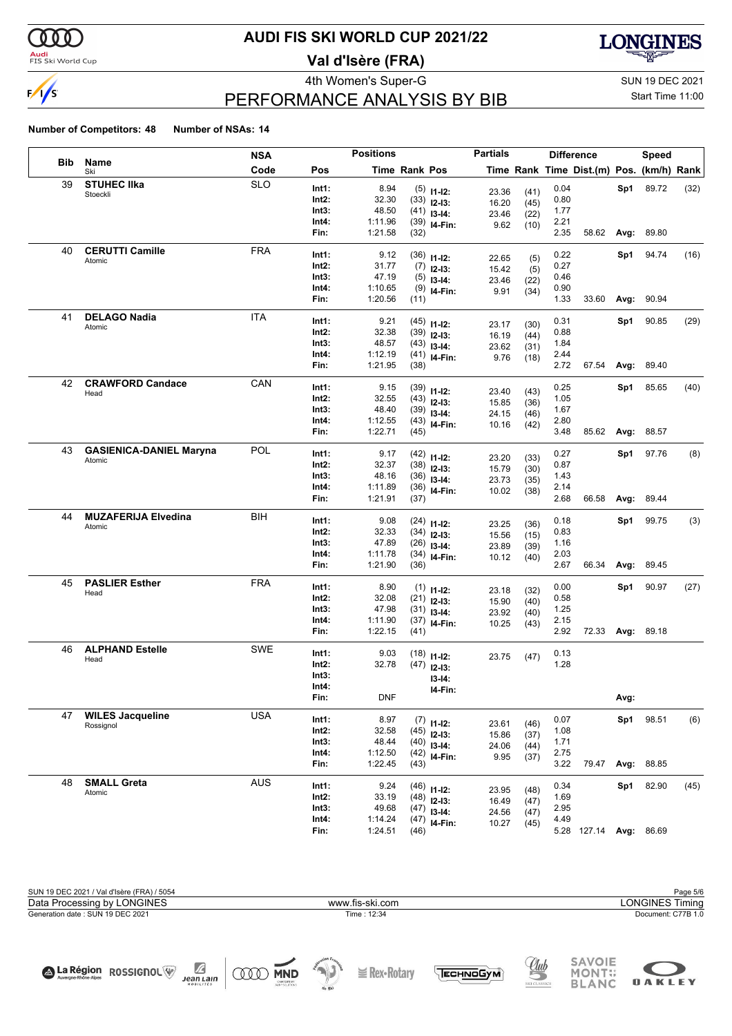# AUDI FIS SKI WORLD CUP 2021/22

## Val d'Isère (FRA)

4th Women's Super-G

SUN 19 DEC 2021

Start Time 11:00

## PERFORMANCE ANALYSIS BY BIB

**Number of Competitors: 48** **Number of NSAs: 14**

| Bib | Name / Ski | NSA Code | Pos | Time | Rank | Pos | Partials Time | Partials Rank | Difference Time | Dist.(m) | Pos. | Speed (km/h) | Speed Rank |
|---|---|---|---|---|---|---|---|---|---|---|---|---|---|
| 39 | **STUHEC Ilka** Stoeckli | SLO | Int1: | 8.94 | (5) | I1-I2: | 23.36 | (41) | 0.04 | | Sp1 | 89.72 | (32) |
| | | | Int2: | 32.30 | (33) | I2-I3: | 16.20 | (45) | 0.80 | | | | |
| | | | Int3: | 48.50 | (41) | I3-I4: | 23.46 | (22) | 1.77 | | | | |
| | | | Int4: | 1:11.96 | (39) | I4-Fin: | 9.62 | (10) | 2.21 | | | | |
| | | | Fin: | 1:21.58 | (32) | | | | 2.35 | 58.62 | Avg: | 89.80 | |
| 40 | **CERUTTI Camille** Atomic | FRA | Int1: | 9.12 | (36) | I1-I2: | 22.65 | (5) | 0.22 | | Sp1 | 94.74 | (16) |
| | | | Int2: | 31.77 | (7) | I2-I3: | 15.42 | (5) | 0.27 | | | | |
| | | | Int3: | 47.19 | (5) | I3-I4: | 23.46 | (22) | 0.46 | | | | |
| | | | Int4: | 1:10.65 | (9) | I4-Fin: | 9.91 | (34) | 0.90 | | | | |
| | | | Fin: | 1:20.56 | (11) | | | | 1.33 | 33.60 | Avg: | 90.94 | |
| 41 | **DELAGO Nadia** Atomic | ITA | Int1: | 9.21 | (45) | I1-I2: | 23.17 | (30) | 0.31 | | Sp1 | 90.85 | (29) |
| | | | Int2: | 32.38 | (39) | I2-I3: | 16.19 | (44) | 0.88 | | | | |
| | | | Int3: | 48.57 | (43) | I3-I4: | 23.62 | (31) | 1.84 | | | | |
| | | | Int4: | 1:12.19 | (41) | I4-Fin: | 9.76 | (18) | 2.44 | | | | |
| | | | Fin: | 1:21.95 | (38) | | | | 2.72 | 67.54 | Avg: | 89.40 | |
| 42 | **CRAWFORD Candace** Head | CAN | Int1: | 9.15 | (39) | I1-I2: | 23.40 | (43) | 0.25 | | Sp1 | 85.65 | (40) |
| | | | Int2: | 32.55 | (43) | I2-I3: | 15.85 | (36) | 1.05 | | | | |
| | | | Int3: | 48.40 | (39) | I3-I4: | 24.15 | (46) | 1.67 | | | | |
| | | | Int4: | 1:12.55 | (43) | I4-Fin: | 10.16 | (42) | 2.80 | | | | |
| | | | Fin: | 1:22.71 | (45) | | | | 3.48 | 85.62 | Avg: | 88.57 | |
| 43 | **GASIENICA-DANIEL Maryna** Atomic | POL | Int1: | 9.17 | (42) | I1-I2: | 23.20 | (33) | 0.27 | | Sp1 | 97.76 | (8) |
| | | | Int2: | 32.37 | (38) | I2-I3: | 15.79 | (30) | 0.87 | | | | |
| | | | Int3: | 48.16 | (36) | I3-I4: | 23.73 | (35) | 1.43 | | | | |
| | | | Int4: | 1:11.89 | (36) | I4-Fin: | 10.02 | (38) | 2.14 | | | | |
| | | | Fin: | 1:21.91 | (37) | | | | 2.68 | 66.58 | Avg: | 89.44 | |
| 44 | **MUZAFERIJA Elvedina** Atomic | BIH | Int1: | 9.08 | (24) | I1-I2: | 23.25 | (36) | 0.18 | | Sp1 | 99.75 | (3) |
| | | | Int2: | 32.33 | (34) | I2-I3: | 15.56 | (15) | 0.83 | | | | |
| | | | Int3: | 47.89 | (26) | I3-I4: | 23.89 | (39) | 1.16 | | | | |
| | | | Int4: | 1:11.78 | (34) | I4-Fin: | 10.12 | (40) | 2.03 | | | | |
| | | | Fin: | 1:21.90 | (36) | | | | 2.67 | 66.34 | Avg: | 89.45 | |
| 45 | **PASLIER Esther** Head | FRA | Int1: | 8.90 | (1) | I1-I2: | 23.18 | (32) | 0.00 | | Sp1 | 90.97 | (27) |
| | | | Int2: | 32.08 | (21) | I2-I3: | 15.90 | (40) | 0.58 | | | | |
| | | | Int3: | 47.98 | (31) | I3-I4: | 23.92 | (40) | 1.25 | | | | |
| | | | Int4: | 1:11.90 | (37) | I4-Fin: | 10.25 | (43) | 2.15 | | | | |
| | | | Fin: | 1:22.15 | (41) | | | | 2.92 | 72.33 | Avg: | 89.18 | |
| 46 | **ALPHAND Estelle** Head | SWE | Int1: | 9.03 | (18) | I1-I2: | 23.75 | (47) | 0.13 | | | | |
| | | | Int2: | 32.78 | (47) | I2-I3: | | | 1.28 | | | | |
| | | | Int3: | | | I3-I4: | | | | | | | |
| | | | Int4: | | | I4-Fin: | | | | | | | |
| | | | Fin: | DNF | | | | | | | Avg: | | |
| 47 | **WILES Jacqueline** Rossignol | USA | Int1: | 8.97 | (7) | I1-I2: | 23.61 | (46) | 0.07 | | Sp1 | 98.51 | (6) |
| | | | Int2: | 32.58 | (45) | I2-I3: | 15.86 | (37) | 1.08 | | | | |
| | | | Int3: | 48.44 | (40) | I3-I4: | 24.06 | (44) | 1.71 | | | | |
| | | | Int4: | 1:12.50 | (42) | I4-Fin: | 9.95 | (37) | 2.75 | | | | |
| | | | Fin: | 1:22.45 | (43) | | | | 3.22 | 79.47 | Avg: | 88.85 | |
| 48 | **SMALL Greta** Atomic | AUS | Int1: | 9.24 | (46) | I1-I2: | 23.95 | (48) | 0.34 | | Sp1 | 82.90 | (45) |
| | | | Int2: | 33.19 | (48) | I2-I3: | 16.49 | (47) | 1.69 | | | | |
| | | | Int3: | 49.68 | (47) | I3-I4: | 24.56 | (47) | 2.95 | | | | |
| | | | Int4: | 1:14.24 | (47) | I4-Fin: | 10.27 | (45) | 4.49 | | | | |
| | | | Fin: | 1:24.51 | (46) | | | | 5.28 | 127.14 | Avg: | 86.69 | |

SUN 19 DEC 2021 / Val d'Isère (FRA) / 5054

Data Processing by LONGINES — www.fis-ski.com — LONGINES Timing

Generation date : SUN 19 DEC 2021 — Time : 12:34 — Document: C77B 1.0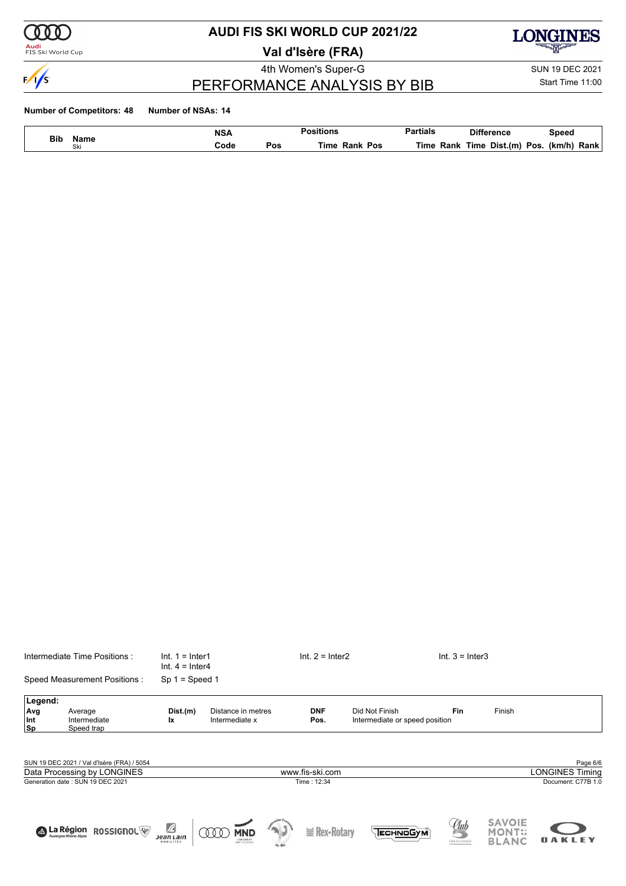# AUDI FIS SKI WORLD CUP 2021/22

## Val d'Isère (FRA)

4th Women's Super-G

SUN 19 DEC 2021

Start Time 11:00

## PERFORMANCE ANALYSIS BY BIB

**Number of Competitors: 48** **Number of NSAs: 14**

| Bib | Name Ski | NSA Code | Pos | Positions Time | Rank | Pos | Partials Time | Rank | Difference Time | Dist.(m) | Pos. | Speed (km/h) | Rank |
|---|---|---|---|---|---|---|---|---|---|---|---|---|---|

| Intermediate Time Positions : | Int. 1 = Inter1 | Int. 2 = Inter2 | Int. 3 = Inter3 |
|---|---|---|---|
| | Int. 4 = Inter4 | | |
| Speed Measurement Positions : | Sp 1 = Speed 1 | | |

| Legend: | | | | | | | |
|---|---|---|---|---|---|---|---|
| Avg | Average | Dist.(m) | Distance in metres | DNF | Did Not Finish | Fin | Finish |
| Int | Intermediate | Ix | Intermediate x | Pos. | Intermediate or speed position | | |
| Sp | Speed trap | | | | | | |

SUN 19 DEC 2021 / Val d'Isère (FRA) / 5054

Data Processing by LONGINES | www.fis-ski.com | LONGINES Timing

Generation date : SUN 19 DEC 2021 | Time : 12:34 | Document: C77B 1.0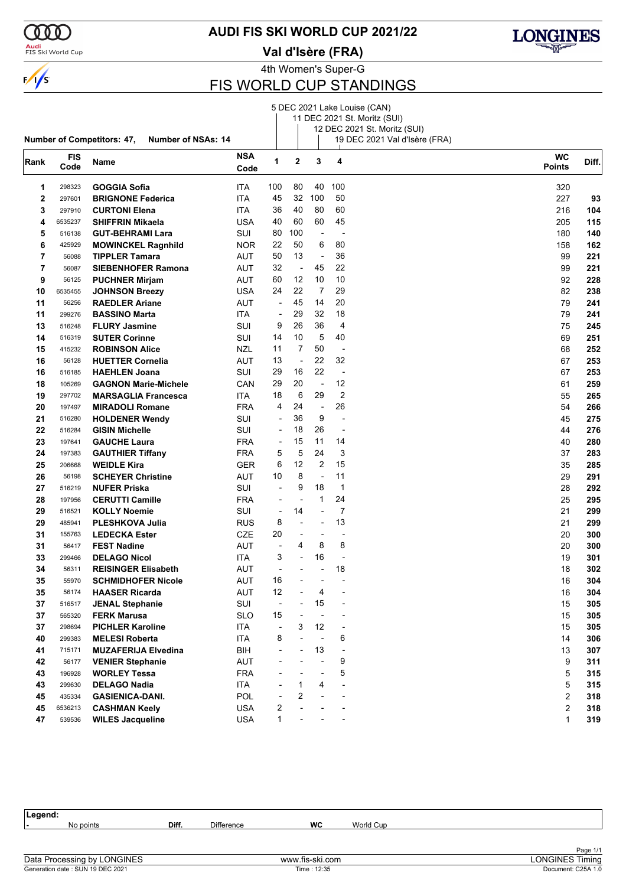# AUDI FIS SKI WORLD CUP 2021/22

## Val d'Isère (FRA)

4th Women's Super-G

## FIS WORLD CUP STANDINGS

1: 5 DEC 2021 Lake Louise (CAN)
2: 11 DEC 2021 St. Moritz (SUI)
3: 12 DEC 2021 St. Moritz (SUI)
4: 19 DEC 2021 Val d'Isère (FRA)

**Number of Competitors: 47, Number of NSAs: 14**

| Rank | FIS Code | Name | NSA Code | 1 | 2 | 3 | 4 | WC Points | Diff. |
|---|---|---|---|---|---|---|---|---|---|
| 1 | 298323 | **GOGGIA Sofia** | ITA | 100 | 80 | 40 | 100 | 320 | |
| 2 | 297601 | **BRIGNONE Federica** | ITA | 45 | 32 | 100 | 50 | 227 | **93** |
| 3 | 297910 | **CURTONI Elena** | ITA | 36 | 40 | 80 | 60 | 216 | **104** |
| 4 | 6535237 | **SHIFFRIN Mikaela** | USA | 40 | 60 | 60 | 45 | 205 | **115** |
| 5 | 516138 | **GUT-BEHRAMI Lara** | SUI | 80 | 100 | - | - | 180 | **140** |
| 6 | 425929 | **MOWINCKEL Ragnhild** | NOR | 22 | 50 | 6 | 80 | 158 | **162** |
| 7 | 56088 | **TIPPLER Tamara** | AUT | 50 | 13 | - | 36 | 99 | **221** |
| 7 | 56087 | **SIEBENHOFER Ramona** | AUT | 32 | - | 45 | 22 | 99 | **221** |
| 9 | 56125 | **PUCHNER Mirjam** | AUT | 60 | 12 | 10 | 10 | 92 | **228** |
| 10 | 6535455 | **JOHNSON Breezy** | USA | 24 | 22 | 7 | 29 | 82 | **238** |
| 11 | 56256 | **RAEDLER Ariane** | AUT | - | 45 | 14 | 20 | 79 | **241** |
| 11 | 299276 | **BASSINO Marta** | ITA | - | 29 | 32 | 18 | 79 | **241** |
| 13 | 516248 | **FLURY Jasmine** | SUI | 9 | 26 | 36 | 4 | 75 | **245** |
| 14 | 516319 | **SUTER Corinne** | SUI | 14 | 10 | 5 | 40 | 69 | **251** |
| 15 | 415232 | **ROBINSON Alice** | NZL | 11 | 7 | 50 | - | 68 | **252** |
| 16 | 56128 | **HUETTER Cornelia** | AUT | 13 | - | 22 | 32 | 67 | **253** |
| 16 | 516185 | **HAEHLEN Joana** | SUI | 29 | 16 | 22 | - | 67 | **253** |
| 18 | 105269 | **GAGNON Marie-Michele** | CAN | 29 | 20 | - | 12 | 61 | **259** |
| 19 | 297702 | **MARSAGLIA Francesca** | ITA | 18 | 6 | 29 | 2 | 55 | **265** |
| 20 | 197497 | **MIRADOLI Romane** | FRA | 4 | 24 | - | 26 | 54 | **266** |
| 21 | 516280 | **HOLDENER Wendy** | SUI | - | 36 | 9 | - | 45 | **275** |
| 22 | 516284 | **GISIN Michelle** | SUI | - | 18 | 26 | - | 44 | **276** |
| 23 | 197641 | **GAUCHE Laura** | FRA | - | 15 | 11 | 14 | 40 | **280** |
| 24 | 197383 | **GAUTHIER Tiffany** | FRA | 5 | 5 | 24 | 3 | 37 | **283** |
| 25 | 206668 | **WEIDLE Kira** | GER | 6 | 12 | 2 | 15 | 35 | **285** |
| 26 | 56198 | **SCHEYER Christine** | AUT | 10 | 8 | - | 11 | 29 | **291** |
| 27 | 516219 | **NUFER Priska** | SUI | - | 9 | 18 | 1 | 28 | **292** |
| 28 | 197956 | **CERUTTI Camille** | FRA | - | - | 1 | 24 | 25 | **295** |
| 29 | 516521 | **KOLLY Noemie** | SUI | - | 14 | - | 7 | 21 | **299** |
| 29 | 485941 | **PLESHKOVA Julia** | RUS | 8 | - | - | 13 | 21 | **299** |
| 31 | 155763 | **LEDECKA Ester** | CZE | 20 | - | - | - | 20 | **300** |
| 31 | 56417 | **FEST Nadine** | AUT | - | 4 | 8 | 8 | 20 | **300** |
| 33 | 299466 | **DELAGO Nicol** | ITA | 3 | - | 16 | - | 19 | **301** |
| 34 | 56311 | **REISINGER Elisabeth** | AUT | - | - | - | 18 | 18 | **302** |
| 35 | 55970 | **SCHMIDHOFER Nicole** | AUT | 16 | - | - | - | 16 | **304** |
| 35 | 56174 | **HAASER Ricarda** | AUT | 12 | - | 4 | - | 16 | **304** |
| 37 | 516517 | **JENAL Stephanie** | SUI | - | - | 15 | - | 15 | **305** |
| 37 | 565320 | **FERK Marusa** | SLO | 15 | - | - | - | 15 | **305** |
| 37 | 298694 | **PICHLER Karoline** | ITA | - | 3 | 12 | - | 15 | **305** |
| 40 | 299383 | **MELESI Roberta** | ITA | 8 | - | - | 6 | 14 | **306** |
| 41 | 715171 | **MUZAFERIJA Elvedina** | BIH | - | - | 13 | - | 13 | **307** |
| 42 | 56177 | **VENIER Stephanie** | AUT | - | - | - | 9 | 9 | **311** |
| 43 | 196928 | **WORLEY Tessa** | FRA | - | - | - | 5 | 5 | **315** |
| 43 | 299630 | **DELAGO Nadia** | ITA | - | 1 | 4 | - | 5 | **315** |
| 45 | 435334 | **GASIENICA-DANI.** | POL | - | 2 | - | - | 2 | **318** |
| 45 | 6536213 | **CASHMAN Keely** | USA | 2 | - | - | - | 2 | **318** |
| 47 | 539536 | **WILES Jacqueline** | USA | 1 | - | - | - | 1 | **319** |

**Legend:**
- No points | **Diff.** Difference | **WC** World Cup

Data Processing by LONGINES — www.fis-ski.com — LONGINES Timing
Generation date : SUN 19 DEC 2021 — Time : 12:35 — Document: C25A 1.0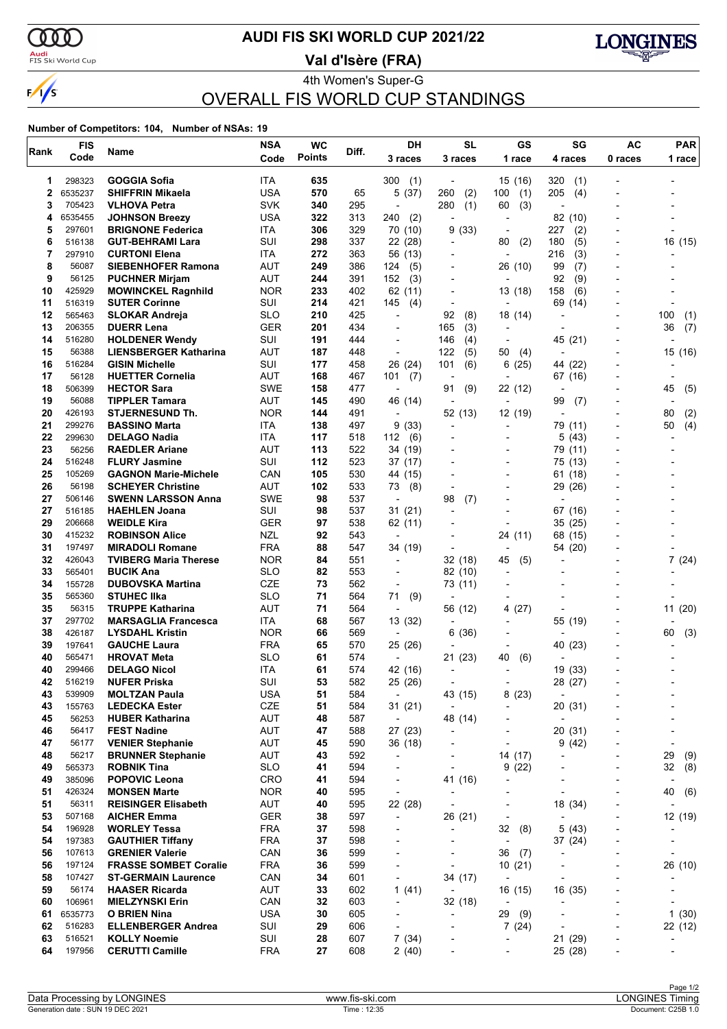# AUDI FIS SKI WORLD CUP 2021/22

## Val d'Isère (FRA)

4th Women's Super-G

## OVERALL FIS WORLD CUP STANDINGS

**Number of Competitors: 104, Number of NSAs: 19**

| Rank | FIS Code | Name | NSA Code | WC Points | Diff. | DH 3 races | SL 3 races | GS 1 race | SG 4 races | AC 0 races | PAR 1 race |
|---|---|---|---|---|---|---|---|---|---|---|---|
| 1 | 298323 | **GOGGIA Sofia** | ITA | **635** | | 300 (1) | - | 15 (16) | 320 (1) | - | - |
| 2 | 6535237 | **SHIFFRIN Mikaela** | USA | **570** | 65 | 5 (37) | 260 (2) | 100 (1) | 205 (4) | - | - |
| 3 | 705423 | **VLHOVA Petra** | SVK | **340** | 295 | - | 280 (1) | 60 (3) | - | - | - |
| 4 | 6535455 | **JOHNSON Breezy** | USA | **322** | 313 | 240 (2) | - | - | 82 (10) | - | - |
| 5 | 297601 | **BRIGNONE Federica** | ITA | **306** | 329 | 70 (10) | 9 (33) | - | 227 (2) | - | - |
| 6 | 516138 | **GUT-BEHRAMI Lara** | SUI | **298** | 337 | 22 (28) | - | 80 (2) | 180 (5) | - | 16 (15) |
| 7 | 297910 | **CURTONI Elena** | ITA | **272** | 363 | 56 (13) | - | - | 216 (3) | - | - |
| 8 | 56087 | **SIEBENHOFER Ramona** | AUT | **249** | 386 | 124 (5) | - | 26 (10) | 99 (7) | - | - |
| 9 | 56125 | **PUCHNER Mirjam** | AUT | **244** | 391 | 152 (3) | - | - | 92 (9) | - | - |
| 10 | 425929 | **MOWINCKEL Ragnhild** | NOR | **233** | 402 | 62 (11) | - | 13 (18) | 158 (6) | - | - |
| 11 | 516319 | **SUTER Corinne** | SUI | **214** | 421 | 145 (4) | - | - | 69 (14) | - | - |
| 12 | 565463 | **SLOKAR Andreja** | SLO | **210** | 425 | - | 92 (8) | 18 (14) | - | - | 100 (1) |
| 13 | 206355 | **DUERR Lena** | GER | **201** | 434 | - | 165 (3) | - | - | - | 36 (7) |
| 14 | 516280 | **HOLDENER Wendy** | SUI | **191** | 444 | - | 146 (4) | - | 45 (21) | - | - |
| 15 | 56388 | **LIENSBERGER Katharina** | AUT | **187** | 448 | - | 122 (5) | 50 (4) | - | - | 15 (16) |
| 16 | 516284 | **GISIN Michelle** | SUI | **177** | 458 | 26 (24) | 101 (6) | 6 (25) | 44 (22) | - | - |
| 17 | 56128 | **HUETTER Cornelia** | AUT | **168** | 467 | 101 (7) | - | - | 67 (16) | - | - |
| 18 | 506399 | **HECTOR Sara** | SWE | **158** | 477 | - | 91 (9) | 22 (12) | - | - | 45 (5) |
| 19 | 56088 | **TIPPLER Tamara** | AUT | **145** | 490 | 46 (14) | - | - | 99 (7) | - | - |
| 20 | 426193 | **STJERNESUND Th.** | NOR | **144** | 491 | - | 52 (13) | 12 (19) | - | - | 80 (2) |
| 21 | 299276 | **BASSINO Marta** | ITA | **138** | 497 | 9 (33) | - | - | 79 (11) | - | 50 (4) |
| 22 | 299630 | **DELAGO Nadia** | ITA | **117** | 518 | 112 (6) | - | - | 5 (43) | - | - |
| 23 | 56256 | **RAEDLER Ariane** | AUT | **113** | 522 | 34 (19) | - | - | 79 (11) | - | - |
| 24 | 516248 | **FLURY Jasmine** | SUI | **112** | 523 | 37 (17) | - | - | 75 (13) | - | - |
| 25 | 105269 | **GAGNON Marie-Michele** | CAN | **105** | 530 | 44 (15) | - | - | 61 (18) | - | - |
| 26 | 56198 | **SCHEYER Christine** | AUT | **102** | 533 | 73 (8) | - | - | 29 (26) | - | - |
| 27 | 506146 | **SWENN LARSSON Anna** | SWE | **98** | 537 | - | 98 (7) | - | - | - | - |
| 27 | 516185 | **HAEHLEN Joana** | SUI | **98** | 537 | 31 (21) | - | - | 67 (16) | - | - |
| 29 | 206668 | **WEIDLE Kira** | GER | **97** | 538 | 62 (11) | - | - | 35 (25) | - | - |
| 30 | 415232 | **ROBINSON Alice** | NZL | **92** | 543 | - | - | 24 (11) | 68 (15) | - | - |
| 31 | 197497 | **MIRADOLI Romane** | FRA | **88** | 547 | 34 (19) | - | - | 54 (20) | - | - |
| 32 | 426043 | **TVIBERG Maria Therese** | NOR | **84** | 551 | - | 32 (18) | 45 (5) | - | - | 7 (24) |
| 33 | 565401 | **BUCIK Ana** | SLO | **82** | 553 | - | 82 (10) | - | - | - | - |
| 34 | 155728 | **DUBOVSKA Martina** | CZE | **73** | 562 | - | 73 (11) | - | - | - | - |
| 35 | 565360 | **STUHEC Ilka** | SLO | **71** | 564 | 71 (9) | - | - | - | - | - |
| 35 | 56315 | **TRUPPE Katharina** | AUT | **71** | 564 | - | 56 (12) | 4 (27) | - | - | 11 (20) |
| 37 | 297702 | **MARSAGLIA Francesca** | ITA | **68** | 567 | 13 (32) | - | - | 55 (19) | - | - |
| 38 | 426187 | **LYSDAHL Kristin** | NOR | **66** | 569 | - | 6 (36) | - | - | - | 60 (3) |
| 39 | 197641 | **GAUCHE Laura** | FRA | **65** | 570 | 25 (26) | - | - | 40 (23) | - | - |
| 40 | 565471 | **HROVAT Meta** | SLO | **61** | 574 | - | 21 (23) | 40 (6) | - | - | - |
| 40 | 299466 | **DELAGO Nicol** | ITA | **61** | 574 | 42 (16) | - | - | 19 (33) | - | - |
| 42 | 516219 | **NUFER Priska** | SUI | **53** | 582 | 25 (26) | - | - | 28 (27) | - | - |
| 43 | 539909 | **MOLTZAN Paula** | USA | **51** | 584 | - | 43 (15) | 8 (23) | - | - | - |
| 43 | 155763 | **LEDECKA Ester** | CZE | **51** | 584 | 31 (21) | - | - | 20 (31) | - | - |
| 45 | 56253 | **HUBER Katharina** | AUT | **48** | 587 | - | 48 (14) | - | - | - | - |
| 46 | 56417 | **FEST Nadine** | AUT | **47** | 588 | 27 (23) | - | - | 20 (31) | - | - |
| 47 | 56177 | **VENIER Stephanie** | AUT | **45** | 590 | 36 (18) | - | - | 9 (42) | - | - |
| 48 | 56217 | **BRUNNER Stephanie** | AUT | **43** | 592 | - | - | 14 (17) | - | - | 29 (9) |
| 49 | 565373 | **ROBNIK Tina** | SLO | **41** | 594 | - | - | 9 (22) | - | - | 32 (8) |
| 49 | 385096 | **POPOVIC Leona** | CRO | **41** | 594 | - | 41 (16) | - | - | - | - |
| 51 | 426324 | **MONSEN Marte** | NOR | **40** | 595 | - | - | - | - | - | 40 (6) |
| 51 | 56311 | **REISINGER Elisabeth** | AUT | **40** | 595 | 22 (28) | - | - | 18 (34) | - | - |
| 53 | 507168 | **AICHER Emma** | GER | **38** | 597 | - | 26 (21) | - | - | - | 12 (19) |
| 54 | 196928 | **WORLEY Tessa** | FRA | **37** | 598 | - | - | 32 (8) | 5 (43) | - | - |
| 54 | 197383 | **GAUTHIER Tiffany** | FRA | **37** | 598 | - | - | - | 37 (24) | - | - |
| 56 | 107613 | **GRENIER Valerie** | CAN | **36** | 599 | - | - | 36 (7) | - | - | - |
| 56 | 197124 | **FRASSE SOMBET Coralie** | FRA | **36** | 599 | - | - | 10 (21) | - | - | 26 (10) |
| 58 | 107427 | **ST-GERMAIN Laurence** | CAN | **34** | 601 | - | 34 (17) | - | - | - | - |
| 59 | 56174 | **HAASER Ricarda** | AUT | **33** | 602 | 1 (41) | - | 16 (15) | 16 (35) | - | - |
| 60 | 106961 | **MIELZYNSKI Erin** | CAN | **32** | 603 | - | 32 (18) | - | - | - | - |
| 61 | 6535773 | **O BRIEN Nina** | USA | **30** | 605 | - | - | 29 (9) | - | - | 1 (30) |
| 62 | 516283 | **ELLENBERGER Andrea** | SUI | **29** | 606 | - | - | 7 (24) | - | - | 22 (12) |
| 63 | 516521 | **KOLLY Noemie** | SUI | **28** | 607 | 7 (34) | - | - | 21 (29) | - | - |
| 64 | 197956 | **CERUTTI Camille** | FRA | **27** | 608 | 2 (40) | - | - | 25 (28) | - | - |

Data Processing by LONGINES | www.fis-ski.com | LONGINES Timing

Generation date : SUN 19 DEC 2021 | Time : 12:35 | Document: C25B 1.0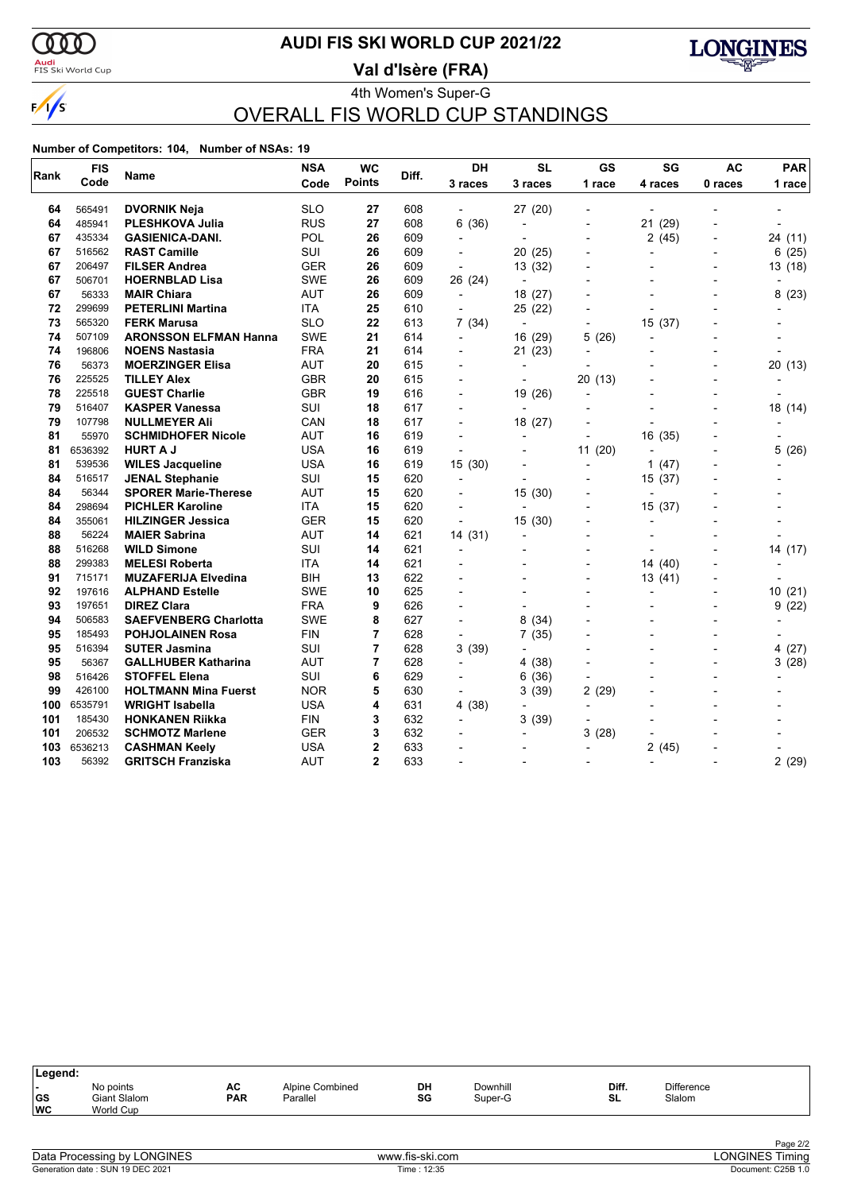# AUDI FIS SKI WORLD CUP 2021/22

**Val d'Isère (FRA)**

4th Women's Super-G

## OVERALL FIS WORLD CUP STANDINGS

**Number of Competitors: 104, Number of NSAs: 19**

| Rank | FIS Code | Name | NSA Code | WC Points | Diff. | DH 3 races | SL 3 races | GS 1 race | SG 4 races | AC 0 races | PAR 1 race |
|---|---|---|---|---|---|---|---|---|---|---|---|
| 64 | 565491 | **DVORNIK Neja** | SLO | **27** | 608 | - | 27 (20) | - | - | - | - |
| 64 | 485941 | **PLESHKOVA Julia** | RUS | **27** | 608 | 6 (36) | - | - | 21 (29) | - | - |
| 67 | 435334 | **GASIENICA-DANI.** | POL | **26** | 609 | - | - | - | 2 (45) | - | 24 (11) |
| 67 | 516562 | **RAST Camille** | SUI | **26** | 609 | - | 20 (25) | - | - | - | 6 (25) |
| 67 | 206497 | **FILSER Andrea** | GER | **26** | 609 | - | 13 (32) | - | - | - | 13 (18) |
| 67 | 506701 | **HOERNBLAD Lisa** | SWE | **26** | 609 | 26 (24) | - | - | - | - | - |
| 67 | 56333 | **MAIR Chiara** | AUT | **26** | 609 | - | 18 (27) | - | - | - | 8 (23) |
| 72 | 299699 | **PETERLINI Martina** | ITA | **25** | 610 | - | 25 (22) | - | - | - | - |
| 73 | 565320 | **FERK Marusa** | SLO | **22** | 613 | 7 (34) | - | - | 15 (37) | - | - |
| 74 | 507109 | **ARONSSON ELFMAN Hanna** | SWE | **21** | 614 | - | 16 (29) | 5 (26) | - | - | - |
| 74 | 196806 | **NOENS Nastasia** | FRA | **21** | 614 | - | 21 (23) | - | - | - | - |
| 76 | 56373 | **MOERZINGER Elisa** | AUT | **20** | 615 | - | - | - | - | - | 20 (13) |
| 76 | 225525 | **TILLEY Alex** | GBR | **20** | 615 | - | - | 20 (13) | - | - | - |
| 78 | 225518 | **GUEST Charlie** | GBR | **19** | 616 | - | 19 (26) | - | - | - | - |
| 79 | 516407 | **KASPER Vanessa** | SUI | **18** | 617 | - | - | - | - | - | 18 (14) |
| 79 | 107798 | **NULLMEYER Ali** | CAN | **18** | 617 | - | 18 (27) | - | - | - | - |
| 81 | 55970 | **SCHMIDHOFER Nicole** | AUT | **16** | 619 | - | - | - | 16 (35) | - | - |
| 81 | 6536392 | **HURT A J** | USA | **16** | 619 | - | - | 11 (20) | - | - | 5 (26) |
| 81 | 539536 | **WILES Jacqueline** | USA | **16** | 619 | 15 (30) | - | - | 1 (47) | - | - |
| 84 | 516517 | **JENAL Stephanie** | SUI | **15** | 620 | - | - | - | 15 (37) | - | - |
| 84 | 56344 | **SPORER Marie-Therese** | AUT | **15** | 620 | - | 15 (30) | - | - | - | - |
| 84 | 298694 | **PICHLER Karoline** | ITA | **15** | 620 | - | - | - | 15 (37) | - | - |
| 84 | 355061 | **HILZINGER Jessica** | GER | **15** | 620 | - | 15 (30) | - | - | - | - |
| 88 | 56224 | **MAIER Sabrina** | AUT | **14** | 621 | 14 (31) | - | - | - | - | - |
| 88 | 516268 | **WILD Simone** | SUI | **14** | 621 | - | - | - | - | - | 14 (17) |
| 88 | 299383 | **MELESI Roberta** | ITA | **14** | 621 | - | - | - | 14 (40) | - | - |
| 91 | 715171 | **MUZAFERIJA Elvedina** | BIH | **13** | 622 | - | - | - | 13 (41) | - | - |
| 92 | 197616 | **ALPHAND Estelle** | SWE | **10** | 625 | - | - | - | - | - | 10 (21) |
| 93 | 197651 | **DIREZ Clara** | FRA | **9** | 626 | - | - | - | - | - | 9 (22) |
| 94 | 506583 | **SAEFVENBERG Charlotta** | SWE | **8** | 627 | - | 8 (34) | - | - | - | - |
| 95 | 185493 | **POHJOLAINEN Rosa** | FIN | **7** | 628 | - | 7 (35) | - | - | - | - |
| 95 | 516394 | **SUTER Jasmina** | SUI | **7** | 628 | 3 (39) | - | - | - | - | 4 (27) |
| 95 | 56367 | **GALLHUBER Katharina** | AUT | **7** | 628 | - | 4 (38) | - | - | - | 3 (28) |
| 98 | 516426 | **STOFFEL Elena** | SUI | **6** | 629 | - | 6 (36) | - | - | - | - |
| 99 | 426100 | **HOLTMANN Mina Fuerst** | NOR | **5** | 630 | - | 3 (39) | 2 (29) | - | - | - |
| 100 | 6535791 | **WRIGHT Isabella** | USA | **4** | 631 | 4 (38) | - | - | - | - | - |
| 101 | 185430 | **HONKANEN Riikka** | FIN | **3** | 632 | - | 3 (39) | - | - | - | - |
| 101 | 206532 | **SCHMOTZ Marlene** | GER | **3** | 632 | - | - | 3 (28) | - | - | - |
| 103 | 6536213 | **CASHMAN Keely** | USA | **2** | 633 | - | - | - | 2 (45) | - | - |
| 103 | 56392 | **GRITSCH Franziska** | AUT | **2** | 633 | - | - | - | - | - | 2 (29) |

**Legend:**

| | | | | | | | |
|---|---|---|---|---|---|---|---|
| - | No points | AC | Alpine Combined | DH | Downhill | Diff. | Difference |
| GS | Giant Slalom | PAR | Parallel | SG | Super-G | SL | Slalom |
| WC | World Cup | | | | | | |

Data Processing by LONGINES — www.fis-ski.com — LONGINES Timing

Generation date : SUN 19 DEC 2021 — Time : 12:35 — Document: C25B 1.0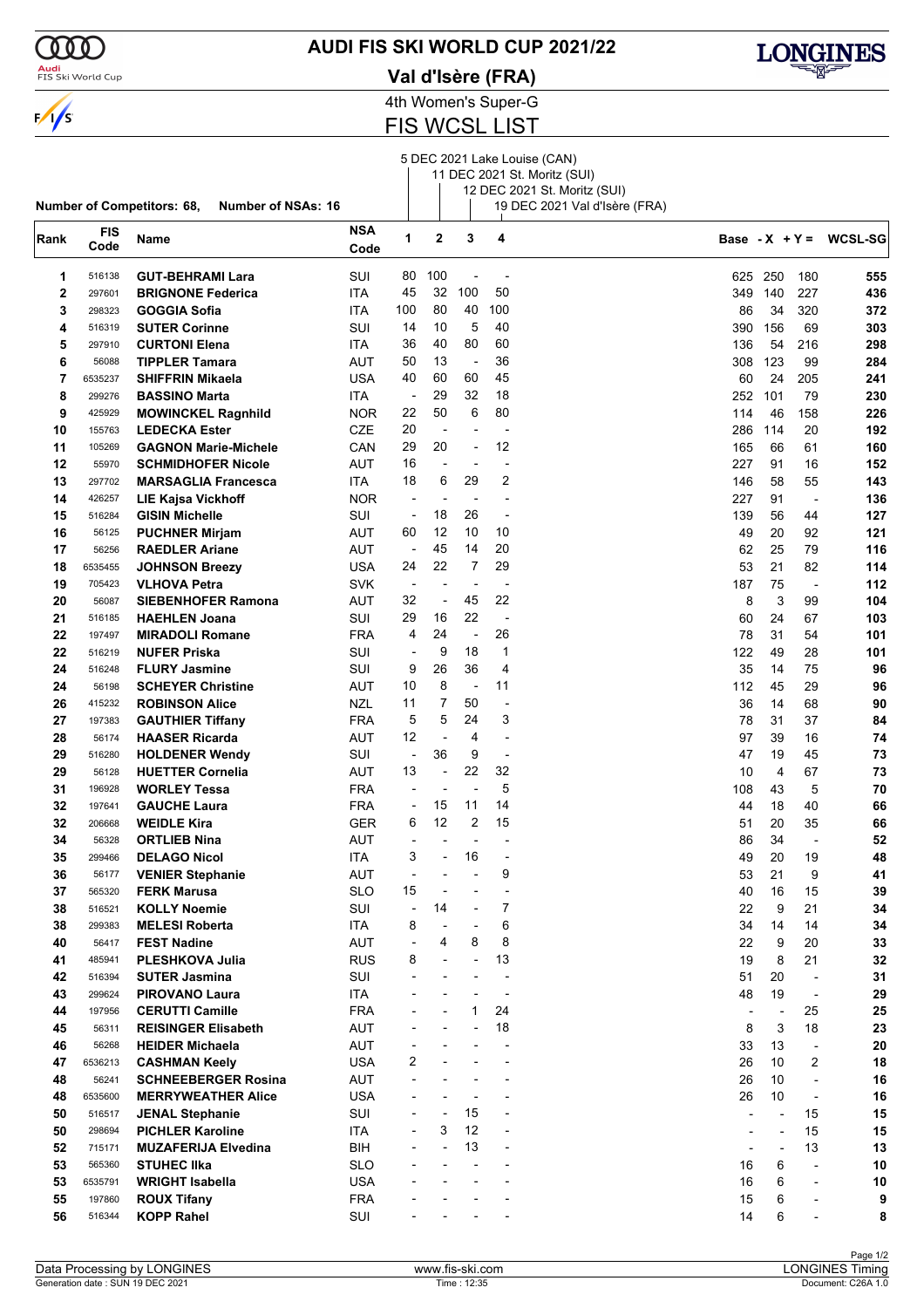# AUDI FIS SKI WORLD CUP 2021/22

## Val d'Isère (FRA)

### 4th Women's Super-G

### FIS WCSL LIST

Number of Competitors: 68, Number of NSAs: 16

1. 5 DEC 2021 Lake Louise (CAN)
2. 11 DEC 2021 St. Moritz (SUI)
3. 12 DEC 2021 St. Moritz (SUI)
4. 19 DEC 2021 Val d'Isère (FRA)

| Rank | FIS Code | Name | NSA Code | 1 | 2 | 3 | 4 | Base | - X | + Y = | WCSL-SG |
|---|---|---|---|---|---|---|---|---|---|---|---|
| 1 | 516138 | **GUT-BEHRAMI Lara** | SUI | 80 | 100 | - | - | 625 | 250 | 180 | **555** |
| 2 | 297601 | **BRIGNONE Federica** | ITA | 45 | 32 | 100 | 50 | 349 | 140 | 227 | **436** |
| 3 | 298323 | **GOGGIA Sofia** | ITA | 100 | 80 | 40 | 100 | 86 | 34 | 320 | **372** |
| 4 | 516319 | **SUTER Corinne** | SUI | 14 | 10 | 5 | 40 | 390 | 156 | 69 | **303** |
| 5 | 297910 | **CURTONI Elena** | ITA | 36 | 40 | 80 | 60 | 136 | 54 | 216 | **298** |
| 6 | 56088 | **TIPPLER Tamara** | AUT | 50 | 13 | - | 36 | 308 | 123 | 99 | **284** |
| 7 | 6535237 | **SHIFFRIN Mikaela** | USA | 40 | 60 | 60 | 45 | 60 | 24 | 205 | **241** |
| 8 | 299276 | **BASSINO Marta** | ITA | - | 29 | 32 | 18 | 252 | 101 | 79 | **230** |
| 9 | 425929 | **MOWINCKEL Ragnhild** | NOR | 22 | 50 | 6 | 80 | 114 | 46 | 158 | **226** |
| 10 | 155763 | **LEDECKA Ester** | CZE | 20 | - | - | - | 286 | 114 | 20 | **192** |
| 11 | 105269 | **GAGNON Marie-Michele** | CAN | 29 | 20 | - | 12 | 165 | 66 | 61 | **160** |
| 12 | 55970 | **SCHMIDHOFER Nicole** | AUT | 16 | - | - | - | 227 | 91 | 16 | **152** |
| 13 | 297702 | **MARSAGLIA Francesca** | ITA | 18 | 6 | 29 | 2 | 146 | 58 | 55 | **143** |
| 14 | 426257 | **LIE Kajsa Vickhoff** | NOR | - | - | - | - | 227 | 91 | - | **136** |
| 15 | 516284 | **GISIN Michelle** | SUI | - | 18 | 26 | - | 139 | 56 | 44 | **127** |
| 16 | 56125 | **PUCHNER Mirjam** | AUT | 60 | 12 | 10 | 10 | 49 | 20 | 92 | **121** |
| 17 | 56256 | **RAEDLER Ariane** | AUT | - | 45 | 14 | 20 | 62 | 25 | 79 | **116** |
| 18 | 6535455 | **JOHNSON Breezy** | USA | 24 | 22 | 7 | 29 | 53 | 21 | 82 | **114** |
| 19 | 705423 | **VLHOVA Petra** | SVK | - | - | - | - | 187 | 75 | - | **112** |
| 20 | 56087 | **SIEBENHOFER Ramona** | AUT | 32 | - | 45 | 22 | 8 | 3 | 99 | **104** |
| 21 | 516185 | **HAEHLEN Joana** | SUI | 29 | 16 | 22 | - | 60 | 24 | 67 | **103** |
| 22 | 197497 | **MIRADOLI Romane** | FRA | 4 | 24 | - | 26 | 78 | 31 | 54 | **101** |
| 22 | 516219 | **NUFER Priska** | SUI | - | 9 | 18 | 1 | 122 | 49 | 28 | **101** |
| 24 | 516248 | **FLURY Jasmine** | SUI | 9 | 26 | 36 | 4 | 35 | 14 | 75 | **96** |
| 24 | 56198 | **SCHEYER Christine** | AUT | 10 | 8 | - | 11 | 112 | 45 | 29 | **96** |
| 26 | 415232 | **ROBINSON Alice** | NZL | 11 | 7 | 50 | - | 36 | 14 | 68 | **90** |
| 27 | 197383 | **GAUTHIER Tiffany** | FRA | 5 | 5 | 24 | 3 | 78 | 31 | 37 | **84** |
| 28 | 56174 | **HAASER Ricarda** | AUT | 12 | - | 4 | - | 97 | 39 | 16 | **74** |
| 29 | 516280 | **HOLDENER Wendy** | SUI | - | 36 | 9 | - | 47 | 19 | 45 | **73** |
| 29 | 56128 | **HUETTER Cornelia** | AUT | 13 | - | 22 | 32 | 10 | 4 | 67 | **73** |
| 31 | 196928 | **WORLEY Tessa** | FRA | - | - | - | 5 | 108 | 43 | 5 | **70** |
| 32 | 197641 | **GAUCHE Laura** | FRA | - | 15 | 11 | 14 | 44 | 18 | 40 | **66** |
| 32 | 206668 | **WEIDLE Kira** | GER | 6 | 12 | 2 | 15 | 51 | 20 | 35 | **66** |
| 34 | 56328 | **ORTLIEB Nina** | AUT | - | - | - | - | 86 | 34 | - | **52** |
| 35 | 299466 | **DELAGO Nicol** | ITA | 3 | - | 16 | - | 49 | 20 | 19 | **48** |
| 36 | 56177 | **VENIER Stephanie** | AUT | - | - | - | 9 | 53 | 21 | 9 | **41** |
| 37 | 565320 | **FERK Marusa** | SLO | 15 | - | - | - | 40 | 16 | 15 | **39** |
| 38 | 516521 | **KOLLY Noemie** | SUI | - | 14 | - | 7 | 22 | 9 | 21 | **34** |
| 38 | 299383 | **MELESI Roberta** | ITA | 8 | - | - | 6 | 34 | 14 | 14 | **34** |
| 40 | 56417 | **FEST Nadine** | AUT | - | 4 | 8 | 8 | 22 | 9 | 20 | **33** |
| 41 | 485941 | **PLESHKOVA Julia** | RUS | 8 | - | - | 13 | 19 | 8 | 21 | **32** |
| 42 | 516394 | **SUTER Jasmina** | SUI | - | - | - | - | 51 | 20 | - | **31** |
| 43 | 299624 | **PIROVANO Laura** | ITA | - | - | - | - | 48 | 19 | - | **29** |
| 44 | 197956 | **CERUTTI Camille** | FRA | - | - | 1 | 24 | - | - | 25 | **25** |
| 45 | 56311 | **REISINGER Elisabeth** | AUT | - | - | - | 18 | 8 | 3 | 18 | **23** |
| 46 | 56268 | **HEIDER Michaela** | AUT | - | - | - | - | 33 | 13 | - | **20** |
| 47 | 6536213 | **CASHMAN Keely** | USA | 2 | - | - | - | 26 | 10 | 2 | **18** |
| 48 | 56241 | **SCHNEEBERGER Rosina** | AUT | - | - | - | - | 26 | 10 | - | **16** |
| 48 | 6535600 | **MERRYWEATHER Alice** | USA | - | - | - | - | 26 | 10 | - | **16** |
| 50 | 516517 | **JENAL Stephanie** | SUI | - | - | 15 | - | - | - | 15 | **15** |
| 50 | 298694 | **PICHLER Karoline** | ITA | - | 3 | 12 | - | - | - | 15 | **15** |
| 52 | 715171 | **MUZAFERIJA Elvedina** | BIH | - | - | 13 | - | - | - | 13 | **13** |
| 53 | 565360 | **STUHEC Ilka** | SLO | - | - | - | - | 16 | 6 | - | **10** |
| 53 | 6535791 | **WRIGHT Isabella** | USA | - | - | - | - | 16 | 6 | - | **10** |
| 55 | 197860 | **ROUX Tifany** | FRA | - | - | - | - | 15 | 6 | - | **9** |
| 56 | 516344 | **KOPP Rahel** | SUI | - | - | - | - | 14 | 6 | - | **8** |

Data Processing by LONGINES | www.fis-ski.com | LONGINES Timing

Generation date : SUN 19 DEC 2021 | Time : 12:35 | Document: C26A 1.0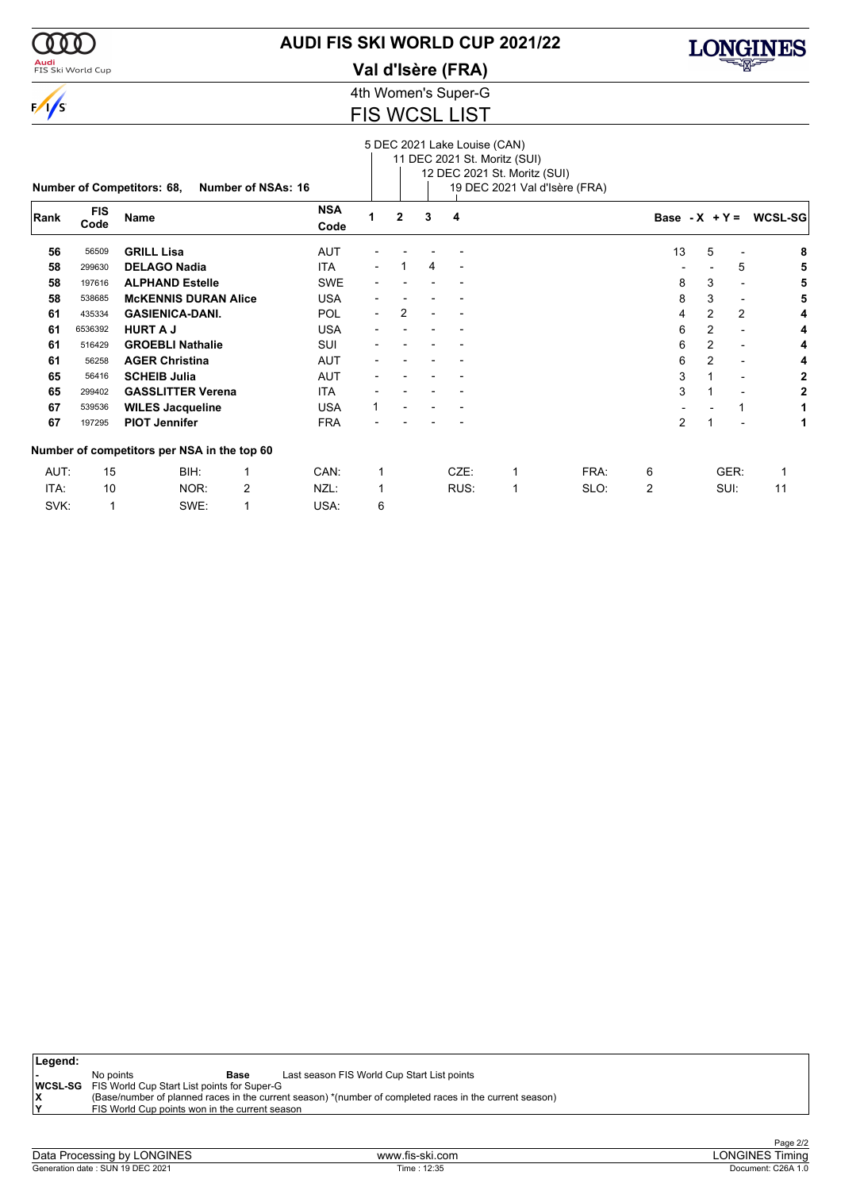# AUDI FIS SKI WORLD CUP 2021/22

## Val d'Isère (FRA)

### 4th Women's Super-G

### FIS WCSL LIST

Number of Competitors: 68, Number of NSAs: 16

1. 5 DEC 2021 Lake Louise (CAN)
2. 11 DEC 2021 St. Moritz (SUI)
3. 12 DEC 2021 St. Moritz (SUI)
4. 19 DEC 2021 Val d'Isère (FRA)

| Rank | FIS Code | Name | NSA Code | 1 | 2 | 3 | 4 | Base | - X | + Y = | WCSL-SG |
|---|---|---|---|---|---|---|---|---|---|---|---|
| 56 | 56509 | **GRILL Lisa** | AUT | - | - | - | - | 13 | 5 | - | **8** |
| 58 | 299630 | **DELAGO Nadia** | ITA | - | 1 | 4 | - | - | - | 5 | **5** |
| 58 | 197616 | **ALPHAND Estelle** | SWE | - | - | - | - | 8 | 3 | - | **5** |
| 58 | 538685 | **McKENNIS DURAN Alice** | USA | - | - | - | - | 8 | 3 | - | **5** |
| 61 | 435334 | **GASIENICA-DANI.** | POL | - | 2 | - | - | 4 | 2 | 2 | **4** |
| 61 | 6536392 | **HURT A J** | USA | - | - | - | - | 6 | 2 | - | **4** |
| 61 | 516429 | **GROEBLI Nathalie** | SUI | - | - | - | - | 6 | 2 | - | **4** |
| 61 | 56258 | **AGER Christina** | AUT | - | - | - | - | 6 | 2 | - | **4** |
| 65 | 56416 | **SCHEIB Julia** | AUT | - | - | - | - | 3 | 1 | - | **2** |
| 65 | 299402 | **GASSLITTER Verena** | ITA | - | - | - | - | 3 | 1 | - | **2** |
| 67 | 539536 | **WILES Jacqueline** | USA | 1 | - | - | - | - | - | 1 | **1** |
| 67 | 197295 | **PIOT Jennifer** | FRA | - | - | - | - | 2 | 1 | - | **1** |

**Number of competitors per NSA in the top 60**

| | | | | | | | | | | | |
|---|---|---|---|---|---|---|---|---|---|---|---|
| AUT: | 15 | BIH: | 1 | CAN: | 1 | CZE: | 1 | FRA: | 6 | GER: | 1 |
| ITA: | 10 | NOR: | 2 | NZL: | 1 | RUS: | 1 | SLO: | 2 | SUI: | 11 |
| SVK: | 1 | SWE: | 1 | USA: | 6 | | | | | | |

**Legend:**

| | | | |
|---|---|---|---|
| - | No points | **Base** | Last season FIS World Cup Start List points |
| **WCSL-SG** | FIS World Cup Start List points for Super-G | | |
| **X** | (Base/number of planned races in the current season) *(number of completed races in the current season) | | |
| **Y** | FIS World Cup points won in the current season | | |

Data Processing by LONGINES — www.fis-ski.com — LONGINES Timing

Generation date : SUN 19 DEC 2021 — Time : 12:35 — Document: C26A 1.0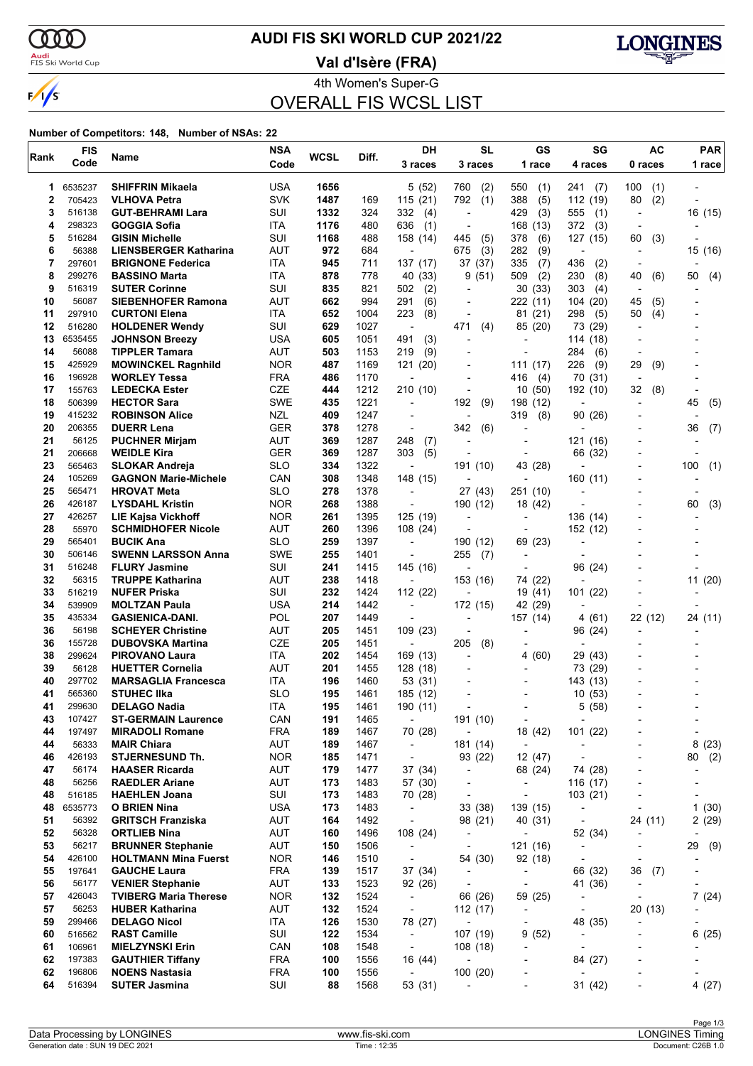# AUDI FIS SKI WORLD CUP 2021/22

## Val d'Isère (FRA)

4th Women's Super-G

## OVERALL FIS WCSL LIST

**Number of Competitors: 148, Number of NSAs: 22**

| Rank | FIS Code | Name | NSA Code | WCSL | Diff. | DH 3 races | SL 3 races | GS 1 race | SG 4 races | AC 0 races | PAR 1 race |
|---|---|---|---|---|---|---|---|---|---|---|---|
| 1 | 6535237 | **SHIFFRIN Mikaela** | USA | **1656** | | 5 (52) | 760 (2) | 550 (1) | 241 (7) | 100 (1) | - |
| 2 | 705423 | **VLHOVA Petra** | SVK | **1487** | 169 | 115 (21) | 792 (1) | 388 (5) | 112 (19) | 80 (2) | - |
| 3 | 516138 | **GUT-BEHRAMI Lara** | SUI | **1332** | 324 | 332 (4) | - | 429 (3) | 555 (1) | - | 16 (15) |
| 4 | 298323 | **GOGGIA Sofia** | ITA | **1176** | 480 | 636 (1) | - | 168 (13) | 372 (3) | - | - |
| 5 | 516284 | **GISIN Michelle** | SUI | **1168** | 488 | 158 (14) | 445 (5) | 378 (6) | 127 (15) | 60 (3) | - |
| 6 | 56388 | **LIENSBERGER Katharina** | AUT | **972** | 684 | - | 675 (3) | 282 (9) | - | - | 15 (16) |
| 7 | 297601 | **BRIGNONE Federica** | ITA | **945** | 711 | 137 (17) | 37 (37) | 335 (7) | 436 (2) | - | - |
| 8 | 299276 | **BASSINO Marta** | ITA | **878** | 778 | 40 (33) | 9 (51) | 509 (2) | 230 (8) | 40 (6) | 50 (4) |
| 9 | 516319 | **SUTER Corinne** | SUI | **835** | 821 | 502 (2) | - | 30 (33) | 303 (4) | - | - |
| 10 | 56087 | **SIEBENHOFER Ramona** | AUT | **662** | 994 | 291 (6) | - | 222 (11) | 104 (20) | 45 (5) | - |
| 11 | 297910 | **CURTONI Elena** | ITA | **652** | 1004 | 223 (8) | - | 81 (21) | 298 (5) | 50 (4) | - |
| 12 | 516280 | **HOLDENER Wendy** | SUI | **629** | 1027 | - | 471 (4) | 85 (20) | 73 (29) | - | - |
| 13 | 6535455 | **JOHNSON Breezy** | USA | **605** | 1051 | 491 (3) | - | - | 114 (18) | - | - |
| 14 | 56088 | **TIPPLER Tamara** | AUT | **503** | 1153 | 219 (9) | - | - | 284 (6) | - | - |
| 15 | 425929 | **MOWINCKEL Ragnhild** | NOR | **487** | 1169 | 121 (20) | - | 111 (17) | 226 (9) | 29 (9) | - |
| 16 | 196928 | **WORLEY Tessa** | FRA | **486** | 1170 | - | - | 416 (4) | 70 (31) | - | - |
| 17 | 155763 | **LEDECKA Ester** | CZE | **444** | 1212 | 210 (10) | - | 10 (50) | 192 (10) | 32 (8) | - |
| 18 | 506399 | **HECTOR Sara** | SWE | **435** | 1221 | - | 192 (9) | 198 (12) | - | - | 45 (5) |
| 19 | 415232 | **ROBINSON Alice** | NZL | **409** | 1247 | - | - | 319 (8) | 90 (26) | - | - |
| 20 | 206355 | **DUERR Lena** | GER | **378** | 1278 | - | 342 (6) | - | - | - | 36 (7) |
| 21 | 56125 | **PUCHNER Mirjam** | AUT | **369** | 1287 | 248 (7) | - | - | 121 (16) | - | - |
| 21 | 206668 | **WEIDLE Kira** | GER | **369** | 1287 | 303 (5) | - | - | 66 (32) | - | - |
| 23 | 565463 | **SLOKAR Andreja** | SLO | **334** | 1322 | - | 191 (10) | 43 (28) | - | - | 100 (1) |
| 24 | 105269 | **GAGNON Marie-Michele** | CAN | **308** | 1348 | 148 (15) | - | - | 160 (11) | - | - |
| 25 | 565471 | **HROVAT Meta** | SLO | **278** | 1378 | - | 27 (43) | 251 (10) | - | - | - |
| 26 | 426187 | **LYSDAHL Kristin** | NOR | **268** | 1388 | - | 190 (12) | 18 (42) | - | - | 60 (3) |
| 27 | 426257 | **LIE Kajsa Vickhoff** | NOR | **261** | 1395 | 125 (19) | - | - | 136 (14) | - | - |
| 28 | 55970 | **SCHMIDHOFER Nicole** | AUT | **260** | 1396 | 108 (24) | - | - | 152 (12) | - | - |
| 29 | 565401 | **BUCIK Ana** | SLO | **259** | 1397 | - | 190 (12) | 69 (23) | - | - | - |
| 30 | 506146 | **SWENN LARSSON Anna** | SWE | **255** | 1401 | - | 255 (7) | - | - | - | - |
| 31 | 516248 | **FLURY Jasmine** | SUI | **241** | 1415 | 145 (16) | - | - | 96 (24) | - | - |
| 32 | 56315 | **TRUPPE Katharina** | AUT | **238** | 1418 | - | 153 (16) | 74 (22) | - | - | 11 (20) |
| 33 | 516219 | **NUFER Priska** | SUI | **232** | 1424 | 112 (22) | - | 19 (41) | 101 (22) | - | - |
| 34 | 539909 | **MOLTZAN Paula** | USA | **214** | 1442 | - | 172 (15) | 42 (29) | - | - | - |
| 35 | 435334 | **GASIENICA-DANI.** | POL | **207** | 1449 | - | - | 157 (14) | 4 (61) | 22 (12) | 24 (11) |
| 36 | 56198 | **SCHEYER Christine** | AUT | **205** | 1451 | 109 (23) | - | - | 96 (24) | - | - |
| 36 | 155728 | **DUBOVSKA Martina** | CZE | **205** | 1451 | - | 205 (8) | - | - | - | - |
| 38 | 299624 | **PIROVANO Laura** | ITA | **202** | 1454 | 169 (13) | - | 4 (60) | 29 (43) | - | - |
| 39 | 56128 | **HUETTER Cornelia** | AUT | **201** | 1455 | 128 (18) | - | - | 73 (29) | - | - |
| 40 | 297702 | **MARSAGLIA Francesca** | ITA | **196** | 1460 | 53 (31) | - | - | 143 (13) | - | - |
| 41 | 565360 | **STUHEC Ilka** | SLO | **195** | 1461 | 185 (12) | - | - | 10 (53) | - | - |
| 41 | 299630 | **DELAGO Nadia** | ITA | **195** | 1461 | 190 (11) | - | - | 5 (58) | - | - |
| 43 | 107427 | **ST-GERMAIN Laurence** | CAN | **191** | 1465 | - | 191 (10) | - | - | - | - |
| 44 | 197497 | **MIRADOLI Romane** | FRA | **189** | 1467 | 70 (28) | - | 18 (42) | 101 (22) | - | - |
| 44 | 56333 | **MAIR Chiara** | AUT | **189** | 1467 | - | 181 (14) | - | - | - | 8 (23) |
| 46 | 426193 | **STJERNESUND Th.** | NOR | **185** | 1471 | - | 93 (22) | 12 (47) | - | - | 80 (2) |
| 47 | 56174 | **HAASER Ricarda** | AUT | **179** | 1477 | 37 (34) | - | 68 (24) | 74 (28) | - | - |
| 48 | 56256 | **RAEDLER Ariane** | AUT | **173** | 1483 | 57 (30) | - | - | 116 (17) | - | - |
| 48 | 516185 | **HAEHLEN Joana** | SUI | **173** | 1483 | 70 (28) | - | - | 103 (21) | - | - |
| 48 | 6535773 | **O BRIEN Nina** | USA | **173** | 1483 | - | 33 (38) | 139 (15) | - | - | 1 (30) |
| 51 | 56392 | **GRITSCH Franziska** | AUT | **164** | 1492 | - | 98 (21) | 40 (31) | - | 24 (11) | 2 (29) |
| 52 | 56328 | **ORTLIEB Nina** | AUT | **160** | 1496 | 108 (24) | - | - | 52 (34) | - | - |
| 53 | 56217 | **BRUNNER Stephanie** | AUT | **150** | 1506 | - | - | 121 (16) | - | - | 29 (9) |
| 54 | 426100 | **HOLTMANN Mina Fuerst** | NOR | **146** | 1510 | - | 54 (30) | 92 (18) | - | - | - |
| 55 | 197641 | **GAUCHE Laura** | FRA | **139** | 1517 | 37 (34) | - | - | 66 (32) | 36 (7) | - |
| 56 | 56177 | **VENIER Stephanie** | AUT | **133** | 1523 | 92 (26) | - | - | 41 (36) | - | - |
| 57 | 426043 | **TVIBERG Maria Therese** | NOR | **132** | 1524 | - | 66 (26) | 59 (25) | - | - | 7 (24) |
| 57 | 56253 | **HUBER Katharina** | AUT | **132** | 1524 | - | 112 (17) | - | - | 20 (13) | - |
| 59 | 299466 | **DELAGO Nicol** | ITA | **126** | 1530 | 78 (27) | - | - | 48 (35) | - | - |
| 60 | 516562 | **RAST Camille** | SUI | **122** | 1534 | - | 107 (19) | 9 (52) | - | - | 6 (25) |
| 61 | 106961 | **MIELZYNSKI Erin** | CAN | **108** | 1548 | - | 108 (18) | - | - | - | - |
| 62 | 197383 | **GAUTHIER Tiffany** | FRA | **100** | 1556 | 16 (44) | - | - | 84 (27) | - | - |
| 62 | 196806 | **NOENS Nastasia** | FRA | **100** | 1556 | - | 100 (20) | - | - | - | - |
| 64 | 516394 | **SUTER Jasmina** | SUI | **88** | 1568 | 53 (31) | - | - | 31 (42) | - | 4 (27) |

Data Processing by LONGINES — www.fis-ski.com — LONGINES Timing

Generation date : SUN 19 DEC 2021 — Time : 12:35 — Document: C26B 1.0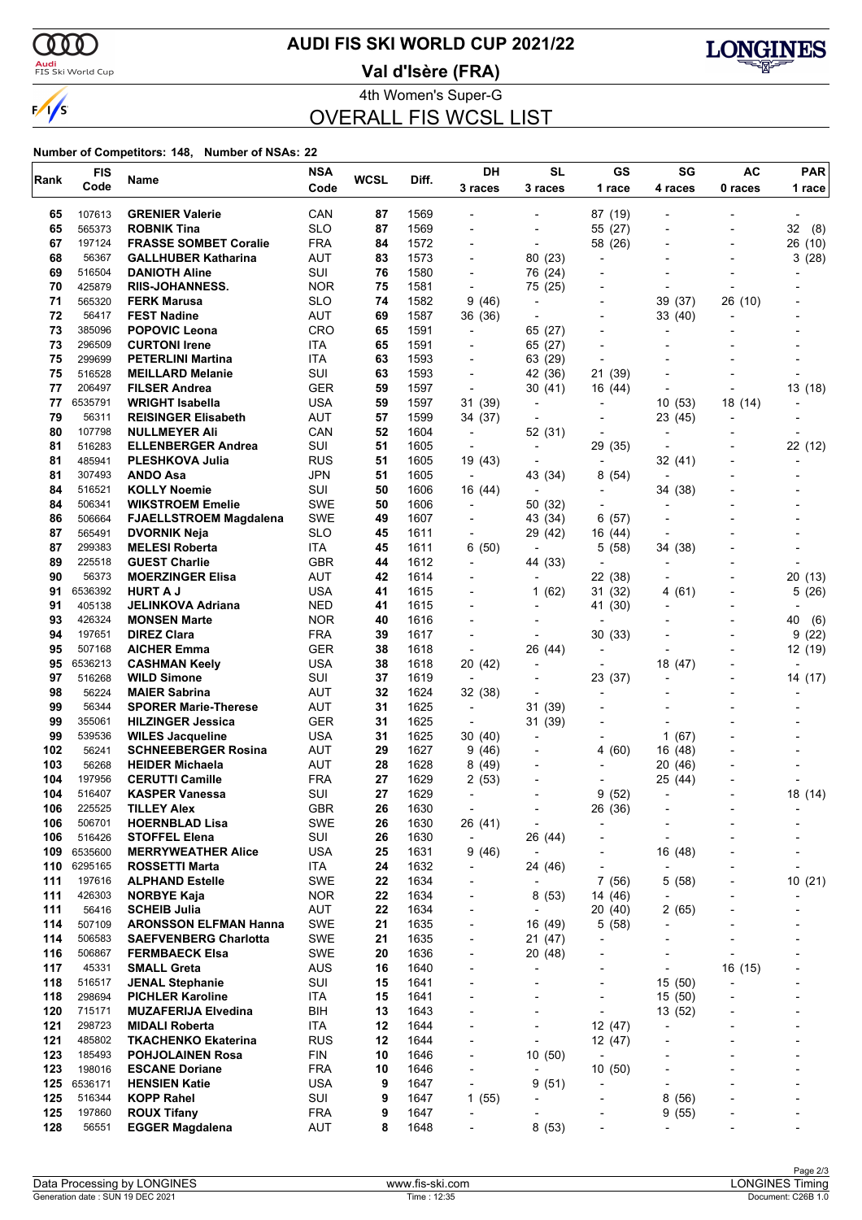# AUDI FIS SKI WORLD CUP 2021/22

## Val d'Isère (FRA)

### 4th Women's Super-G

## OVERALL FIS WCSL LIST

**Number of Competitors: 148, Number of NSAs: 22**

| Rank | FIS Code | Name | NSA Code | WCSL | Diff. | DH 3 races | SL 3 races | GS 1 race | SG 4 races | AC 0 races | PAR 1 race |
|---|---|---|---|---|---|---|---|---|---|---|---|
| 65 | 107613 | GRENIER Valerie | CAN | 87 | 1569 | - | - | 87 (19) | - | - | - |
| 65 | 565373 | ROBNIK Tina | SLO | 87 | 1569 | - | - | 55 (27) | - | - | 32 (8) |
| 67 | 197124 | FRASSE SOMBET Coralie | FRA | 84 | 1572 | - | - | 58 (26) | - | - | 26 (10) |
| 68 | 56367 | GALLHUBER Katharina | AUT | 83 | 1573 | - | 80 (23) | - | - | - | 3 (28) |
| 69 | 516504 | DANIOTH Aline | SUI | 76 | 1580 | - | 76 (24) | - | - | - | - |
| 70 | 425879 | RIIS-JOHANNESS. | NOR | 75 | 1581 | - | 75 (25) | - | - | - | - |
| 71 | 565320 | FERK Marusa | SLO | 74 | 1582 | 9 (46) | - | - | 39 (37) | 26 (10) | - |
| 72 | 56417 | FEST Nadine | AUT | 69 | 1587 | 36 (36) | - | - | 33 (40) | - | - |
| 73 | 385096 | POPOVIC Leona | CRO | 65 | 1591 | - | 65 (27) | - | - | - | - |
| 73 | 296509 | CURTONI Irene | ITA | 65 | 1591 | - | 65 (27) | - | - | - | - |
| 75 | 299699 | PETERLINI Martina | ITA | 63 | 1593 | - | 63 (29) | - | - | - | - |
| 75 | 516528 | MEILLARD Melanie | SUI | 63 | 1593 | - | 42 (36) | 21 (39) | - | - | - |
| 77 | 206497 | FILSER Andrea | GER | 59 | 1597 | - | 30 (41) | 16 (44) | - | - | 13 (18) |
| 77 | 6535791 | WRIGHT Isabella | USA | 59 | 1597 | 31 (39) | - | - | 10 (53) | 18 (14) | - |
| 79 | 56311 | REISINGER Elisabeth | AUT | 57 | 1599 | 34 (37) | - | - | 23 (45) | - | - |
| 80 | 107798 | NULLMEYER Ali | CAN | 52 | 1604 | - | 52 (31) | - | - | - | - |
| 81 | 516283 | ELLENBERGER Andrea | SUI | 51 | 1605 | - | - | 29 (35) | - | - | 22 (12) |
| 81 | 485941 | PLESHKOVA Julia | RUS | 51 | 1605 | 19 (43) | - | - | 32 (41) | - | - |
| 81 | 307493 | ANDO Asa | JPN | 51 | 1605 | - | 43 (34) | 8 (54) | - | - | - |
| 84 | 516521 | KOLLY Noemie | SUI | 50 | 1606 | 16 (44) | - | - | 34 (38) | - | - |
| 84 | 506341 | WIKSTROEM Emelie | SWE | 50 | 1606 | - | 50 (32) | - | - | - | - |
| 86 | 506664 | FJAELLSTROEM Magdalena | SWE | 49 | 1607 | - | 43 (34) | 6 (57) | - | - | - |
| 87 | 565491 | DVORNIK Neja | SLO | 45 | 1611 | - | 29 (42) | 16 (44) | - | - | - |
| 87 | 299383 | MELESI Roberta | ITA | 45 | 1611 | 6 (50) | - | 5 (58) | 34 (38) | - | - |
| 89 | 225518 | GUEST Charlie | GBR | 44 | 1612 | - | 44 (33) | - | - | - | - |
| 90 | 56373 | MOERZINGER Elisa | AUT | 42 | 1614 | - | - | 22 (38) | - | - | 20 (13) |
| 91 | 6536392 | HURT A J | USA | 41 | 1615 | - | 1 (62) | 31 (32) | 4 (61) | - | 5 (26) |
| 91 | 405138 | JELINKOVA Adriana | NED | 41 | 1615 | - | - | 41 (30) | - | - | - |
| 93 | 426324 | MONSEN Marte | NOR | 40 | 1616 | - | - | - | - | - | 40 (6) |
| 94 | 197651 | DIREZ Clara | FRA | 39 | 1617 | - | - | 30 (33) | - | - | 9 (22) |
| 95 | 507168 | AICHER Emma | GER | 38 | 1618 | - | 26 (44) | - | - | - | 12 (19) |
| 95 | 6536213 | CASHMAN Keely | USA | 38 | 1618 | 20 (42) | - | - | 18 (47) | - | - |
| 97 | 516268 | WILD Simone | SUI | 37 | 1619 | - | - | 23 (37) | - | - | 14 (17) |
| 98 | 56224 | MAIER Sabrina | AUT | 32 | 1624 | 32 (38) | - | - | - | - | - |
| 99 | 56344 | SPORER Marie-Therese | AUT | 31 | 1625 | - | 31 (39) | - | - | - | - |
| 99 | 355061 | HILZINGER Jessica | GER | 31 | 1625 | - | 31 (39) | - | - | - | - |
| 99 | 539536 | WILES Jacqueline | USA | 31 | 1625 | 30 (40) | - | - | 1 (67) | - | - |
| 102 | 56241 | SCHNEEBERGER Rosina | AUT | 29 | 1627 | 9 (46) | - | 4 (60) | 16 (48) | - | - |
| 103 | 56268 | HEIDER Michaela | AUT | 28 | 1628 | 8 (49) | - | - | 20 (46) | - | - |
| 104 | 197956 | CERUTTI Camille | FRA | 27 | 1629 | 2 (53) | - | - | 25 (44) | - | - |
| 104 | 516407 | KASPER Vanessa | SUI | 27 | 1629 | - | - | 9 (52) | - | - | 18 (14) |
| 106 | 225525 | TILLEY Alex | GBR | 26 | 1630 | - | - | 26 (36) | - | - | - |
| 106 | 506701 | HOERNBLAD Lisa | SWE | 26 | 1630 | 26 (41) | - | - | - | - | - |
| 106 | 516426 | STOFFEL Elena | SUI | 26 | 1630 | - | 26 (44) | - | - | - | - |
| 109 | 6535600 | MERRYWEATHER Alice | USA | 25 | 1631 | 9 (46) | - | - | 16 (48) | - | - |
| 110 | 6295165 | ROSSETTI Marta | ITA | 24 | 1632 | - | 24 (46) | - | - | - | - |
| 111 | 197616 | ALPHAND Estelle | SWE | 22 | 1634 | - | - | 7 (56) | 5 (58) | - | 10 (21) |
| 111 | 426303 | NORBYE Kaja | NOR | 22 | 1634 | - | 8 (53) | 14 (46) | - | - | - |
| 111 | 56416 | SCHEIB Julia | AUT | 22 | 1634 | - | - | 20 (40) | 2 (65) | - | - |
| 114 | 507109 | ARONSSON ELFMAN Hanna | SWE | 21 | 1635 | - | 16 (49) | 5 (58) | - | - | - |
| 114 | 506583 | SAEFVENBERG Charlotta | SWE | 21 | 1635 | - | 21 (47) | - | - | - | - |
| 116 | 506867 | FERMBAECK Elsa | SWE | 20 | 1636 | - | 20 (48) | - | - | - | - |
| 117 | 45331 | SMALL Greta | AUS | 16 | 1640 | - | - | - | - | 16 (15) | - |
| 118 | 516517 | JENAL Stephanie | SUI | 15 | 1641 | - | - | - | 15 (50) | - | - |
| 118 | 298694 | PICHLER Karoline | ITA | 15 | 1641 | - | - | - | 15 (50) | - | - |
| 120 | 715171 | MUZAFERIJA Elvedina | BIH | 13 | 1643 | - | - | - | 13 (52) | - | - |
| 121 | 298723 | MIDALI Roberta | ITA | 12 | 1644 | - | - | 12 (47) | - | - | - |
| 121 | 485802 | TKACHENKO Ekaterina | RUS | 12 | 1644 | - | - | 12 (47) | - | - | - |
| 123 | 185493 | POHJOLAINEN Rosa | FIN | 10 | 1646 | - | 10 (50) | - | - | - | - |
| 123 | 198016 | ESCANE Doriane | FRA | 10 | 1646 | - | - | 10 (50) | - | - | - |
| 125 | 6536171 | HENSIEN Katie | USA | 9 | 1647 | - | 9 (51) | - | - | - | - |
| 125 | 516344 | KOPP Rahel | SUI | 9 | 1647 | 1 (55) | - | - | 8 (56) | - | - |
| 125 | 197860 | ROUX Tifany | FRA | 9 | 1647 | - | - | - | 9 (55) | - | - |
| 128 | 56551 | EGGER Magdalena | AUT | 8 | 1648 | - | 8 (53) | - | - | - | - |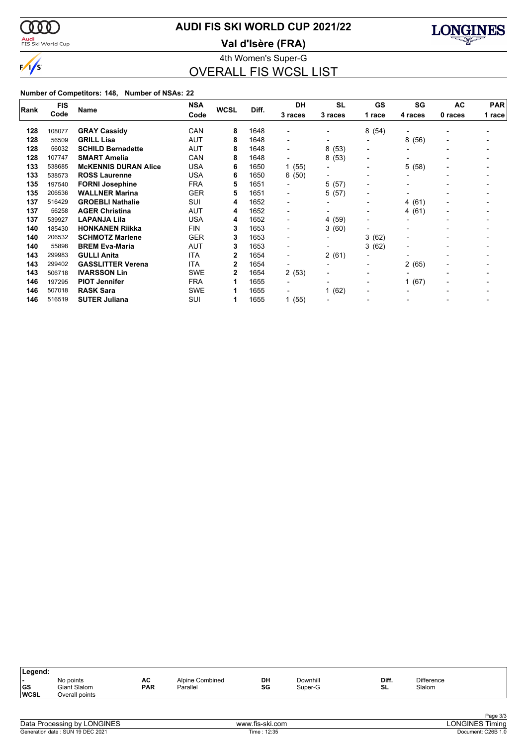# AUDI FIS SKI WORLD CUP 2021/22

## Val d'Isère (FRA)

4th Women's Super-G

## OVERALL FIS WCSL LIST

**Number of Competitors: 148, Number of NSAs: 22**

| Rank | FIS Code | Name | NSA Code | WCSL | Diff. | DH 3 races | SL 3 races | GS 1 race | SG 4 races | AC 0 races | PAR 1 race |
|---|---|---|---|---|---|---|---|---|---|---|---|
| 128 | 108077 | **GRAY Cassidy** | CAN | 8 | 1648 | - | - | 8 (54) | - | - | - |
| 128 | 56509 | **GRILL Lisa** | AUT | 8 | 1648 | - | - | - | 8 (56) | - | - |
| 128 | 56032 | **SCHILD Bernadette** | AUT | 8 | 1648 | - | 8 (53) | - | - | - | - |
| 128 | 107747 | **SMART Amelia** | CAN | 8 | 1648 | - | 8 (53) | - | - | - | - |
| 133 | 538685 | **McKENNIS DURAN Alice** | USA | 6 | 1650 | 1 (55) | - | - | 5 (58) | - | - |
| 133 | 538573 | **ROSS Laurenne** | USA | 6 | 1650 | 6 (50) | - | - | - | - | - |
| 135 | 197540 | **FORNI Josephine** | FRA | 5 | 1651 | - | 5 (57) | - | - | - | - |
| 135 | 206536 | **WALLNER Marina** | GER | 5 | 1651 | - | 5 (57) | - | - | - | - |
| 137 | 516429 | **GROEBLI Nathalie** | SUI | 4 | 1652 | - | - | - | 4 (61) | - | - |
| 137 | 56258 | **AGER Christina** | AUT | 4 | 1652 | - | - | - | 4 (61) | - | - |
| 137 | 539927 | **LAPANJA Lila** | USA | 4 | 1652 | - | 4 (59) | - | - | - | - |
| 140 | 185430 | **HONKANEN Riikka** | FIN | 3 | 1653 | - | 3 (60) | - | - | - | - |
| 140 | 206532 | **SCHMOTZ Marlene** | GER | 3 | 1653 | - | - | 3 (62) | - | - | - |
| 140 | 55898 | **BREM Eva-Maria** | AUT | 3 | 1653 | - | - | 3 (62) | - | - | - |
| 143 | 299983 | **GULLI Anita** | ITA | 2 | 1654 | - | 2 (61) | - | - | - | - |
| 143 | 299402 | **GASSLITTER Verena** | ITA | 2 | 1654 | - | - | - | 2 (65) | - | - |
| 143 | 506718 | **IVARSSON Lin** | SWE | 2 | 1654 | 2 (53) | - | - | - | - | - |
| 146 | 197295 | **PIOT Jennifer** | FRA | 1 | 1655 | - | - | - | 1 (67) | - | - |
| 146 | 507018 | **RASK Sara** | SWE | 1 | 1655 | - | 1 (62) | - | - | - | - |
| 146 | 516519 | **SUTER Juliana** | SUI | 1 | 1655 | 1 (55) | - | - | - | - | - |

**Legend:**

| | | | | | | | |
|---|---|---|---|---|---|---|---|
| - | No points | AC | Alpine Combined | DH | Downhill | Diff. | Difference |
| GS | Giant Slalom | PAR | Parallel | SG | Super-G | SL | Slalom |
| WCSL | Overall points | | | | | | |

Data Processing by LONGINES — www.fis-ski.com — LONGINES Timing

Generation date : SUN 19 DEC 2021 — Time : 12:35 — Document: C26B 1.0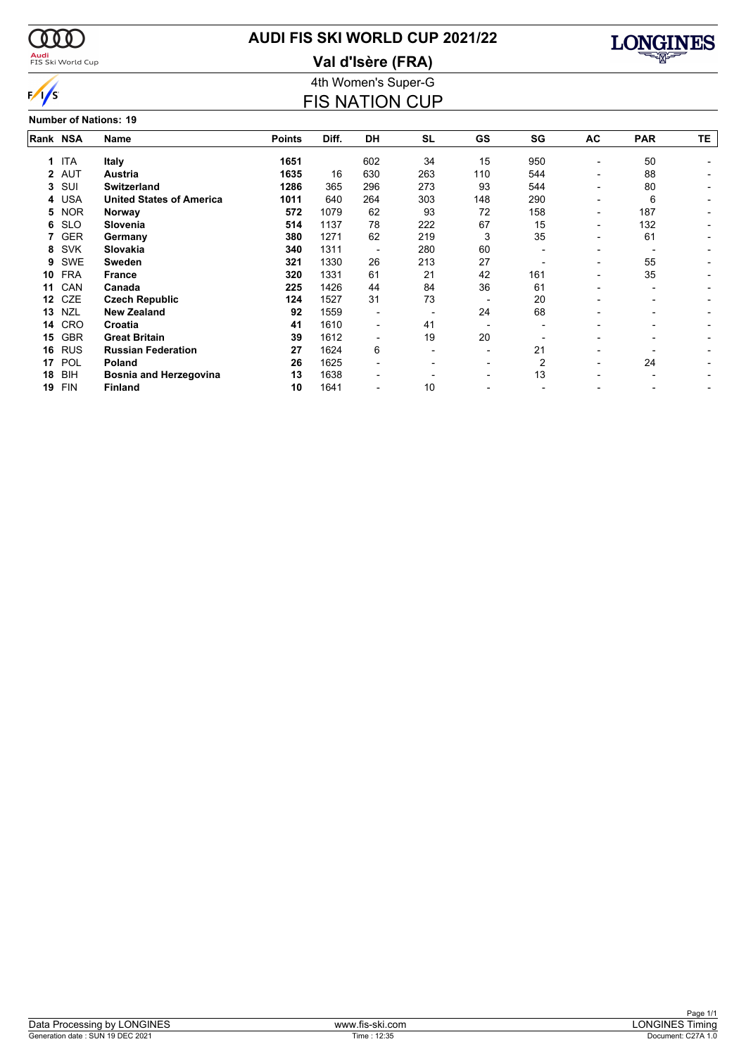# AUDI FIS SKI WORLD CUP 2021/22

## Val d'Isère (FRA)

### 4th Women's Super-G

## FIS NATION CUP

**Number of Nations: 19**

| Rank | NSA | Name | Points | Diff. | DH | SL | GS | SG | AC | PAR | TE |
|---|---|---|---|---|---|---|---|---|---|---|---|
| 1 | ITA | **Italy** | **1651** | | 602 | 34 | 15 | 950 | - | 50 | - |
| 2 | AUT | **Austria** | **1635** | 16 | 630 | 263 | 110 | 544 | - | 88 | - |
| 3 | SUI | **Switzerland** | **1286** | 365 | 296 | 273 | 93 | 544 | - | 80 | - |
| 4 | USA | **United States of America** | **1011** | 640 | 264 | 303 | 148 | 290 | - | 6 | - |
| 5 | NOR | **Norway** | **572** | 1079 | 62 | 93 | 72 | 158 | - | 187 | - |
| 6 | SLO | **Slovenia** | **514** | 1137 | 78 | 222 | 67 | 15 | - | 132 | - |
| 7 | GER | **Germany** | **380** | 1271 | 62 | 219 | 3 | 35 | - | 61 | - |
| 8 | SVK | **Slovakia** | **340** | 1311 | - | 280 | 60 | - | - | - | - |
| 9 | SWE | **Sweden** | **321** | 1330 | 26 | 213 | 27 | - | - | 55 | - |
| 10 | FRA | **France** | **320** | 1331 | 61 | 21 | 42 | 161 | - | 35 | - |
| 11 | CAN | **Canada** | **225** | 1426 | 44 | 84 | 36 | 61 | - | - | - |
| 12 | CZE | **Czech Republic** | **124** | 1527 | 31 | 73 | - | 20 | - | - | - |
| 13 | NZL | **New Zealand** | **92** | 1559 | - | - | 24 | 68 | - | - | - |
| 14 | CRO | **Croatia** | **41** | 1610 | - | 41 | - | - | - | - | - |
| 15 | GBR | **Great Britain** | **39** | 1612 | - | 19 | 20 | - | - | - | - |
| 16 | RUS | **Russian Federation** | **27** | 1624 | 6 | - | - | 21 | - | - | - |
| 17 | POL | **Poland** | **26** | 1625 | - | - | - | 2 | - | 24 | - |
| 18 | BIH | **Bosnia and Herzegovina** | **13** | 1638 | - | - | - | 13 | - | - | - |
| 19 | FIN | **Finland** | **10** | 1641 | - | 10 | - | - | - | - | - |

Data Processing by LONGINES | www.fis-ski.com | LONGINES Timing

Generation date : SUN 19 DEC 2021 | Time : 12:35 | Document: C27A 1.0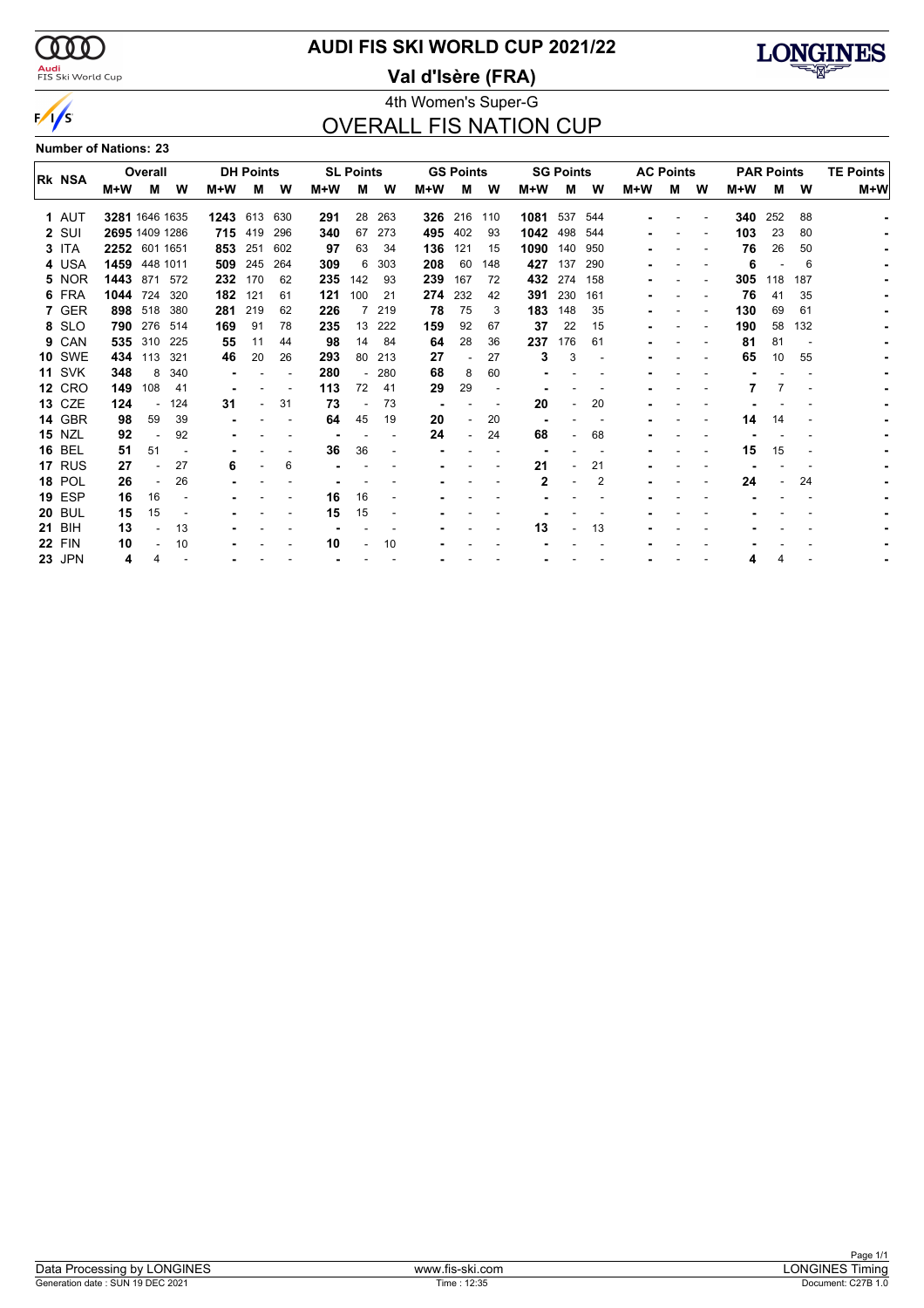# AUDI FIS SKI WORLD CUP 2021/22

## Val d'Isère (FRA)

4th Women's Super-G

## OVERALL FIS NATION CUP

**Number of Nations: 23**

| Rk | NSA | Overall | | | DH Points | | | SL Points | | | GS Points | | | SG Points | | | AC Points | | | PAR Points | | | TE Points |
|---|---|---|---|---|---|---|---|---|---|---|---|---|---|---|---|---|---|---|---|---|---|---|---|
| | | M+W | M | W | M+W | M | W | M+W | M | W | M+W | M | W | M+W | M | W | M+W | M | W | M+W | M | W | M+W |
| 1 | AUT | **3281** | 1646 | 1635 | **1243** | 613 | 630 | **291** | 28 | 263 | **326** | 216 | 110 | **1081** | 537 | 544 | - | - | - | **340** | 252 | 88 | - |
| 2 | SUI | **2695** | 1409 | 1286 | **715** | 419 | 296 | **340** | 67 | 273 | **495** | 402 | 93 | **1042** | 498 | 544 | - | - | - | **103** | 23 | 80 | - |
| 3 | ITA | **2252** | 601 | 1651 | **853** | 251 | 602 | **97** | 63 | 34 | **136** | 121 | 15 | **1090** | 140 | 950 | - | - | - | **76** | 26 | 50 | - |
| 4 | USA | **1459** | 448 | 1011 | **509** | 245 | 264 | **309** | 6 | 303 | **208** | 60 | 148 | **427** | 137 | 290 | - | - | - | **6** | - | 6 | - |
| 5 | NOR | **1443** | 871 | 572 | **232** | 170 | 62 | **235** | 142 | 93 | **239** | 167 | 72 | **432** | 274 | 158 | - | - | - | **305** | 118 | 187 | - |
| 6 | FRA | **1044** | 724 | 320 | **182** | 121 | 61 | **121** | 100 | 21 | **274** | 232 | 42 | **391** | 230 | 161 | - | - | - | **76** | 41 | 35 | - |
| 7 | GER | **898** | 518 | 380 | **281** | 219 | 62 | **226** | 7 | 219 | **78** | 75 | 3 | **183** | 148 | 35 | - | - | - | **130** | 69 | 61 | - |
| 8 | SLO | **790** | 276 | 514 | **169** | 91 | 78 | **235** | 13 | 222 | **159** | 92 | 67 | **37** | 22 | 15 | - | - | - | **190** | 58 | 132 | - |
| 9 | CAN | **535** | 310 | 225 | **55** | 11 | 44 | **98** | 14 | 84 | **64** | 28 | 36 | **237** | 176 | 61 | - | - | - | **81** | 81 | - | - |
| 10 | SWE | **434** | 113 | 321 | **46** | 20 | 26 | **293** | 80 | 213 | **27** | - | 27 | **3** | 3 | - | - | - | - | **65** | 10 | 55 | - |
| 11 | SVK | **348** | 8 | 340 | - | - | - | **280** | - | 280 | **68** | 8 | 60 | - | - | - | - | - | - | - | - | - | - |
| 12 | CRO | **149** | 108 | 41 | - | - | - | **113** | 72 | 41 | **29** | 29 | - | - | - | - | - | - | - | **7** | 7 | - | - |
| 13 | CZE | **124** | - | 124 | **31** | - | 31 | **73** | - | 73 | - | - | - | **20** | - | 20 | - | - | - | - | - | - | - |
| 14 | GBR | **98** | 59 | 39 | - | - | - | **64** | 45 | 19 | **20** | - | 20 | - | - | - | - | - | - | **14** | 14 | - | - |
| 15 | NZL | **92** | - | 92 | - | - | - | - | - | - | **24** | - | 24 | **68** | - | 68 | - | - | - | - | - | - | - |
| 16 | BEL | **51** | 51 | - | - | - | - | **36** | 36 | - | - | - | - | - | - | - | - | - | - | **15** | 15 | - | - |
| 17 | RUS | **27** | - | 27 | **6** | - | 6 | - | - | - | - | - | - | **21** | - | 21 | - | - | - | - | - | - | - |
| 18 | POL | **26** | - | 26 | - | - | - | - | - | - | - | - | - | **2** | - | 2 | - | - | - | **24** | - | 24 | - |
| 19 | ESP | **16** | 16 | - | - | - | - | **16** | 16 | - | - | - | - | - | - | - | - | - | - | - | - | - | - |
| 20 | BUL | **15** | 15 | - | - | - | - | **15** | 15 | - | - | - | - | - | - | - | - | - | - | - | - | - | - |
| 21 | BIH | **13** | - | 13 | - | - | - | - | - | - | - | - | - | **13** | - | 13 | - | - | - | - | - | - | - |
| 22 | FIN | **10** | - | 10 | - | - | - | **10** | - | 10 | - | - | - | - | - | - | - | - | - | - | - | - | - |
| 23 | JPN | **4** | 4 | - | - | - | - | - | - | - | - | - | - | - | - | - | - | - | - | **4** | 4 | - | - |

Data Processing by LONGINES | www.fis-ski.com | LONGINES Timing

Generation date : SUN 19 DEC 2021 | Time : 12:35 | Document: C27B 1.0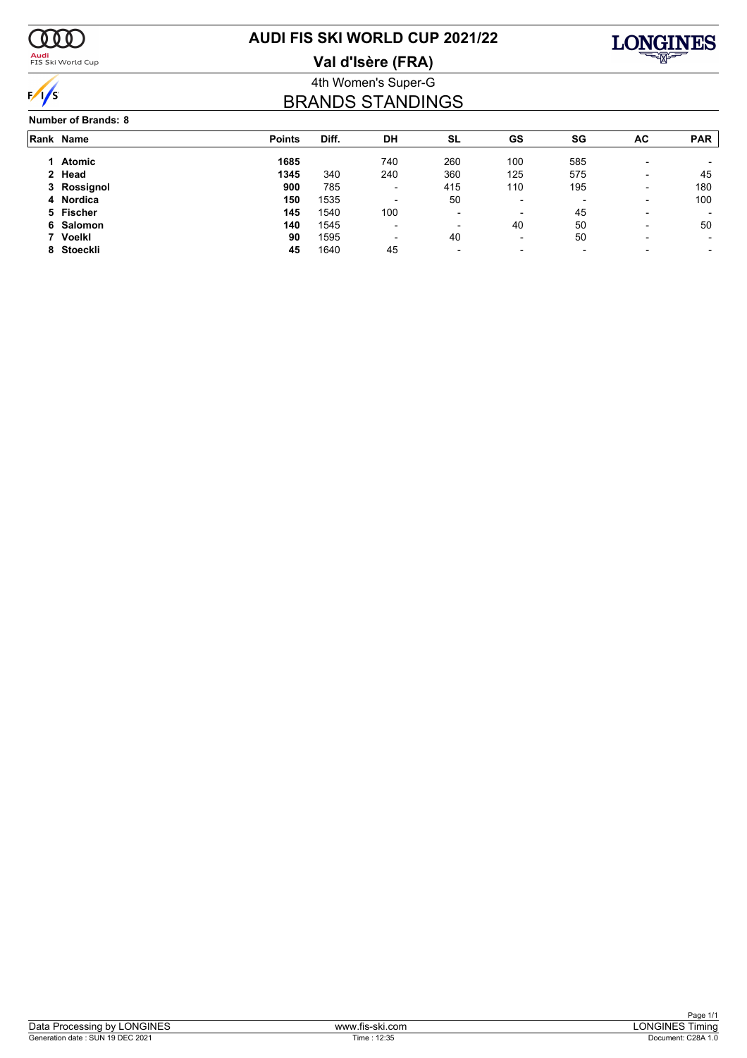# AUDI FIS SKI WORLD CUP 2021/22

## Val d'Isère (FRA)

4th Women's Super-G

## BRANDS STANDINGS

**Number of Brands: 8**

| Rank | Name | Points | Diff. | DH | SL | GS | SG | AC | PAR |
|---|---|---|---|---|---|---|---|---|---|
| 1 | **Atomic** | **1685** | | 740 | 260 | 100 | 585 | - | - |
| 2 | **Head** | **1345** | 340 | 240 | 360 | 125 | 575 | - | 45 |
| 3 | **Rossignol** | **900** | 785 | - | 415 | 110 | 195 | - | 180 |
| 4 | **Nordica** | **150** | 1535 | - | 50 | - | - | - | 100 |
| 5 | **Fischer** | **145** | 1540 | 100 | - | - | 45 | - | - |
| 6 | **Salomon** | **140** | 1545 | - | - | 40 | 50 | - | 50 |
| 7 | **Voelkl** | **90** | 1595 | - | 40 | - | 50 | - | - |
| 8 | **Stoeckli** | **45** | 1640 | 45 | - | - | - | - | - |

Data Processing by LONGINES | www.fis-ski.com | LONGINES Timing

Generation date : SUN 19 DEC 2021 | Time : 12:35 | Document: C28A 1.0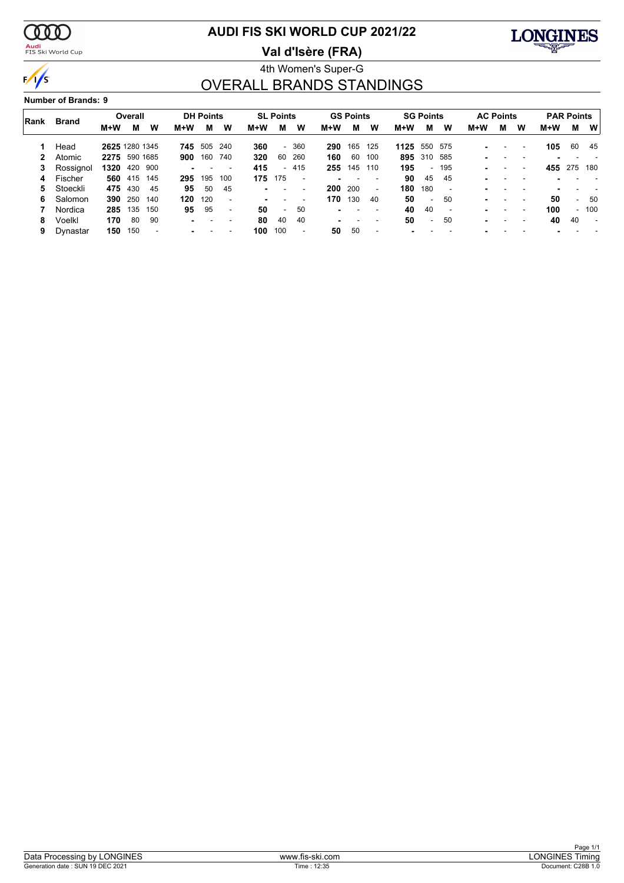# AUDI FIS SKI WORLD CUP 2021/22

## Val d'Isère (FRA)

4th Women's Super-G

## OVERALL BRANDS STANDINGS

**Number of Brands: 9**

| Rank | Brand | Overall | | | DH Points | | | SL Points | | | GS Points | | | SG Points | | | AC Points | | | PAR Points | | |
|---|---|---|---|---|---|---|---|---|---|---|---|---|---|---|---|---|---|---|---|---|---|---|
| | | M+W | M | W | M+W | M | W | M+W | M | W | M+W | M | W | M+W | M | W | M+W | M | W | M+W | M | W |
| 1 | Head | **2625** | 1280 | 1345 | **745** | 505 | 240 | **360** | - | 360 | **290** | 165 | 125 | **1125** | 550 | 575 | - | - | - | **105** | 60 | 45 |
| 2 | Atomic | **2275** | 590 | 1685 | **900** | 160 | 740 | **320** | 60 | 260 | **160** | 60 | 100 | **895** | 310 | 585 | - | - | - | - | - | - |
| 3 | Rossignol | **1320** | 420 | 900 | - | - | - | **415** | - | 415 | **255** | 145 | 110 | **195** | - | 195 | - | - | - | **455** | 275 | 180 |
| 4 | Fischer | **560** | 415 | 145 | **295** | 195 | 100 | **175** | 175 | - | - | - | - | **90** | 45 | 45 | - | - | - | - | - | - |
| 5 | Stoeckli | **475** | 430 | 45 | **95** | 50 | 45 | - | - | - | **200** | 200 | - | **180** | 180 | - | - | - | - | - | - | - |
| 6 | Salomon | **390** | 250 | 140 | **120** | 120 | - | - | - | - | **170** | 130 | 40 | **50** | - | 50 | - | - | - | **50** | - | 50 |
| 7 | Nordica | **285** | 135 | 150 | **95** | 95 | - | **50** | - | 50 | - | - | - | **40** | 40 | - | - | - | - | **100** | - | 100 |
| 8 | Voelkl | **170** | 80 | 90 | - | - | - | **80** | 40 | 40 | - | - | - | **50** | - | 50 | - | - | - | **40** | 40 | - |
| 9 | Dynastar | **150** | 150 | - | - | - | - | **100** | 100 | - | **50** | 50 | - | - | - | - | - | - | - | - | - | - |

Data Processing by LONGINES | www.fis-ski.com | LONGINES Timing

Generation date : SUN 19 DEC 2021 | Time : 12:35 | Document: C28B 1.0